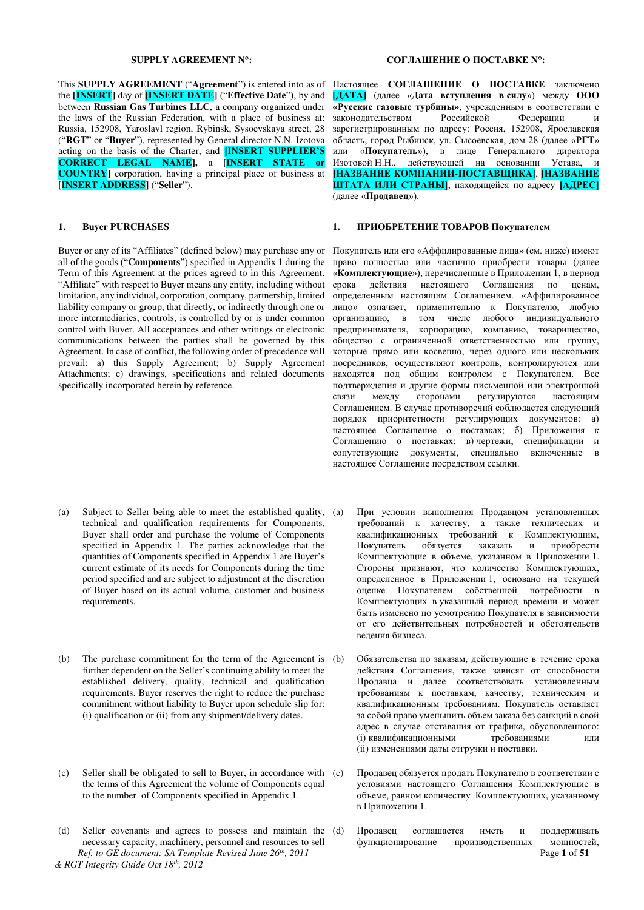**SUPPLY AGREEMENT N°:**

This **SUPPLY AGREEMENT** ("**Agreement**") is entered into as of the **[INSERT]** day of **[INSERT DATE]** ("**Effective Date**"), by and between **Russian Gas Turbines LLC**, a company organized under the laws of the Russian Federation, with a place of business at: Russia, 152908, Yaroslavl region, Rybinsk, Sysoevskaya street, 28 ("**RGT**" or "**Buyer**"), represented by General director N.N. Izotova acting on the basis of the Charter, and **[INSERT SUPPLIER'S CORRECT LEGAL NAME]**, a **[INSERT STATE or COUNTRY]** corporation, having a principal place of business at **[INSERT ADDRESS]** ("**Seller**").

## 1. Buyer PURCHASES

Buyer or any of its "Affiliates" (defined below) may purchase any or all of the goods ("**Components**") specified in Appendix 1 during the Term of this Agreement at the prices agreed to in this Agreement. "Affiliate" with respect to Buyer means any entity, including without limitation, any individual, corporation, company, partnership, limited liability company or group, that directly, or indirectly through one or more intermediaries, controls, is controlled by or is under common control with Buyer. All acceptances and other writings or electronic communications between the parties shall be governed by this Agreement. In case of conflict, the following order of precedence will prevail: a) this Supply Agreement; b) Supply Agreement Attachments; c) drawings, specifications and related documents specifically incorporated herein by reference.

(a) Subject to Seller being able to meet the established quality, technical and qualification requirements for Components, Buyer shall order and purchase the volume of Components specified in Appendix 1. The parties acknowledge that the quantities of Components specified in Appendix 1 are Buyer's current estimate of its needs for Components during the time period specified and are subject to adjustment at the discretion of Buyer based on its actual volume, customer and business requirements.

(b) The purchase commitment for the term of the Agreement is further dependent on the Seller's continuing ability to meet the established delivery, quality, technical and qualification requirements. Buyer reserves the right to reduce the purchase commitment without liability to Buyer upon schedule slip for: (i) qualification or (ii) from any shipment/delivery dates.

(c) Seller shall be obligated to sell to Buyer, in accordance with the terms of this Agreement the volume of Components equal to the number of Components specified in Appendix 1.

(d) Seller covenants and agrees to possess and maintain the necessary capacity, machinery, personnel and resources to sell

**СОГЛАШЕНИЕ О ПОСТАВКЕ N°:**

Настоящее **СОГЛАШЕНИЕ О ПОСТАВКЕ** заключено **[ДАТА]** (далее «**Дата вступления в силу**») между **ООО «Русские газовые турбины»**, учрежденным в соответствии с законодательством Российской Федерации и зарегистрированным по адресу: Россия, 152908, Ярославская область, город Рыбинск, ул. Сысоевская, дом 28 (далее «**РГТ**» или «**Покупатель**»), в лице Генерального директора Изотовой Н.Н., действующей на основании Устава, и **[НАЗВАНИЕ КОМПАНИИ-ПОСТАВЩИКА]**, **[НАЗВАНИЕ ШТАТА ИЛИ СТРАНЫ]**, находящейся по адресу **[АДРЕС]** (далее «**Продавец**»).

## 1. ПРИОБРЕТЕНИЕ ТОВАРОВ Покупателем

Покупатель или его «Аффилированные лица» (см. ниже) имеют право полностью или частично приобрести товары (далее «**Комплектующие**»), перечисленные в Приложении 1, в период срока действия настоящего Соглашения по ценам, определенным настоящим Соглашением. «Аффилированное лицо» означает, применительно к Покупателю, любую организацию, в том числе любого индивидуального предпринимателя, корпорацию, компанию, товарищество, общество с ограниченной ответственностью или группу, которые прямо или косвенно, через одного или нескольких посредников, осуществляют контроль, контролируются или находятся под общим контролем с Покупателем. Все подтверждения и другие формы письменной или электронной связи между сторонами регулируются настоящим Соглашением. В случае противоречий соблюдается следующий порядок приоритетности регулирующих документов: а) настоящее Соглашение о поставках; б) Приложения к Соглашению о поставках; в) чертежи, спецификации и сопутствующие документы, специально включенные в настоящее Соглашение посредством ссылки.

(a) При условии выполнения Продавцом установленных требований к качеству, а также технических и квалификационных требований к Комплектующим, Покупатель обязуется заказать и приобрести Комплектующие в объеме, указанном в Приложении 1. Стороны признают, что количество Комплектующих, определенное в Приложении 1, основано на текущей оценке Покупателем собственной потребности в Комплектующих в указанный период времени и может быть изменено по усмотрению Покупателя в зависимости от его действительных потребностей и обстоятельств ведения бизнеса.

(b) Обязательства по заказам, действующие в течение срока действия Соглашения, также зависят от способности Продавца и далее соответствовать установленным требованиям к поставкам, качеству, техническим и квалификационным требованиям. Покупатель оставляет за собой право уменьшить объем заказа без санкций в свой адрес в случае отставания от графика, обусловленного: (i) квалификационными требованиями или (ii) изменениями даты отгрузки и поставки.

(c) Продавец обязуется продать Покупателю в соответствии с условиями настоящего Соглашения Комплектующие в объеме, равном количеству Комплектующих, указанному в Приложении 1.

(d) Продавец соглашается иметь и поддерживать функционирование производственных мощностей,

*Ref. to GE document: SA Template Revised June 26th, 2011 & RGT Integrity Guide Oct 18th, 2012*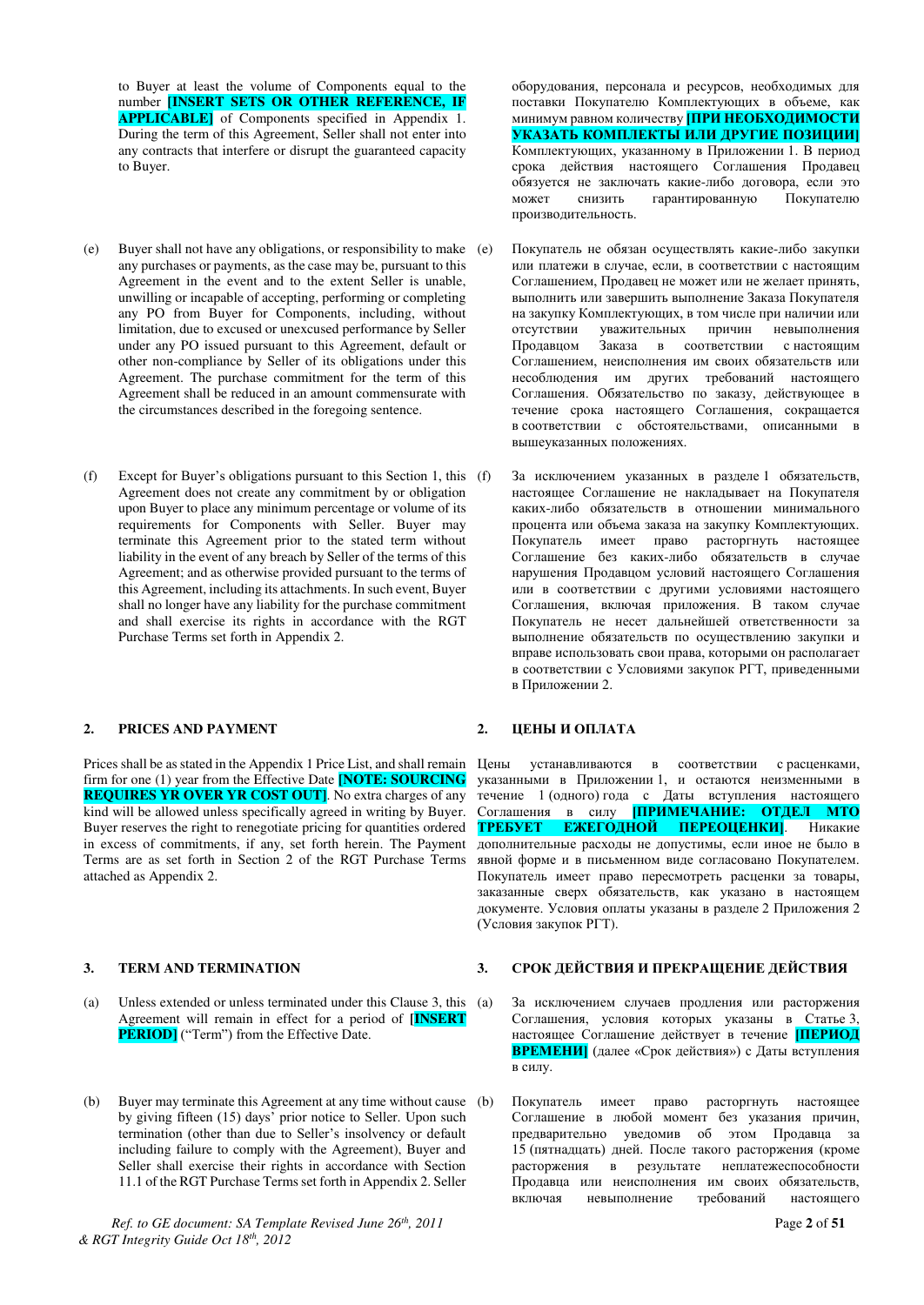to Buyer at least the volume of Components equal to the number **[INSERT SETS OR OTHER REFERENCE, IF APPLICABLE]** of Components specified in Appendix 1. During the term of this Agreement, Seller shall not enter into any contracts that interfere or disrupt the guaranteed capacity to Buyer.

оборудования, персонала и ресурсов, необходимых для поставки Покупателю Комплектующих в объеме, как минимум равном количеству **[ПРИ НЕОБХОДИМОСТИ УКАЗАТЬ КОМПЛЕКТЫ ИЛИ ДРУГИЕ ПОЗИЦИИ]** Комплектующих, указанному в Приложении 1. В период срока действия настоящего Соглашения Продавец обязуется не заключать какие-либо договора, если это может снизить гарантированную Покупателю производительность.

(e) Buyer shall not have any obligations, or responsibility to make any purchases or payments, as the case may be, pursuant to this Agreement in the event and to the extent Seller is unable, unwilling or incapable of accepting, performing or completing any PO from Buyer for Components, including, without limitation, due to excused or unexcused performance by Seller under any PO issued pursuant to this Agreement, default or other non-compliance by Seller of its obligations under this Agreement. The purchase commitment for the term of this Agreement shall be reduced in an amount commensurate with the circumstances described in the foregoing sentence.

(e) Покупатель не обязан осуществлять какие-либо закупки или платежи в случае, если, в соответствии с настоящим Соглашением, Продавец не может или не желает принять, выполнить или завершить выполнение Заказа Покупателя на закупку Комплектующих, в том числе при наличии или отсутствии уважительных причин невыполнения Продавцом Заказа в соответствии с настоящим Соглашением, неисполнения им своих обязательств или несоблюдения им других требований настоящего Соглашения. Обязательство по заказу, действующее в течение срока настоящего Соглашения, сокращается в соответствии с обстоятельствами, описанными в вышеуказанных положениях.

(f) Except for Buyer's obligations pursuant to this Section 1, this Agreement does not create any commitment by or obligation upon Buyer to place any minimum percentage or volume of its requirements for Components with Seller. Buyer may terminate this Agreement prior to the stated term without liability in the event of any breach by Seller of the terms of this Agreement; and as otherwise provided pursuant to the terms of this Agreement, including its attachments. In such event, Buyer shall no longer have any liability for the purchase commitment and shall exercise its rights in accordance with the RGT Purchase Terms set forth in Appendix 2.

(f) За исключением указанных в разделе 1 обязательств, настоящее Соглашение не накладывает на Покупателя каких-либо обязательств в отношении минимального процента или объема заказа на закупку Комплектующих. Покупатель имеет право расторгнуть настоящее Соглашение без каких-либо обязательств в случае нарушения Продавцом условий настоящего Соглашения или в соответствии с другими условиями настоящего Соглашения, включая приложения. В таком случае Покупатель не несет дальнейшей ответственности за выполнение обязательств по осуществлению закупки и вправе использовать свои права, которыми он располагает в соответствии с Условиями закупок РГТ, приведенными в Приложении 2.

## 2. PRICES AND PAYMENT

Prices shall be as stated in the Appendix 1 Price List, and shall remain firm for one (1) year from the Effective Date **[NOTE: SOURCING REQUIRES YR OVER YR COST OUT]**. No extra charges of any kind will be allowed unless specifically agreed in writing by Buyer. Buyer reserves the right to renegotiate pricing for quantities ordered in excess of commitments, if any, set forth herein. The Payment Terms are as set forth in Section 2 of the RGT Purchase Terms attached as Appendix 2.

## 2. ЦЕНЫ И ОПЛАТА

Цены устанавливаются в соответствии с расценками, указанными в Приложении 1, и остаются неизменными в течение 1 (одного) года с Даты вступления настоящего Соглашения в силу **[ПРИМЕЧАНИЕ: ОТДЕЛ МТО ТРЕБУЕТ ЕЖЕГОДНОЙ ПЕРЕОЦЕНКИ]**. Никакие дополнительные расходы не допустимы, если иное не было в явной форме и в письменном виде согласовано Покупателем. Покупатель имеет право пересмотреть расценки за товары, заказанные сверх обязательств, как указано в настоящем документе. Условия оплаты указаны в разделе 2 Приложения 2 (Условия закупок РГТ).

## 3. TERM AND TERMINATION

(a) Unless extended or unless terminated under this Clause 3, this Agreement will remain in effect for a period of **[INSERT PERIOD]** ("Term") from the Effective Date.

(b) Buyer may terminate this Agreement at any time without cause by giving fifteen (15) days' prior notice to Seller. Upon such termination (other than due to Seller's insolvency or default including failure to comply with the Agreement), Buyer and Seller shall exercise their rights in accordance with Section 11.1 of the RGT Purchase Terms set forth in Appendix 2. Seller

## 3. СРОК ДЕЙСТВИЯ И ПРЕКРАЩЕНИЕ ДЕЙСТВИЯ

(a) За исключением случаев продления или расторжения Соглашения, условия которых указаны в Статье 3, настоящее Соглашение действует в течение **[ПЕРИОД ВРЕМЕНИ]** (далее «Срок действия») с Даты вступления в силу.

(b) Покупатель имеет право расторгнуть настоящее Соглашение в любой момент без указания причин, предварительно уведомив об этом Продавца за 15 (пятнадцать) дней. После такого расторжения (кроме расторжения в результате неплатежеспособности Продавца или неисполнения им своих обязательств, включая невыполнение требований настоящего

*Ref. to GE document: SA Template Revised June 26th, 2011 & RGT Integrity Guide Oct 18th, 2012*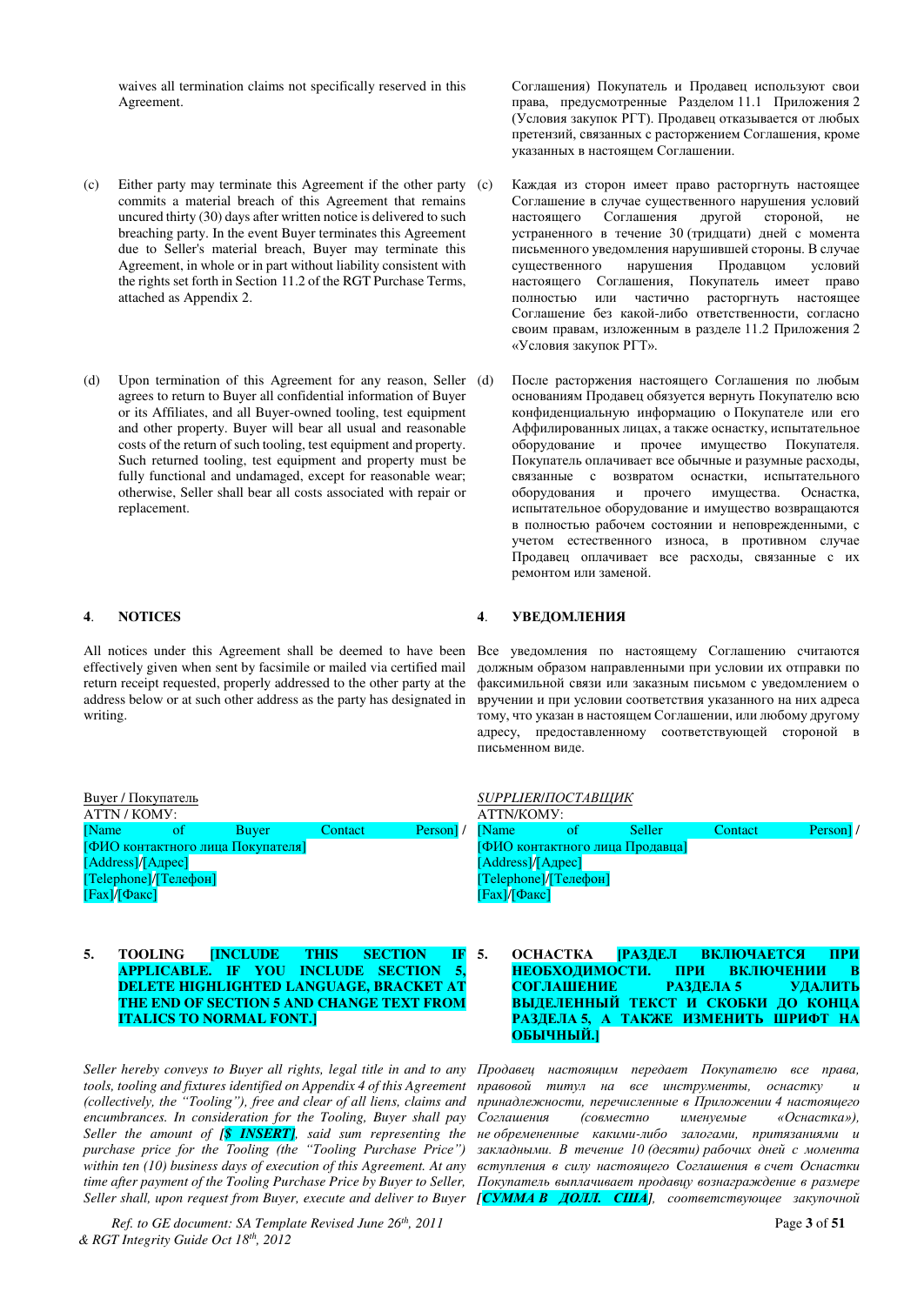waives all termination claims not specifically reserved in this Agreement.

Соглашения) Покупатель и Продавец используют свои права, предусмотренные Разделом 11.1 Приложения 2 (Условия закупок РГТ). Продавец отказывается от любых претензий, связанных с расторжением Соглашения, кроме указанных в настоящем Соглашении.

(c) Either party may terminate this Agreement if the other party commits a material breach of this Agreement that remains uncured thirty (30) days after written notice is delivered to such breaching party. In the event Buyer terminates this Agreement due to Seller's material breach, Buyer may terminate this Agreement, in whole or in part without liability consistent with the rights set forth in Section 11.2 of the RGT Purchase Terms, attached as Appendix 2.

(c) Каждая из сторон имеет право расторгнуть настоящее Соглашение в случае существенного нарушения условий настоящего Соглашения другой стороной, не устраненного в течение 30 (тридцати) дней с момента письменного уведомления нарушившей стороны. В случае существенного нарушения Продавцом условий настоящего Соглашения, Покупатель имеет право полностью или частично расторгнуть настоящее Соглашение без какой-либо ответственности, согласно своим правам, изложенным в разделе 11.2 Приложения 2 «Условия закупок РГТ».

(d) Upon termination of this Agreement for any reason, Seller agrees to return to Buyer all confidential information of Buyer or its Affiliates, and all Buyer-owned tooling, test equipment and other property. Buyer will bear all usual and reasonable costs of the return of such tooling, test equipment and property. Such returned tooling, test equipment and property must be fully functional and undamaged, except for reasonable wear; otherwise, Seller shall bear all costs associated with repair or replacement.

(d) После расторжения настоящего Соглашения по любым основаниям Продавец обязуется вернуть Покупателю всю конфиденциальную информацию о Покупателе или его Аффилированных лицах, а также оснастку, испытательное оборудование и прочее имущество Покупателя. Покупатель оплачивает все обычные и разумные расходы, связанные с возвратом оснастки, испытательного оборудования и прочего имущества. Оснастка, испытательное оборудование и имущество возвращаются в полностью рабочем состоянии и неповрежденными, с учетом естественного износа, в противном случае Продавец оплачивает все расходы, связанные с их ремонтом или заменой.

## 4. NOTICES

## 4. УВЕДОМЛЕНИЯ

All notices under this Agreement shall be deemed to have been effectively given when sent by facsimile or mailed via certified mail return receipt requested, properly addressed to the other party at the address below or at such other address as the party has designated in writing.

Все уведомления по настоящему Соглашению считаются должным образом направленными при условии их отправки по факсимильной связи или заказным письмом с уведомлением о вручении и при условии соответствия указанного на них адреса тому, что указан в настоящем Соглашении, или любому другому адресу, предоставленному соответствующей стороной в письменном виде.

<u>Buyer / Покупатель</u>
ATTN / КОМУ:
[Name of Buyer Contact Person] / [ФИО контактного лица Покупателя]
[Address]/[Адрес]
[Telephone]/[Телефон]
[Fax]/[Факс]

<u>*SUPPLIER/ПОСТАВЩИК*</u>
ATTN/КОМУ:
[Name of Seller Contact Person] / [ФИО контактного лица Продавца]
[Address]/[Адрес]
[Telephone]/[Телефон]
[Fax]/[Факс]

## 5. TOOLING **[INCLUDE THIS SECTION IF APPLICABLE. IF YOU INCLUDE SECTION 5, DELETE HIGHLIGHTED LANGUAGE, BRACKET AT THE END OF SECTION 5 AND CHANGE TEXT FROM ITALICS TO NORMAL FONT.]**

## 5. ОСНАСТКА **[РАЗДЕЛ ВКЛЮЧАЕТСЯ ПРИ НЕОБХОДИМОСТИ. ПРИ ВКЛЮЧЕНИИ В СОГЛАШЕНИЕ РАЗДЕЛА 5 УДАЛИТЬ ВЫДЕЛЕННЫЙ ТЕКСТ И СКОБКИ ДО КОНЦА РАЗДЕЛА 5, А ТАКЖЕ ИЗМЕНИТЬ ШРИФТ НА ОБЫЧНЫЙ.]**

*Seller hereby conveys to Buyer all rights, legal title in and to any tools, tooling and fixtures identified on Appendix 4 of this Agreement (collectively, the "Tooling"), free and clear of all liens, claims and encumbrances. In consideration for the Tooling, Buyer shall pay Seller the amount of [**$ INSERT**], said sum representing the purchase price for the Tooling (the "Tooling Purchase Price") within ten (10) business days of execution of this Agreement. At any time after payment of the Tooling Purchase Price by Buyer to Seller, Seller shall, upon request from Buyer, execute and deliver to Buyer*

*Продавец настоящим передает Покупателю все права, правовой титул на все инструменты, оснастку и принадлежности, перечисленные в Приложении 4 настоящего Соглашения (совместно именуемые «Оснастка»), не обремененные какими-либо залогами, притязаниями и закладными. В течение 10 (десяти) рабочих дней с момента вступления в силу настоящего Соглашения в счет Оснастки Покупатель выплачивает продавцу вознаграждение в размере [**СУММА В ДОЛЛ. США**], соответствующее закупочной*

*Ref. to GE document: SA Template Revised June 26th, 2011 & RGT Integrity Guide Oct 18th, 2012*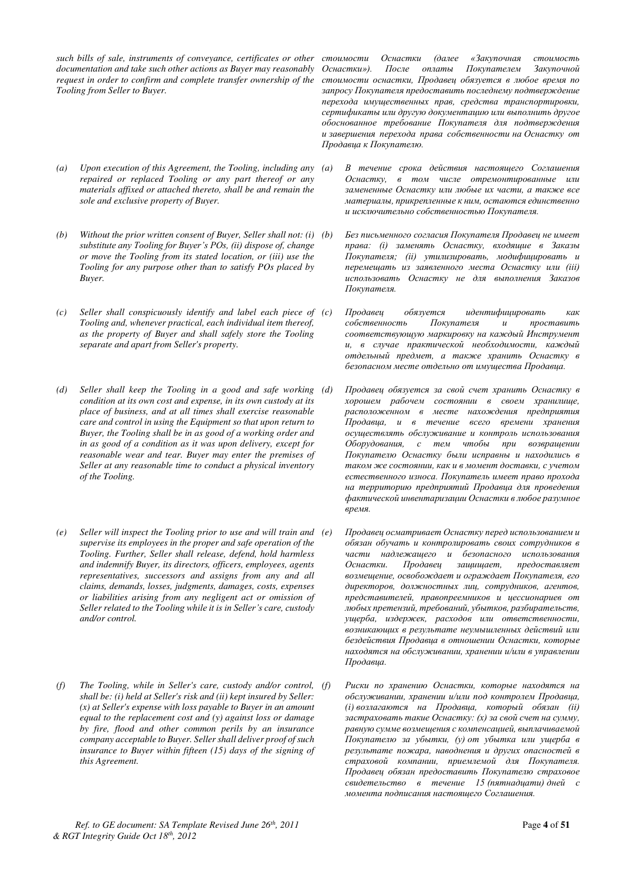*such bills of sale, instruments of conveyance, certificates or other documentation and take such other actions as Buyer may reasonably request in order to confirm and complete transfer ownership of the Tooling from Seller to Buyer.*

*стоимости Оснастки (далее «Закупочная стоимость Оснастки»). После оплаты Покупателем Закупочной стоимости оснастки, Продавец обязуется в любое время по запросу Покупателя предоставить последнему подтверждение перехода имущественных прав, средства транспортировки, сертификаты или другую документацию или выполнить другое обоснованное требование Покупателя для подтверждения и завершения перехода права собственности на Оснастку от Продавца к Покупателю.*

*(a) Upon execution of this Agreement, the Tooling, including any repaired or replaced Tooling or any part thereof or any materials affixed or attached thereto, shall be and remain the sole and exclusive property of Buyer.*

*(a) В течение срока действия настоящего Соглашения Оснастку, в том числе отремонтированные или замененные Оснастку или любые их части, а также все материалы, прикрепленные к ним, остаются единственно и исключительно собственностью Покупателя.*

*(b) Without the prior written consent of Buyer, Seller shall not: (i) substitute any Tooling for Buyer's POs, (ii) dispose of, change or move the Tooling from its stated location, or (iii) use the Tooling for any purpose other than to satisfy POs placed by Buyer.*

*(b) Без письменного согласия Покупателя Продавец не имеет права: (i) заменять Оснастку, входящие в Заказы Покупателя; (ii) утилизировать, модифицировать и перемещать из заявленного места Оснастку или (iii) использовать Оснастку не для выполнения Заказов Покупателя.*

*(c) Seller shall conspicuously identify and label each piece of Tooling and, whenever practical, each individual item thereof, as the property of Buyer and shall safely store the Tooling separate and apart from Seller's property.*

*(c) Продавец обязуется идентифицировать как собственность Покупателя и проставить соответствующую маркировку на каждый Инструмент и, в случае практической необходимости, каждый отдельный предмет, а также хранить Оснастку в безопасном месте отдельно от имущества Продавца.*

*(d) Seller shall keep the Tooling in a good and safe working condition at its own cost and expense, in its own custody at its place of business, and at all times shall exercise reasonable care and control in using the Equipment so that upon return to Buyer, the Tooling shall be in as good of a working order and in as good of a condition as it was upon delivery, except for reasonable wear and tear. Buyer may enter the premises of Seller at any reasonable time to conduct a physical inventory of the Tooling.*

*(d) Продавец обязуется за свой счет хранить Оснастку в хорошем рабочем состоянии в своем хранилище, расположенном в месте нахождения предприятия Продавца, и в течение всего времени хранения осуществлять обслуживание и контроль использования Оборудования, с тем чтобы при возвращении Покупателю Оснастку были исправны и находились в таком же состоянии, как и в момент доставки, с учетом естественного износа. Покупатель имеет право прохода на территорию предприятий Продавца для проведения фактической инвентаризации Оснастки в любое разумное время.*

*(e) Seller will inspect the Tooling prior to use and will train and supervise its employees in the proper and safe operation of the Tooling. Further, Seller shall release, defend, hold harmless and indemnify Buyer, its directors, officers, employees, agents representatives, successors and assigns from any and all claims, demands, losses, judgments, damages, costs, expenses or liabilities arising from any negligent act or omission of Seller related to the Tooling while it is in Seller's care, custody and/or control.*

*(e) Продавец осматривает Оснастку перед использованием и обязан обучать и контролировать своих сотрудников в части надлежащего и безопасного использования Оснастки. Продавец защищает, предоставляет возмещение, освобождает и ограждает Покупателя, его директоров, должностных лиц, сотрудников, агентов, представителей, правопреемников и цессионариев от любых претензий, требований, убытков, разбирательств, ущерба, издержек, расходов или ответственности, возникающих в результате неумышленных действий или бездействия Продавца в отношении Оснастки, которые находятся на обслуживании, хранении и/или в управлении Продавца.*

*(f) The Tooling, while in Seller's care, custody and/or control, shall be: (i) held at Seller's risk and (ii) kept insured by Seller: (x) at Seller's expense with loss payable to Buyer in an amount equal to the replacement cost and (y) against loss or damage by fire, flood and other common perils by an insurance company acceptable to Buyer. Seller shall deliver proof of such insurance to Buyer within fifteen (15) days of the signing of this Agreement.*

*(f) Риски по хранению Оснастки, которые находятся на обслуживании, хранении и/или под контролем Продавца, (i) возлагаются на Продавца, который обязан (ii) застраховать такие Оснастку: (x) за свой счет на сумму, равную сумме возмещения с компенсацией, выплачиваемой Покупателю за убытки, (y) от убытка или ущерба в результате пожара, наводнения и других опасностей в страховой компании, приемлемой для Покупателя. Продавец обязан предоставить Покупателю страховое свидетельство в течение 15 (пятнадцати) дней с момента подписания настоящего Соглашения.*

*Ref. to GE document: SA Template Revised June 26th, 2011 & RGT Integrity Guide Oct 18th, 2012*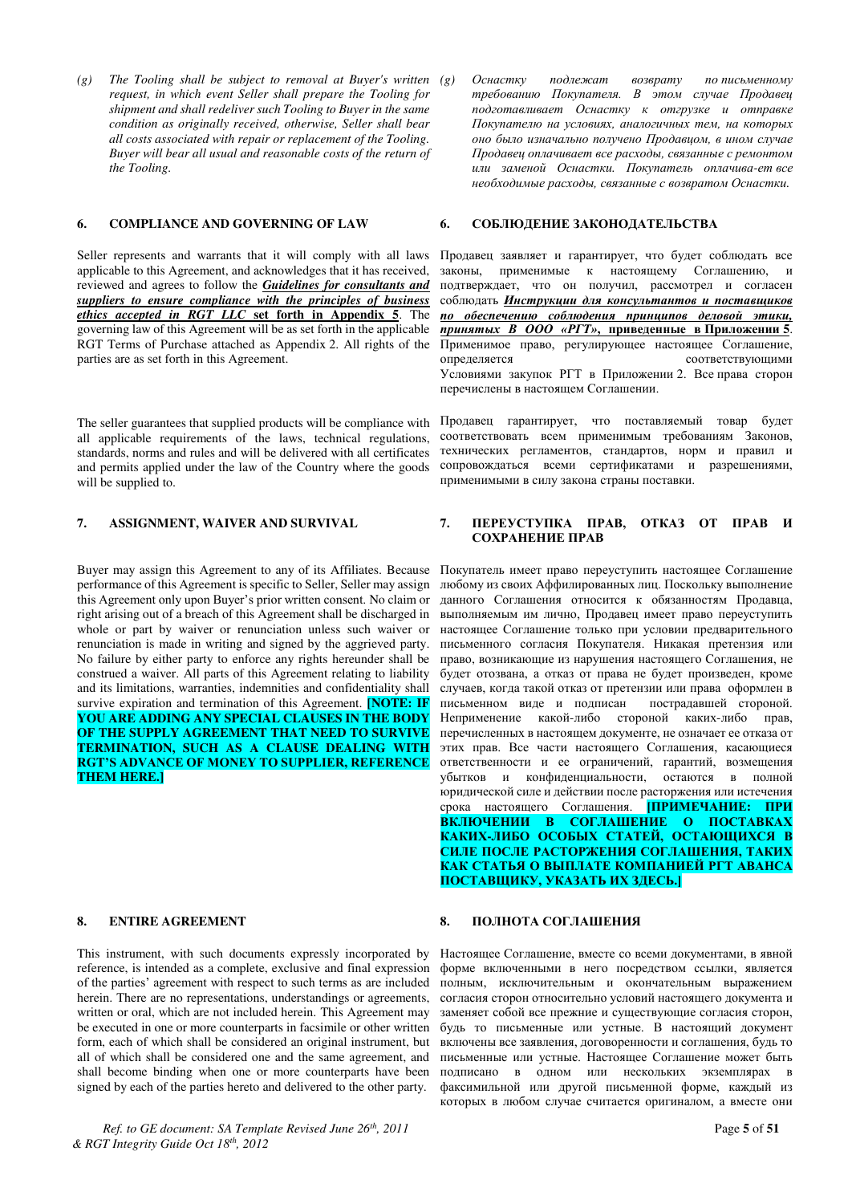*(g) The Tooling shall be subject to removal at Buyer's written request, in which event Seller shall prepare the Tooling for shipment and shall redeliver such Tooling to Buyer in the same condition as originally received, otherwise, Seller shall bear all costs associated with repair or replacement of the Tooling. Buyer will bear all usual and reasonable costs of the return of the Tooling.*

*(g) Оснастку подлежат возврату по письменному требованию Покупателя. В этом случае Продавец подготавливает Оснастку к отгрузке и отправке Покупателю на условиях, аналогичных тем, на которых оно было изначально получено Продавцом, в ином случае Продавец оплачивает все расходы, связанные с ремонтом или заменой Оснастки. Покупатель оплачива-ет все необходимые расходы, связанные с возвратом Оснастки.*

## 6. COMPLIANCE AND GOVERNING OF LAW

Seller represents and warrants that it will comply with all laws applicable to this Agreement, and acknowledges that it has received, reviewed and agrees to follow the ***Guidelines for consultants and suppliers to ensure compliance with the principles of business ethics accepted in RGT LLC*** **set forth in Appendix 5**. The governing law of this Agreement will be as set forth in the applicable RGT Terms of Purchase attached as Appendix 2. All rights of the parties are as set forth in this Agreement.

The seller guarantees that supplied products will be compliance with all applicable requirements of the laws, technical regulations, standards, norms and rules and will be delivered with all certificates and permits applied under the law of the Country where the goods will be supplied to.

## 6. СОБЛЮДЕНИЕ ЗАКОНОДАТЕЛЬСТВА

Продавец заявляет и гарантирует, что будет соблюдать все законы, применимые к настоящему Соглашению, и подтверждает, что он получил, рассмотрел и согласен соблюдать ***Инструкции для консультантов и поставщиков по обеспечению соблюдения принципов деловой этики, принятых В ООО «РГТ»***, **приведенные в Приложении 5**. Применимое право, регулирующее настоящее Соглашение, определяется соответствующими Условиями закупок РГТ в Приложении 2. Все права сторон перечислены в настоящем Соглашении.

Продавец гарантирует, что поставляемый товар будет соответствовать всем применимым требованиям Законов, технических регламентов, стандартов, норм и правил и сопровождаться всеми сертификатами и разрешениями, применимыми в силу закона страны поставки.

## 7. ASSIGNMENT, WAIVER AND SURVIVAL

Buyer may assign this Agreement to any of its Affiliates. Because performance of this Agreement is specific to Seller, Seller may assign this Agreement only upon Buyer's prior written consent. No claim or right arising out of a breach of this Agreement shall be discharged in whole or part by waiver or renunciation unless such waiver or renunciation is made in writing and signed by the aggrieved party. No failure by either party to enforce any rights hereunder shall be construed a waiver. All parts of this Agreement relating to liability and its limitations, warranties, indemnities and confidentiality shall survive expiration and termination of this Agreement. **[NOTE: IF YOU ARE ADDING ANY SPECIAL CLAUSES IN THE BODY OF THE SUPPLY AGREEMENT THAT NEED TO SURVIVE TERMINATION, SUCH AS A CLAUSE DEALING WITH RGT'S ADVANCE OF MONEY TO SUPPLIER, REFERENCE THEM HERE.]**

## 7. ПЕРЕУСТУПКА ПРАВ, ОТКАЗ ОТ ПРАВ И СОХРАНЕНИЕ ПРАВ

Покупатель имеет право переуступить настоящее Соглашение любому из своих Аффилированных лиц. Поскольку выполнение данного Соглашения относится к обязанностям Продавца, выполняемым им лично, Продавец имеет право переуступить настоящее Соглашение только при условии предварительного письменного согласия Покупателя. Никакая претензия или право, возникающие из нарушения настоящего Соглашения, не будет отозвана, а отказ от права не будет произведен, кроме случаев, когда такой отказ от претензии или права оформлен в письменном виде и подписан пострадавшей стороной. Неприменение какой-либо стороной каких-либо прав, перечисленных в настоящем документе, не означает ее отказа от этих прав. Все части настоящего Соглашения, касающиеся ответственности и ее ограничений, гарантий, возмещения убытков и конфиденциальности, остаются в полной юридической силе и действии после расторжения или истечения срока настоящего Соглашения. **[ПРИМЕЧАНИЕ: ПРИ ВКЛЮЧЕНИИ В СОГЛАШЕНИЕ О ПОСТАВКАХ КАКИХ-ЛИБО ОСОБЫХ СТАТЕЙ, ОСТАЮЩИХСЯ В СИЛЕ ПОСЛЕ РАСТОРЖЕНИЯ СОГЛАШЕНИЯ, ТАКИХ КАК СТАТЬЯ О ВЫПЛАТЕ КОМПАНИЕЙ РГТ АВАНСА ПОСТАВЩИКУ, УКАЗАТЬ ИХ ЗДЕСЬ.]**

## 8. ENTIRE AGREEMENT

This instrument, with such documents expressly incorporated by reference, is intended as a complete, exclusive and final expression of the parties' agreement with respect to such terms as are included herein. There are no representations, understandings or agreements, written or oral, which are not included herein. This Agreement may be executed in one or more counterparts in facsimile or other written form, each of which shall be considered an original instrument, but all of which shall be considered one and the same agreement, and shall become binding when one or more counterparts have been signed by each of the parties hereto and delivered to the other party.

## 8. ПОЛНОТА СОГЛАШЕНИЯ

Настоящее Соглашение, вместе со всеми документами, в явной форме включенными в него посредством ссылки, является полным, исключительным и окончательным выражением согласия сторон относительно условий настоящего документа и заменяет собой все прежние и существующие согласия сторон, будь то письменные или устные. В настоящий документ включены все заявления, договоренности и соглашения, будь то письменные или устные. Настоящее Соглашение может быть подписано в одном или нескольких экземплярах в факсимильной или другой письменной форме, каждый из которых в любом случае считается оригиналом, а вместе они

*Ref. to GE document: SA Template Revised June 26th, 2011 & RGT Integrity Guide Oct 18th, 2012*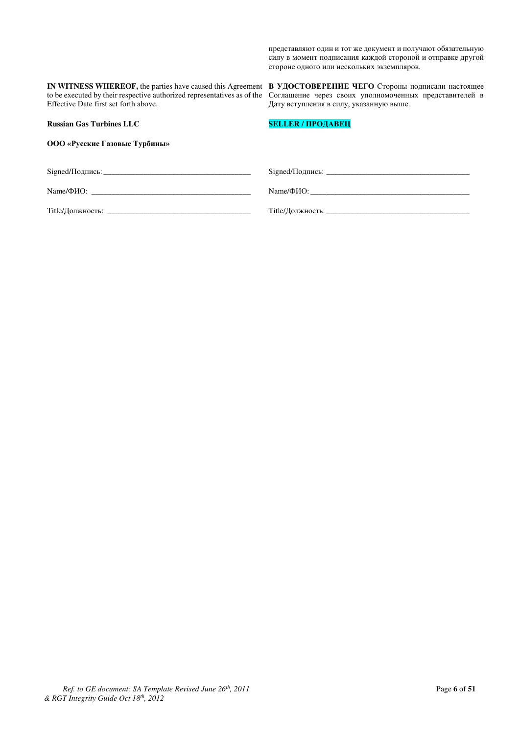представляют один и тот же документ и получают обязательную силу в момент подписания каждой стороной и отправке другой стороне одного или нескольких экземпляров.

**IN WITNESS WHEREOF,** the parties have caused this Agreement to be executed by their respective authorized representatives as of the Effective Date first set forth above.

**В УДОСТОВЕРЕНИЕ ЧЕГО** Стороны подписали настоящее Соглашение через своих уполномоченных представителей в Дату вступления в силу, указанную выше.

| **Russian Gas Turbines LLC** | **SELLER / ПРОДАВЕЦ** |
| --- | --- |
| **ООО «Русские Газовые Турбины»** | |
| Signed/Подпись: ____________________________________ | Signed/Подпись: ____________________________________ |
| Name/ФИО: ________________________________________ | Name/ФИО: ________________________________________ |
| Title/Должность: ____________________________________ | Title/Должность: ____________________________________ |

*Ref. to GE document: SA Template Revised June 26th, 2011*
*& RGT Integrity Guide Oct 18th, 2012*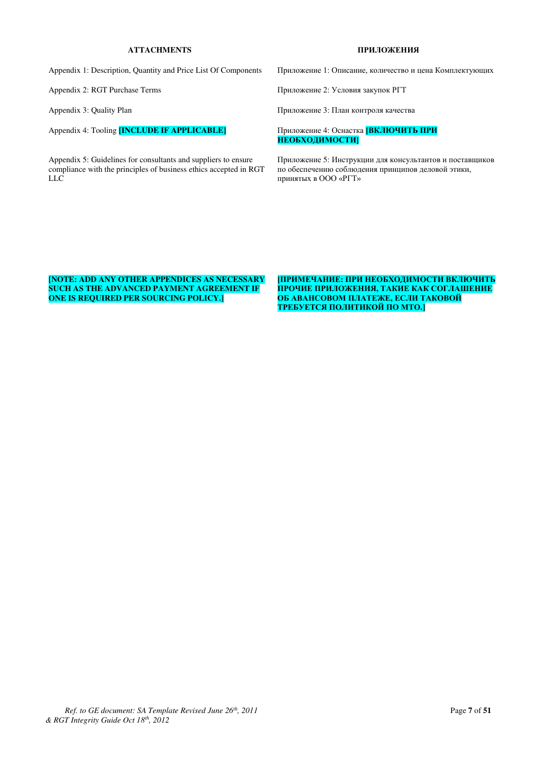**ATTACHMENTS**

Appendix 1: Description, Quantity and Price List Of Components

Appendix 2: RGT Purchase Terms

Appendix 3: Quality Plan

Appendix 4: Tooling **[INCLUDE IF APPLICABLE]**

Appendix 5: Guidelines for consultants and suppliers to ensure compliance with the principles of business ethics accepted in RGT LLC

**[NOTE: ADD ANY OTHER APPENDICES AS NECESSARY SUCH AS THE ADVANCED PAYMENT AGREEMENT IF ONE IS REQUIRED PER SOURCING POLICY.]**

**ПРИЛОЖЕНИЯ**

Приложение 1: Описание, количество и цена Комплектующих

Приложение 2: Условия закупок РГТ

Приложение 3: План контроля качества

Приложение 4: Оснастка **[ВКЛЮЧИТЬ ПРИ НЕОБХОДИМОСТИ]**

Приложение 5: Инструкции для консультантов и поставщиков по обеспечению соблюдения принципов деловой этики, принятых в ООО «РГТ»

**[ПРИМЕЧАНИЕ: ПРИ НЕОБХОДИМОСТИ ВКЛЮЧИТЬ ПРОЧИЕ ПРИЛОЖЕНИЯ, ТАКИЕ КАК СОГЛАШЕНИЕ ОБ АВАНСОВОМ ПЛАТЕЖЕ, ЕСЛИ ТАКОВОЙ ТРЕБУЕТСЯ ПОЛИТИКОЙ ПО МТО.]**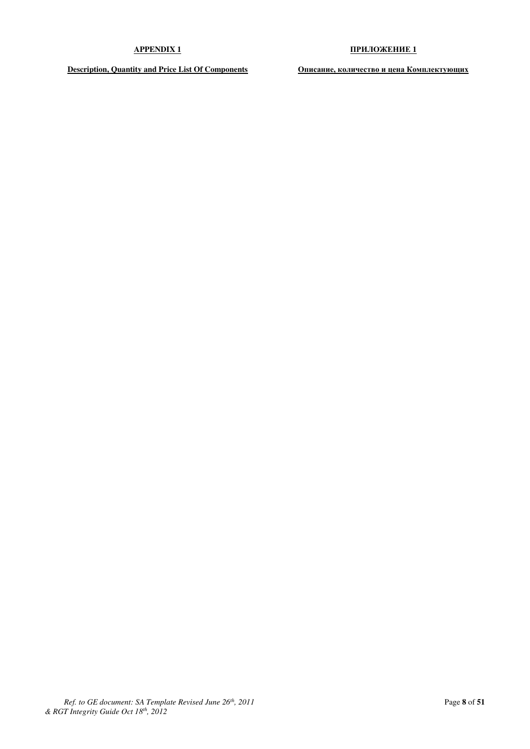**APPENDIX 1**

**Description, Quantity and Price List Of Components**

**ПРИЛОЖЕНИЕ 1**

**Описание, количество и цена Комплектующих**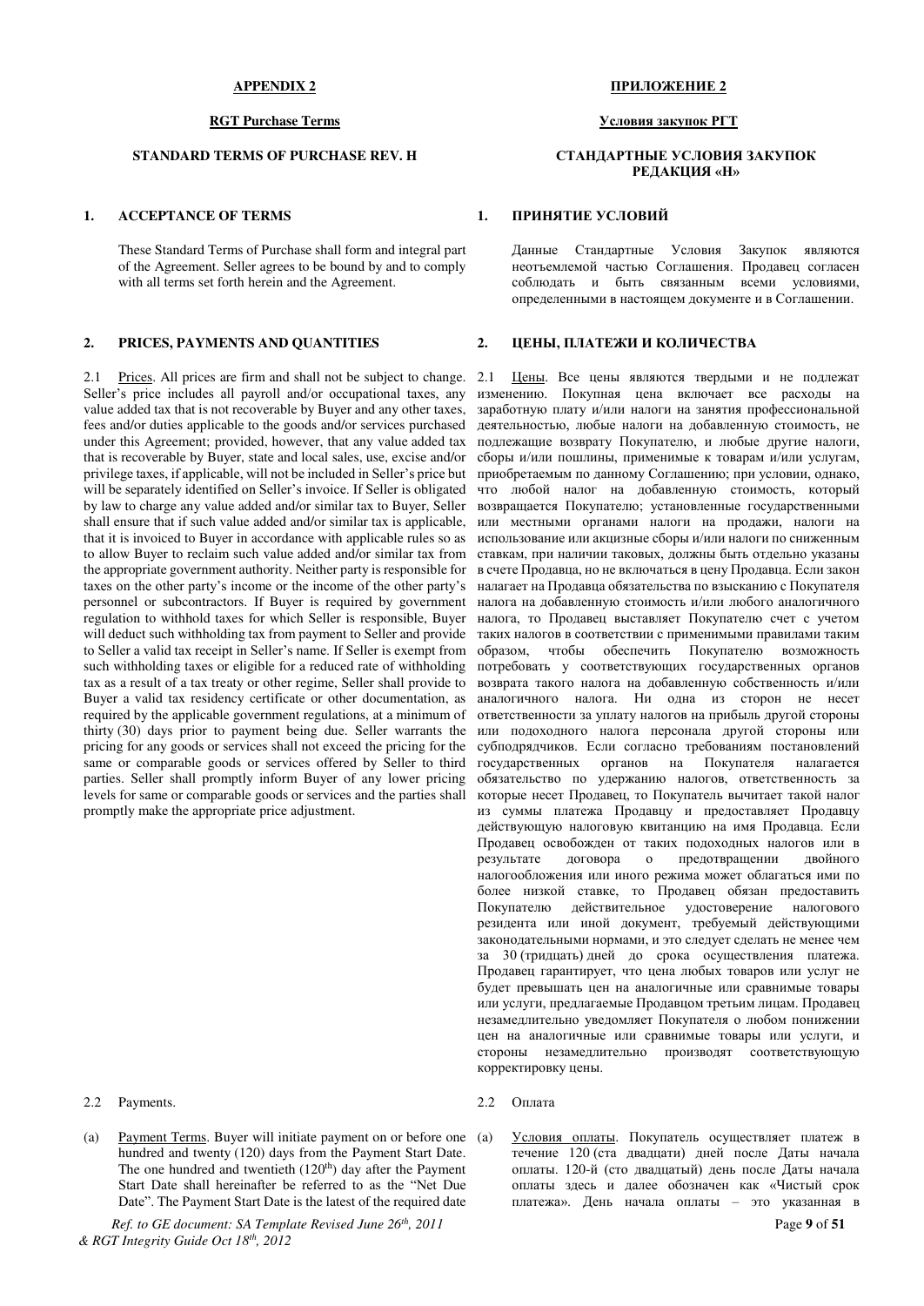**APPENDIX 2**

**RGT Purchase Terms**

**STANDARD TERMS OF PURCHASE REV. H**

## 1. ACCEPTANCE OF TERMS

These Standard Terms of Purchase shall form and integral part of the Agreement. Seller agrees to be bound by and to comply with all terms set forth herein and the Agreement.

## 2. PRICES, PAYMENTS AND QUANTITIES

2.1 Prices. All prices are firm and shall not be subject to change. Seller's price includes all payroll and/or occupational taxes, any value added tax that is not recoverable by Buyer and any other taxes, fees and/or duties applicable to the goods and/or services purchased under this Agreement; provided, however, that any value added tax that is recoverable by Buyer, state and local sales, use, excise and/or privilege taxes, if applicable, will not be included in Seller's price but will be separately identified on Seller's invoice. If Seller is obligated by law to charge any value added and/or similar tax to Buyer, Seller shall ensure that if such value added and/or similar tax is applicable, that it is invoiced to Buyer in accordance with applicable rules so as to allow Buyer to reclaim such value added and/or similar tax from the appropriate government authority. Neither party is responsible for taxes on the other party's income or the income of the other party's personnel or subcontractors. If Buyer is required by government regulation to withhold taxes for which Seller is responsible, Buyer will deduct such withholding tax from payment to Seller and provide to Seller a valid tax receipt in Seller's name. If Seller is exempt from such withholding taxes or eligible for a reduced rate of withholding tax as a result of a tax treaty or other regime, Seller shall provide to Buyer a valid tax residency certificate or other documentation, as required by the applicable government regulations, at a minimum of thirty (30) days prior to payment being due. Seller warrants the pricing for any goods or services shall not exceed the pricing for the same or comparable goods or services offered by Seller to third parties. Seller shall promptly inform Buyer of any lower pricing levels for same or comparable goods or services and the parties shall promptly make the appropriate price adjustment.

2.2 Payments.

(a) Payment Terms. Buyer will initiate payment on or before one hundred and twenty (120) days from the Payment Start Date. The one hundred and twentieth (120th) day after the Payment Start Date shall hereinafter be referred to as the "Net Due Date". The Payment Start Date is the latest of the required date

**ПРИЛОЖЕНИЕ 2**

**Условия закупок РГТ**

**СТАНДАРТНЫЕ УСЛОВИЯ ЗАКУПОК РЕДАКЦИЯ «H»**

## 1. ПРИНЯТИЕ УСЛОВИЙ

Данные Стандартные Условия Закупок являются неотъемлемой частью Соглашения. Продавец согласен соблюдать и быть связанным всеми условиями, определенными в настоящем документе и в Соглашении.

## 2. ЦЕНЫ, ПЛАТЕЖИ И КОЛИЧЕСТВА

2.1 Цены. Все цены являются твердыми и не подлежат изменению. Покупная цена включает все расходы на заработную плату и/или налоги на занятия профессиональной деятельностью, любые налоги на добавленную стоимость, не подлежащие возврату Покупателю, и любые другие налоги, сборы и/или пошлины, применимые к товарам и/или услугам, приобретаемым по данному Соглашению; при условии, однако, что любой налог на добавленную стоимость, который возвращается Покупателю; установленные государственными или местными органами налоги на продажи, налоги на использование или акцизные сборы и/или налоги по сниженным ставкам, при наличии таковых, должны быть отдельно указаны в счете Продавца, но не включаться в цену Продавца. Если закон налагает на Продавца обязательства по взысканию с Покупателя налога на добавленную стоимость и/или любого аналогичного налога, то Продавец выставляет Покупателю счет с учетом таких налогов в соответствии с применимыми правилами таким образом, чтобы обеспечить Покупателю возможность потребовать у соответствующих государственных органов возврата такого налога на добавленную собственность и/или аналогичного налога. Ни одна из сторон не несет ответственности за уплату налогов на прибыль другой стороны или подоходного налога персонала другой стороны или субподрядчиков. Если согласно требованиям постановлений государственных органов на Покупателя налагается обязательство по удержанию налогов, ответственность за которые несет Продавец, то Покупатель вычитает такой налог из суммы платежа Продавцу и предоставляет Продавцу действующую налоговую квитанцию на имя Продавца. Если Продавец освобожден от таких подоходных налогов или в результате договора о предотвращении двойного налогообложения или иного режима может облагаться ими по более низкой ставке, то Продавец обязан предоставить Покупателю действительное удостоверение налогового резидента или иной документ, требуемый действующими законодательными нормами, и это следует сделать не менее чем за 30 (тридцать) дней до срока осуществления платежа. Продавец гарантирует, что цена любых товаров или услуг не будет превышать цен на аналогичные или сравнимые товары или услуги, предлагаемые Продавцом третьим лицам. Продавец незамедлительно уведомляет Покупателя о любом понижении цен на аналогичные или сравнимые товары или услуги, и стороны незамедлительно производят соответствующую корректировку цены.

2.2 Оплата

(a) Условия оплаты. Покупатель осуществляет платеж в течение 120 (ста двадцати) дней после Даты начала оплаты. 120-й (сто двадцатый) день после Даты начала оплаты здесь и далее обозначен как «Чистый срок платежа». День начала оплаты – это указанная в

*Ref. to GE document: SA Template Revised June 26th, 2011 & RGT Integrity Guide Oct 18th, 2012*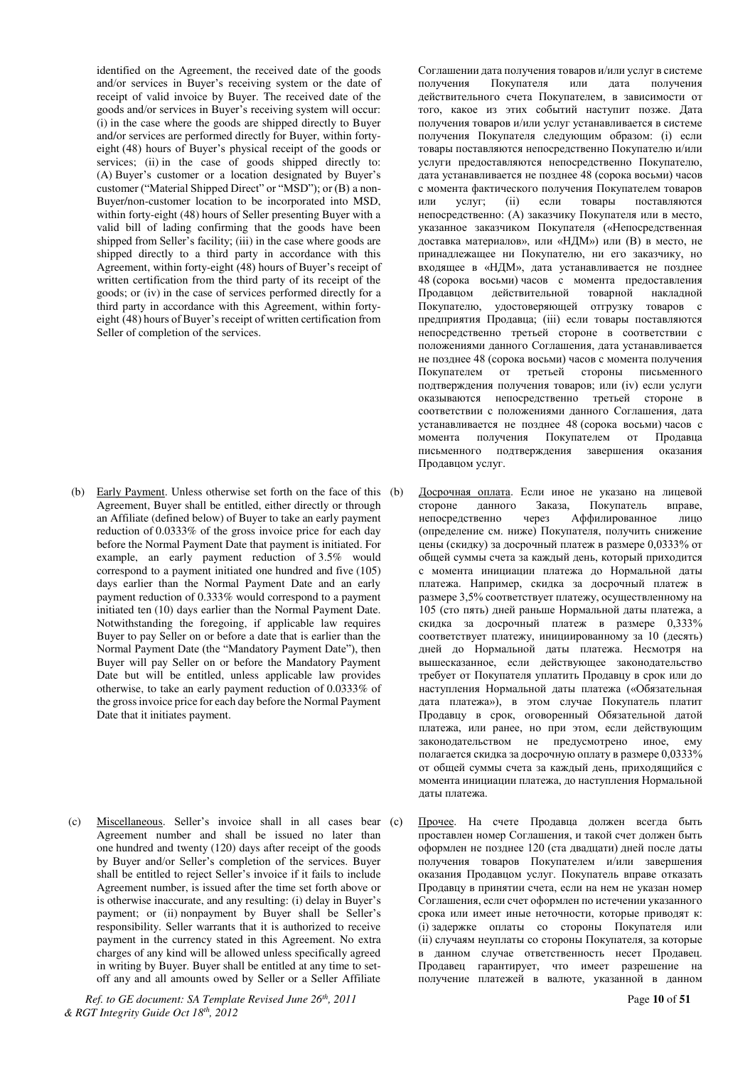identified on the Agreement, the received date of the goods and/or services in Buyer's receiving system or the date of receipt of valid invoice by Buyer. The received date of the goods and/or services in Buyer's receiving system will occur: (i) in the case where the goods are shipped directly to Buyer and/or services are performed directly for Buyer, within forty-eight (48) hours of Buyer's physical receipt of the goods or services; (ii) in the case of goods shipped directly to: (A) Buyer's customer or a location designated by Buyer's customer ("Material Shipped Direct" or "MSD"); or (B) a non-Buyer/non-customer location to be incorporated into MSD, within forty-eight (48) hours of Seller presenting Buyer with a valid bill of lading confirming that the goods have been shipped from Seller's facility; (iii) in the case where goods are shipped directly to a third party in accordance with this Agreement, within forty-eight (48) hours of Buyer's receipt of written certification from the third party of its receipt of the goods; or (iv) in the case of services performed directly for a third party in accordance with this Agreement, within forty-eight (48) hours of Buyer's receipt of written certification from Seller of completion of the services.

Соглашении дата получения товаров и/или услуг в системе получения Покупателя или дата получения действительного счета Покупателем, в зависимости от того, какое из этих событий наступит позже. Дата получения товаров и/или услуг устанавливается в системе получения Покупателя следующим образом: (i) если товары поставляются непосредственно Покупателю и/или услуги предоставляются непосредственно Покупателю, дата устанавливается не позднее 48 (сорока восьми) часов с момента фактического получения Покупателем товаров или услуг; (ii) если товары поставляются непосредственно: (A) заказчику Покупателя или в место, указанное заказчиком Покупателя («Непосредственная доставка материалов», или «НДМ») или (B) в место, не принадлежащее ни Покупателю, ни его заказчику, но входящее в «НДМ», дата устанавливается не позднее 48 (сорока восьми) часов с момента предоставления Продавцом действительной товарной накладной Покупателю, удостоверяющей отгрузку товаров с предприятия Продавца; (iii) если товары поставляются непосредственно третьей стороне в соответствии с положениями данного Соглашения, дата устанавливается не позднее 48 (сорока восьми) часов с момента получения Покупателем от третьей стороны письменного подтверждения получения товаров; или (iv) если услуги оказываются непосредственно третьей стороне в соответствии с положениями данного Соглашения, дата устанавливается не позднее 48 (сорока восьми) часов с момента получения Покупателем от Продавца письменного подтверждения завершения оказания Продавцом услуг.

(b) Early Payment. Unless otherwise set forth on the face of this Agreement, Buyer shall be entitled, either directly or through an Affiliate (defined below) of Buyer to take an early payment reduction of 0.0333% of the gross invoice price for each day before the Normal Payment Date that payment is initiated. For example, an early payment reduction of 3.5% would correspond to a payment initiated one hundred and five (105) days earlier than the Normal Payment Date and an early payment reduction of 0.333% would correspond to a payment initiated ten (10) days earlier than the Normal Payment Date. Notwithstanding the foregoing, if applicable law requires Buyer to pay Seller on or before a date that is earlier than the Normal Payment Date (the "Mandatory Payment Date"), then Buyer will pay Seller on or before the Mandatory Payment Date but will be entitled, unless applicable law provides otherwise, to take an early payment reduction of 0.0333% of the gross invoice price for each day before the Normal Payment Date that it initiates payment.

(b) Досрочная оплата. Если иное не указано на лицевой стороне данного Заказа, Покупатель вправе, непосредственно через Аффилированное лицо (определение см. ниже) Покупателя, получить снижение цены (скидку) за досрочный платеж в размере 0,0333% от общей суммы счета за каждый день, который приходится с момента инициации платежа до Нормальной даты платежа. Например, скидка за досрочный платеж в размере 3,5% соответствует платежу, осуществленному на 105 (сто пять) дней раньше Нормальной даты платежа, а скидка за досрочный платеж в размере 0,333% соответствует платежу, инициированному за 10 (десять) дней до Нормальной даты платежа. Несмотря на вышесказанное, если действующее законодательство требует от Покупателя уплатить Продавцу в срок или до наступления Нормальной даты платежа («Обязательная дата платежа»), в этом случае Покупатель платит Продавцу в срок, оговоренный Обязательной датой платежа, или ранее, но при этом, если действующим законодательством не предусмотрено иное, ему полагается скидка за досрочную оплату в размере 0,0333% от общей суммы счета за каждый день, приходящийся с момента инициации платежа, до наступления Нормальной даты платежа.

(c) Miscellaneous. Seller's invoice shall in all cases bear Agreement number and shall be issued no later than one hundred and twenty (120) days after receipt of the goods by Buyer and/or Seller's completion of the services. Buyer shall be entitled to reject Seller's invoice if it fails to include Agreement number, is issued after the time set forth above or is otherwise inaccurate, and any resulting: (i) delay in Buyer's payment; or (ii) nonpayment by Buyer shall be Seller's responsibility. Seller warrants that it is authorized to receive payment in the currency stated in this Agreement. No extra charges of any kind will be allowed unless specifically agreed in writing by Buyer. Buyer shall be entitled at any time to set-off any and all amounts owed by Seller or a Seller Affiliate

(c) Прочее. На счете Продавца должен всегда быть проставлен номер Соглашения, и такой счет должен быть оформлен не позднее 120 (ста двадцати) дней после даты получения товаров Покупателем и/или завершения оказания Продавцом услуг. Покупатель вправе отказать Продавцу в принятии счета, если на нем не указан номер Соглашения, если счет оформлен по истечении указанного срока или имеет иные неточности, которые приводят к: (i) задержке оплаты со стороны Покупателя или (ii) случаям неуплаты со стороны Покупателя, за которые в данном случае ответственность несет Продавец. Продавец гарантирует, что имеет разрешение на получение платежей в валюте, указанной в данном

*Ref. to GE document: SA Template Revised June 26th, 2011 & RGT Integrity Guide Oct 18th, 2012*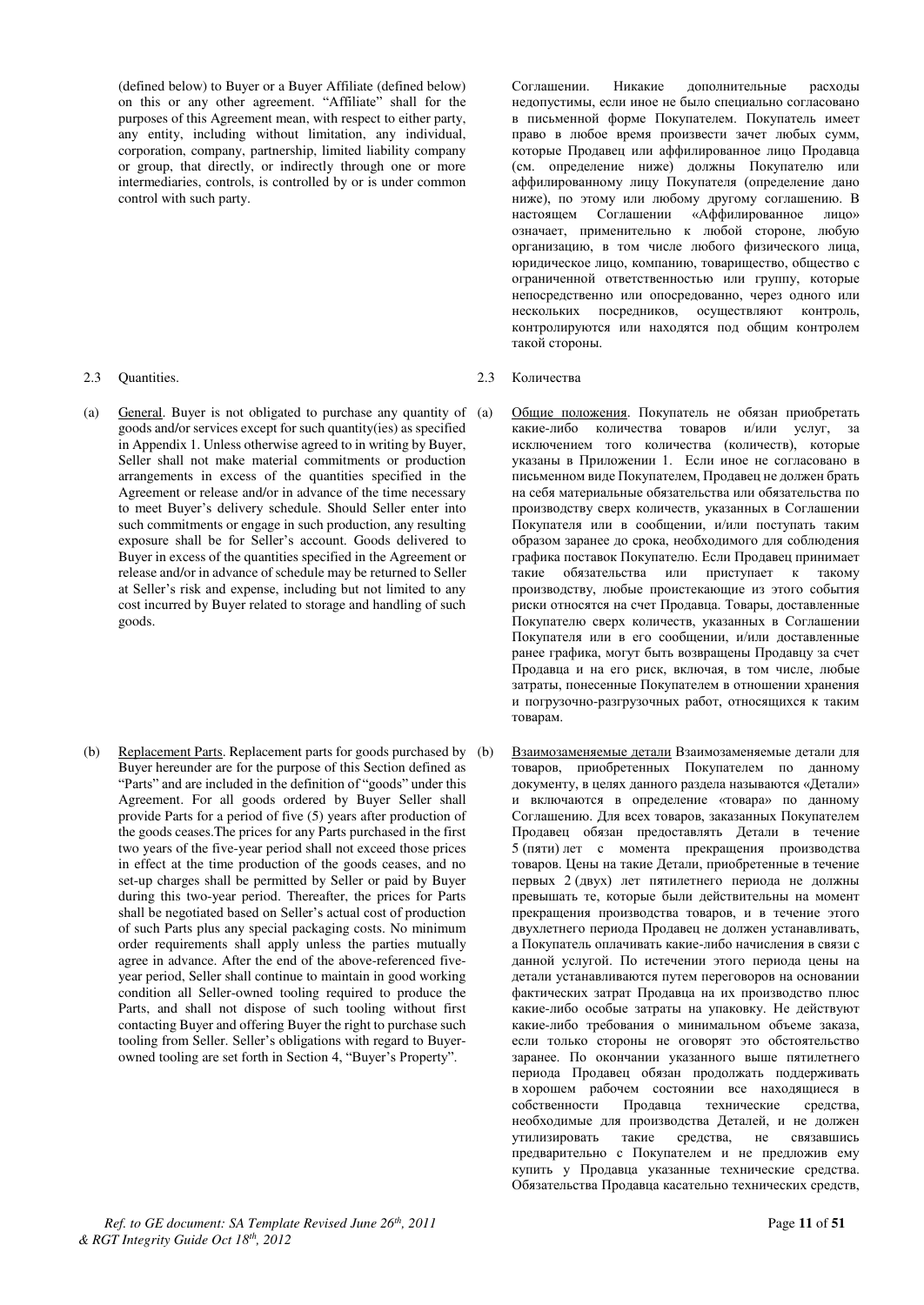(defined below) to Buyer or a Buyer Affiliate (defined below) on this or any other agreement. "Affiliate" shall for the purposes of this Agreement mean, with respect to either party, any entity, including without limitation, any individual, corporation, company, partnership, limited liability company or group, that directly, or indirectly through one or more intermediaries, controls, is controlled by or is under common control with such party.

Соглашении. Никакие дополнительные расходы недопустимы, если иное не было специально согласовано в письменной форме Покупателем. Покупатель имеет право в любое время произвести зачет любых сумм, которые Продавец или аффилированное лицо Продавца (см. определение ниже) должны Покупателю или аффилированному лицу Покупателя (определение дано ниже), по этому или любому другому соглашению. В настоящем Соглашении «Аффилированное лицо» означает, применительно к любой стороне, любую организацию, в том числе любого физического лица, юридическое лицо, компанию, товарищество, общество с ограниченной ответственностью или группу, которые непосредственно или опосредованно, через одного или нескольких посредников, осуществляют контроль, контролируются или находятся под общим контролем такой стороны.

2.3 Quantities.

2.3 Количества

(a) General. Buyer is not obligated to purchase any quantity of goods and/or services except for such quantity(ies) as specified in Appendix 1. Unless otherwise agreed to in writing by Buyer, Seller shall not make material commitments or production arrangements in excess of the quantities specified in the Agreement or release and/or in advance of the time necessary to meet Buyer's delivery schedule. Should Seller enter into such commitments or engage in such production, any resulting exposure shall be for Seller's account. Goods delivered to Buyer in excess of the quantities specified in the Agreement or release and/or in advance of schedule may be returned to Seller at Seller's risk and expense, including but not limited to any cost incurred by Buyer related to storage and handling of such goods.

(a) Общие положения. Покупатель не обязан приобретать какие-либо количества товаров и/или услуг, за исключением того количества (количеств), которые указаны в Приложении 1. Если иное не согласовано в письменном виде Покупателем, Продавец не должен брать на себя материальные обязательства или обязательства по производству сверх количеств, указанных в Соглашении Покупателя или в сообщении, и/или поступать таким образом заранее до срока, необходимого для соблюдения графика поставок Покупателю. Если Продавец принимает такие обязательства или приступает к такому производству, любые проистекающие из этого события риски относятся на счет Продавца. Товары, доставленные Покупателю сверх количеств, указанных в Соглашении Покупателя или в его сообщении, и/или доставленные ранее графика, могут быть возвращены Продавцу за счет Продавца и на его риск, включая, в том числе, любые затраты, понесенные Покупателем в отношении хранения и погрузочно-разгрузочных работ, относящихся к таким товарам.

(b) Replacement Parts. Replacement parts for goods purchased by Buyer hereunder are for the purpose of this Section defined as "Parts" and are included in the definition of "goods" under this Agreement. For all goods ordered by Buyer Seller shall provide Parts for a period of five (5) years after production of the goods ceases.The prices for any Parts purchased in the first two years of the five-year period shall not exceed those prices in effect at the time production of the goods ceases, and no set-up charges shall be permitted by Seller or paid by Buyer during this two-year period. Thereafter, the prices for Parts shall be negotiated based on Seller's actual cost of production of such Parts plus any special packaging costs. No minimum order requirements shall apply unless the parties mutually agree in advance. After the end of the above-referenced five-year period, Seller shall continue to maintain in good working condition all Seller-owned tooling required to produce the Parts, and shall not dispose of such tooling without first contacting Buyer and offering Buyer the right to purchase such tooling from Seller. Seller's obligations with regard to Buyer-owned tooling are set forth in Section 4, "Buyer's Property".

(b) Взаимозаменяемые детали Взаимозаменяемые детали для товаров, приобретенных Покупателем по данному документу, в целях данного раздела называются «Детали» и включаются в определение «товара» по данному Соглашению. Для всех товаров, заказанных Покупателем Продавец обязан предоставлять Детали в течение 5 (пяти) лет с момента прекращения производства товаров. Цены на такие Детали, приобретенные в течение первых 2 (двух) лет пятилетнего периода не должны превышать те, которые были действительны на момент прекращения производства товаров, и в течение этого двухлетнего периода Продавец не должен устанавливать, а Покупатель оплачивать какие-либо начисления в связи с данной услугой. По истечении этого периода цены на детали устанавливаются путем переговоров на основании фактических затрат Продавца на их производство плюс какие-либо особые затраты на упаковку. Не действуют какие-либо требования о минимальном объеме заказа, если только стороны не оговорят это обстоятельство заранее. По окончании указанного выше пятилетнего периода Продавец обязан продолжать поддерживать в хорошем рабочем состоянии все находящиеся в собственности Продавца технические средства, необходимые для производства Деталей, и не должен утилизировать такие средства, не связавшись предварительно с Покупателем и не предложив ему купить у Продавца указанные технические средства. Обязательства Продавца касательно технических средств,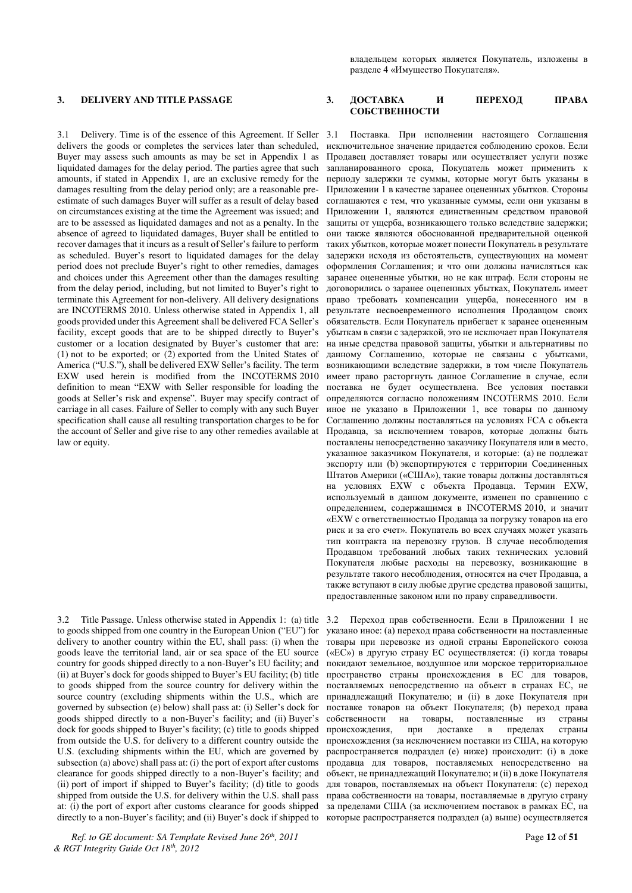владельцем которых является Покупатель, изложены в разделе 4 «Имущество Покупателя».

## 3. DELIVERY AND TITLE PASSAGE

3.1 Delivery. Time is of the essence of this Agreement. If Seller delivers the goods or completes the services later than scheduled, Buyer may assess such amounts as may be set in Appendix 1 as liquidated damages for the delay period. The parties agree that such amounts, if stated in Appendix 1, are an exclusive remedy for the damages resulting from the delay period only; are a reasonable pre-estimate of such damages Buyer will suffer as a result of delay based on circumstances existing at the time the Agreement was issued; and are to be assessed as liquidated damages and not as a penalty. In the absence of agreed to liquidated damages, Buyer shall be entitled to recover damages that it incurs as a result of Seller's failure to perform as scheduled. Buyer's resort to liquidated damages for the delay period does not preclude Buyer's right to other remedies, damages and choices under this Agreement other than the damages resulting from the delay period, including, but not limited to Buyer's right to terminate this Agreement for non-delivery. All delivery designations are INCOTERMS 2010. Unless otherwise stated in Appendix 1, all goods provided under this Agreement shall be delivered FCA Seller's facility, except goods that are to be shipped directly to Buyer's customer or a location designated by Buyer's customer that are: (1) not to be exported; or (2) exported from the United States of America ("U.S."), shall be delivered EXW Seller's facility. The term EXW used herein is modified from the INCOTERMS 2010 definition to mean "EXW with Seller responsible for loading the goods at Seller's risk and expense". Buyer may specify contract of carriage in all cases. Failure of Seller to comply with any such Buyer specification shall cause all resulting transportation charges to be for the account of Seller and give rise to any other remedies available at law or equity.

3.2 Title Passage. Unless otherwise stated in Appendix 1: (a) title to goods shipped from one country in the European Union ("EU") for delivery to another country within the EU, shall pass: (i) when the goods leave the territorial land, air or sea space of the EU source country for goods shipped directly to a non-Buyer's EU facility; and (ii) at Buyer's dock for goods shipped to Buyer's EU facility; (b) title to goods shipped from the source country for delivery within the source country (excluding shipments within the U.S., which are governed by subsection (e) below) shall pass at: (i) Seller's dock for goods shipped directly to a non-Buyer's facility; and (ii) Buyer's dock for goods shipped to Buyer's facility; (c) title to goods shipped from outside the U.S. for delivery to a different country outside the U.S. (excluding shipments within the EU, which are governed by subsection (a) above) shall pass at: (i) the port of export after customs clearance for goods shipped directly to a non-Buyer's facility; and (ii) port of import if shipped to Buyer's facility; (d) title to goods shipped from outside the U.S. for delivery within the U.S. shall pass at: (i) the port of export after customs clearance for goods shipped directly to a non-Buyer's facility; and (ii) Buyer's dock if shipped to

## 3. ДОСТАВКА И ПЕРЕХОД ПРАВА СОБСТВЕННОСТИ

3.1 Поставка. При исполнении настоящего Соглашения исключительное значение придается соблюдению сроков. Если Продавец доставляет товары или осуществляет услуги позже запланированного срока, Покупатель может применить к периоду задержки те суммы, которые могут быть указаны в Приложении 1 в качестве заранее оцененных убытков. Стороны соглашаются с тем, что указанные суммы, если они указаны в Приложении 1, являются единственным средством правовой защиты от ущерба, возникающего только вследствие задержки; они также являются обоснованной предварительной оценкой таких убытков, которые может понести Покупатель в результате задержки исходя из обстоятельств, существующих на момент оформления Соглашения; и что они должны начисляться как заранее оцененные убытки, но не как штраф. Если стороны не договорились о заранее оцененных убытках, Покупатель имеет право требовать компенсации ущерба, понесенного им в результате несвоевременного исполнения Продавцом своих обязательств. Если Покупатель прибегает к заранее оцененным убыткам в связи с задержкой, это не исключает прав Покупателя на иные средства правовой защиты, убытки и альтернативы по данному Соглашению, которые не связаны с убытками, возникающими вследствие задержки, в том числе Покупатель имеет право расторгнуть данное Соглашение в случае, если поставка не будет осуществлена. Все условия поставки определяются согласно положениям INCOTERMS 2010. Если иное не указано в Приложении 1, все товары по данному Соглашению должны поставляться на условиях FCA с объекта Продавца, за исключением товаров, которые должны быть поставлены непосредственно заказчику Покупателя или в место, указанное заказчиком Покупателя, и которые: (a) не подлежат экспорту или (b) экспортируются с территории Соединенных Штатов Америки («США»), такие товары должны доставляться на условиях EXW с объекта Продавца. Термин EXW, используемый в данном документе, изменен по сравнению с определением, содержащимся в INCOTERMS 2010, и значит «EXW с ответственностью Продавца за погрузку товаров на его риск и за его счет». Покупатель во всех случаях может указать тип контракта на перевозку грузов. В случае несоблюдения Продавцом любых таких технических условий Покупателя любые расходы на перевозку, возникающие в результате такого несоблюдения, относятся на счет Продавца, а также вступают в силу любые другие средства правовой защиты, предоставленные законом или по праву справедливости.

3.2 Переход прав собственности. Если в Приложении 1 не указано иное: (a) переход права собственности на поставленные товары при перевозке из одной страны Европейского союза («ЕС») в другую страну ЕС осуществляется: (i) когда товары покидают земельное, воздушное или морское территориальное пространство страны происхождения в ЕС для товаров, поставляемых непосредственно на объект в странах ЕС, не принадлежащий Покупателю; и (ii) в доке Покупателя при поставке товаров на объект Покупателя; (b) переход права собственности на товары, поставленные из страны происхождения, при доставке в пределах страны происхождения (за исключением поставки из США, на которую распространяется подраздел (e) ниже) происходит: (i) в доке продавца для товаров, поставляемых непосредственно на объект, не принадлежащий Покупателю; и (ii) в доке Покупателя для товаров, поставляемых на объект Покупателя: (c) переход права собственности на товары, поставляемые в другую страну за пределами США (за исключением поставок в рамках ЕС, на которые распространяется подраздел (а) выше) осуществляется

*Ref. to GE document: SA Template Revised June 26th, 2011 & RGT Integrity Guide Oct 18th, 2012*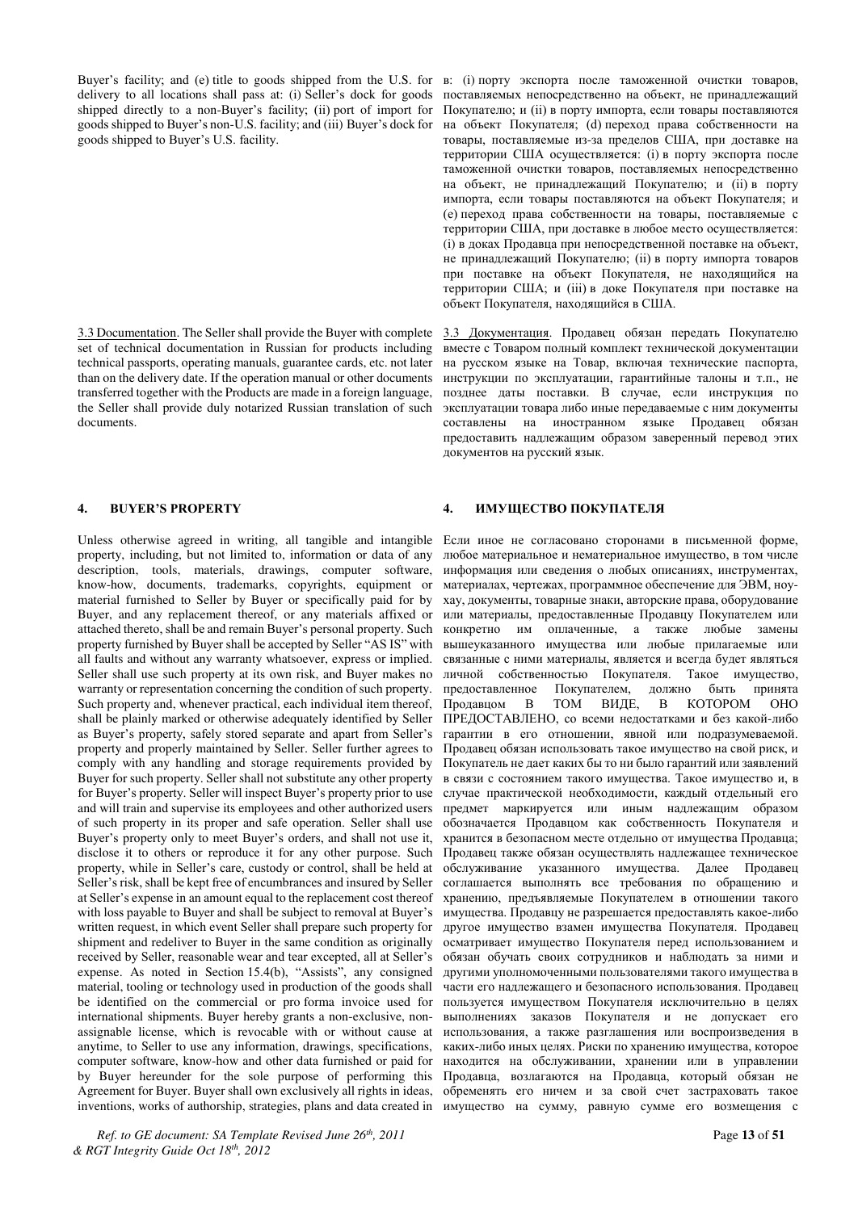Buyer's facility; and (e) title to goods shipped from the U.S. for delivery to all locations shall pass at: (i) Seller's dock for goods shipped directly to a non-Buyer's facility; (ii) port of import for goods shipped to Buyer's non-U.S. facility; and (iii) Buyer's dock for goods shipped to Buyer's U.S. facility.

в: (i) порту экспорта после таможенной очистки товаров, поставляемых непосредственно на объект, не принадлежащий Покупателю; и (ii) в порту импорта, если товары поставляются на объект Покупателя; (d) переход права собственности на товары, поставляемые из-за пределов США, при доставке на территории США осуществляется: (i) в порту экспорта после таможенной очистки товаров, поставляемых непосредственно на объект, не принадлежащий Покупателю; и (ii) в порту импорта, если товары поставляются на объект Покупателя; и (e) переход права собственности на товары, поставляемые с территории США, при доставке в любое место осуществляется: (i) в доках Продавца при непосредственной поставке на объект, не принадлежащий Покупателю; (ii) в порту импорта товаров при поставке на объект Покупателя, не находящийся на территории США; и (iii) в доке Покупателя при поставке на объект Покупателя, находящийся в США.

3.3 Documentation. The Seller shall provide the Buyer with complete set of technical documentation in Russian for products including technical passports, operating manuals, guarantee cards, etc. not later than on the delivery date. If the operation manual or other documents transferred together with the Products are made in a foreign language, the Seller shall provide duly notarized Russian translation of such documents.

3.3 Документация. Продавец обязан передать Покупателю вместе с Товаром полный комплект технической документации на русском языке на Товар, включая технические паспорта, инструкции по эксплуатации, гарантийные талоны и т.п., не позднее даты поставки. В случае, если инструкция по эксплуатации товара либо иные передаваемые с ним документы составлены на иностранном языке Продавец обязан предоставить надлежащим образом заверенный перевод этих документов на русский язык.

## 4. BUYER'S PROPERTY

## 4. ИМУЩЕСТВО ПОКУПАТЕЛЯ

Unless otherwise agreed in writing, all tangible and intangible property, including, but not limited to, information or data of any description, tools, materials, drawings, computer software, know-how, documents, trademarks, copyrights, equipment or material furnished to Seller by Buyer or specifically paid for by Buyer, and any replacement thereof, or any materials affixed or attached thereto, shall be and remain Buyer's personal property. Such property furnished by Buyer shall be accepted by Seller "AS IS" with all faults and without any warranty whatsoever, express or implied. Seller shall use such property at its own risk, and Buyer makes no warranty or representation concerning the condition of such property. Such property and, whenever practical, each individual item thereof, shall be plainly marked or otherwise adequately identified by Seller as Buyer's property, safely stored separate and apart from Seller's property and properly maintained by Seller. Seller further agrees to comply with any handling and storage requirements provided by Buyer for such property. Seller shall not substitute any other property for Buyer's property. Seller will inspect Buyer's property prior to use and will train and supervise its employees and other authorized users of such property in its proper and safe operation. Seller shall use Buyer's property only to meet Buyer's orders, and shall not use it, disclose it to others or reproduce it for any other purpose. Such property, while in Seller's care, custody or control, shall be held at Seller's risk, shall be kept free of encumbrances and insured by Seller at Seller's expense in an amount equal to the replacement cost thereof with loss payable to Buyer and shall be subject to removal at Buyer's written request, in which event Seller shall prepare such property for shipment and redeliver to Buyer in the same condition as originally received by Seller, reasonable wear and tear excepted, all at Seller's expense. As noted in Section 15.4(b), "Assists", any consigned material, tooling or technology used in production of the goods shall be identified on the commercial or pro forma invoice used for international shipments. Buyer hereby grants a non-exclusive, non-assignable license, which is revocable with or without cause at anytime, to Seller to use any information, drawings, specifications, computer software, know-how and other data furnished or paid for by Buyer hereunder for the sole purpose of performing this Agreement for Buyer. Buyer shall own exclusively all rights in ideas, inventions, works of authorship, strategies, plans and data created in

Если иное не согласовано сторонами в письменной форме, любое материальное и нематериальное имущество, в том числе информация или сведения о любых описаниях, инструментах, материалах, чертежах, программное обеспечение для ЭВМ, ноу-хау, документы, товарные знаки, авторские права, оборудование или материалы, предоставленные Продавцу Покупателем или конкретно им оплаченные, а также любые замены вышеуказанного имущества или любые прилагаемые или связанные с ними материалы, является и всегда будет являться личной собственностью Покупателя. Такое имущество, предоставленное Покупателем, должно быть принята Продавцом В ТОМ ВИДЕ, В КОТОРОМ ОНО ПРЕДОСТАВЛЕНО, со всеми недостатками и без какой-либо гарантии в его отношении, явной или подразумеваемой. Продавец обязан использовать такое имущество на свой риск, и Покупатель не дает каких бы то ни было гарантий или заявлений в связи с состоянием такого имущества. Такое имущество и, в случае практической необходимости, каждый отдельный его предмет маркируется или иным надлежащим образом обозначается Продавцом как собственность Покупателя и хранится в безопасном месте отдельно от имущества Продавца; Продавец также обязан осуществлять надлежащее техническое обслуживание указанного имущества. Далее Продавец соглашается выполнять все требования по обращению и хранению, предъявляемые Покупателем в отношении такого имущества. Продавцу не разрешается предоставлять какое-либо другое имущество взамен имущества Покупателя. Продавец осматривает имущество Покупателя перед использованием и обязан обучать своих сотрудников и наблюдать за ними и другими уполномоченными пользователями такого имущества в части его надлежащего и безопасного использования. Продавец пользуется имуществом Покупателя исключительно в целях выполнениях заказов Покупателя и не допускает его использования, а также разглашения или воспроизведения в каких-либо иных целях. Риски по хранению имущества, которое находится на обслуживании, хранении или в управлении Продавца, возлагаются на Продавца, который обязан не обременять его ничем и за свой счет застраховать такое имущество на сумму, равную сумме его возмещения с

*Ref. to GE document: SA Template Revised June 26th, 2011 & RGT Integrity Guide Oct 18th, 2012*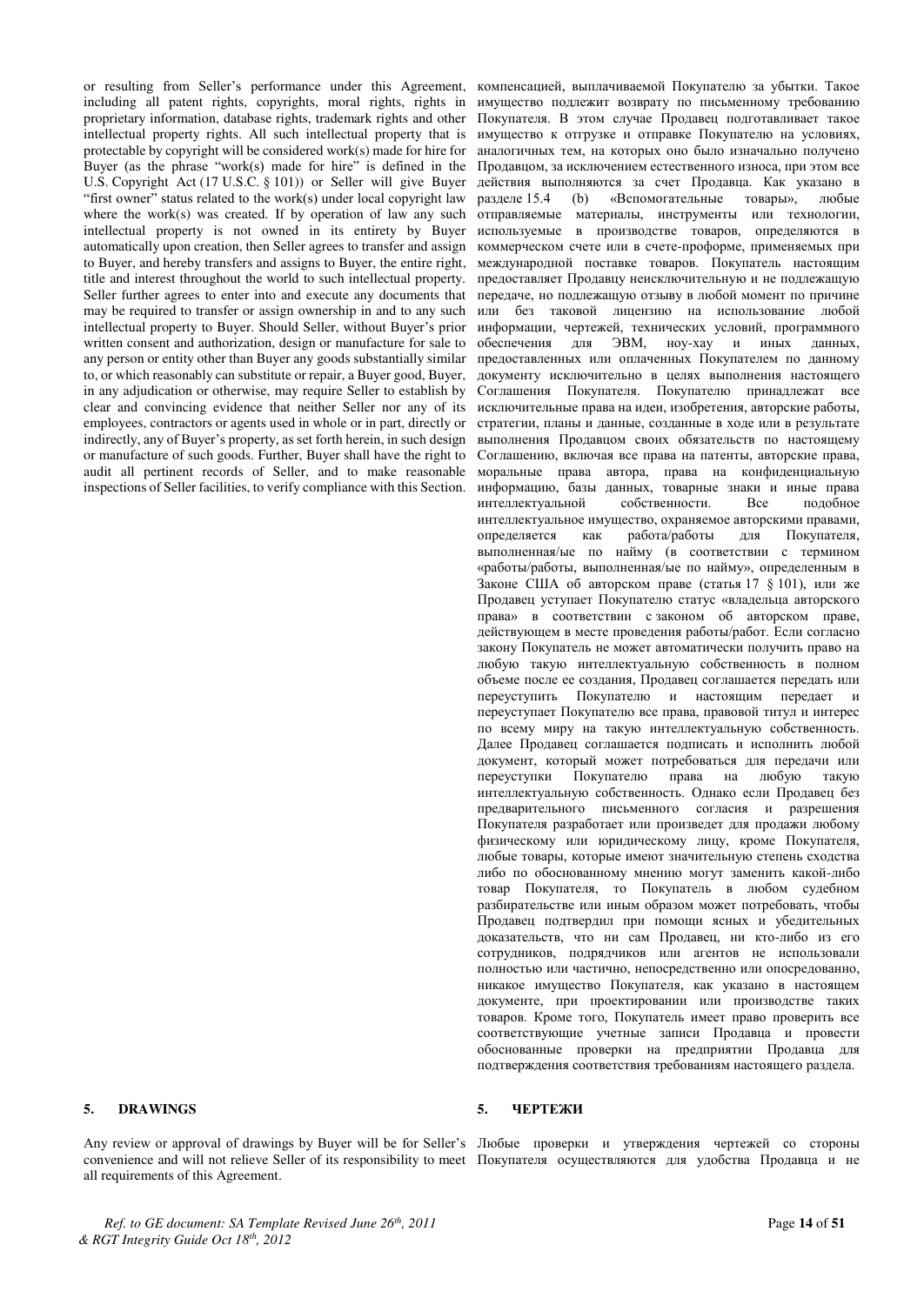or resulting from Seller's performance under this Agreement, including all patent rights, copyrights, moral rights, rights in proprietary information, database rights, trademark rights and other intellectual property rights. All such intellectual property that is protectable by copyright will be considered work(s) made for hire for Buyer (as the phrase "work(s) made for hire" is defined in the U.S. Copyright Act (17 U.S.C. § 101)) or Seller will give Buyer "first owner" status related to the work(s) under local copyright law where the work(s) was created. If by operation of law any such intellectual property is not owned in its entirety by Buyer automatically upon creation, then Seller agrees to transfer and assign to Buyer, and hereby transfers and assigns to Buyer, the entire right, title and interest throughout the world to such intellectual property. Seller further agrees to enter into and execute any documents that may be required to transfer or assign ownership in and to any such intellectual property to Buyer. Should Seller, without Buyer's prior written consent and authorization, design or manufacture for sale to any person or entity other than Buyer any goods substantially similar to, or which reasonably can substitute or repair, a Buyer good, Buyer, in any adjudication or otherwise, may require Seller to establish by clear and convincing evidence that neither Seller nor any of its employees, contractors or agents used in whole or in part, directly or indirectly, any of Buyer's property, as set forth herein, in such design or manufacture of such goods. Further, Buyer shall have the right to audit all pertinent records of Seller, and to make reasonable inspections of Seller facilities, to verify compliance with this Section.

компенсацией, выплачиваемой Покупателю за убытки. Такое имущество подлежит возврату по письменному требованию Покупателя. В этом случае Продавец подготавливает такое имущество к отгрузке и отправке Покупателю на условиях, аналогичных тем, на которых оно было изначально получено Продавцом, за исключением естественного износа, при этом все действия выполняются за счет Продавца. Как указано в разделе 15.4 (b) «Вспомогательные товары», любые отправляемые материалы, инструменты или технологии, используемые в производстве товаров, определяются в коммерческом счете или в счете-проформе, применяемых при международной поставке товаров. Покупатель настоящим предоставляет Продавцу неисключительную и не подлежащую передаче, но подлежащую отзыву в любой момент по причине или без таковой лицензию на использование любой информации, чертежей, технических условий, программного обеспечения для ЭВМ, ноу-хау и иных данных, предоставленных или оплаченных Покупателем по данному документу исключительно в целях выполнения настоящего Соглашения Покупателя. Покупателю принадлежат все исключительные права на идеи, изобретения, авторские работы, стратегии, планы и данные, созданные в ходе или в результате выполнения Продавцом своих обязательств по настоящему Соглашению, включая все права на патенты, авторские права, моральные права автора, права на конфиденциальную информацию, базы данных, товарные знаки и иные права интеллектуальной собственности. Все подобное интеллектуальное имущество, охраняемое авторскими правами, определяется как работа/работы для Покупателя, выполненная/ые по найму (в соответствии с термином «работы/работы, выполненная/ые по найму», определенным в Законе США об авторском праве (статья 17 § 101), или же Продавец уступает Покупателю статус «владельца авторского права» в соответствии с законом об авторском праве, действующем в месте проведения работы/работ. Если согласно закону Покупатель не может автоматически получить право на любую такую интеллектуальную собственность в полном объеме после ее создания, Продавец соглашается передать или переуступить Покупателю и настоящим передает и переуступает Покупателю все права, правовой титул и интерес по всему миру на такую интеллектуальную собственность. Далее Продавец соглашается подписать и исполнить любой документ, который может потребоваться для передачи или переуступки Покупателю права на любую такую интеллектуальную собственность. Однако если Продавец без предварительного письменного согласия и разрешения Покупателя разработает или произведет для продажи любому физическому или юридическому лицу, кроме Покупателя, любые товары, которые имеют значительную степень сходства либо по обоснованному мнению могут заменить какой-либо товар Покупателя, то Покупатель в любом судебном разбирательстве или иным образом может потребовать, чтобы Продавец подтвердил при помощи ясных и убедительных доказательств, что ни сам Продавец, ни кто-либо из его сотрудников, подрядчиков или агентов не использовали полностью или частично, непосредственно или опосредованно, никакое имущество Покупателя, как указано в настоящем документе, при проектировании или производстве таких товаров. Кроме того, Покупатель имеет право проверить все соответствующие учетные записи Продавца и провести обоснованные проверки на предприятии Продавца для подтверждения соответствия требованиям настоящего раздела.

## 5. DRAWINGS

Any review or approval of drawings by Buyer will be for Seller's convenience and will not relieve Seller of its responsibility to meet all requirements of this Agreement.

## 5. ЧЕРТЕЖИ

Любые проверки и утверждения чертежей со стороны Покупателя осуществляются для удобства Продавца и не

*Ref. to GE document: SA Template Revised June 26th, 2011 & RGT Integrity Guide Oct 18th, 2012*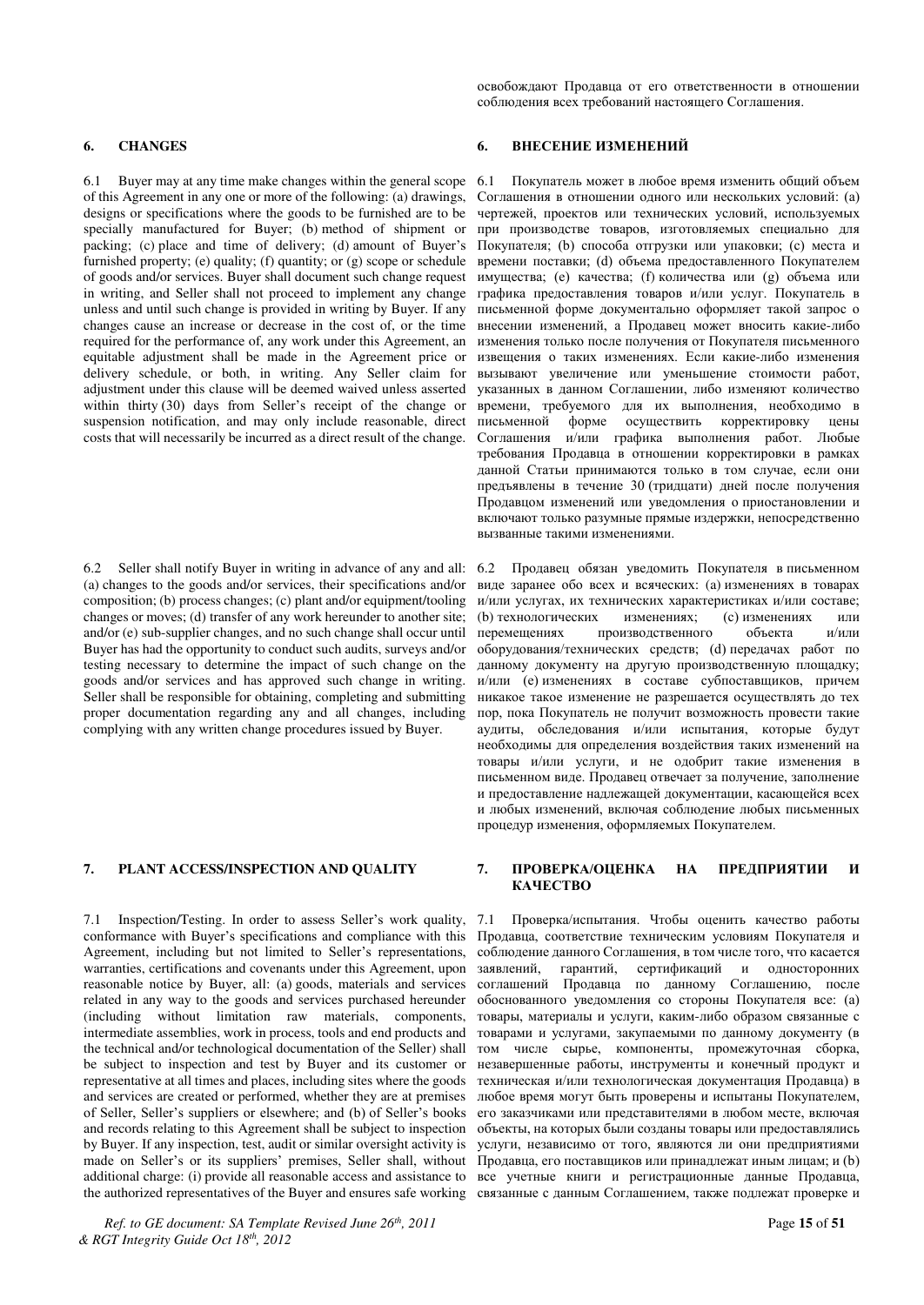освобождают Продавца от его ответственности в отношении соблюдения всех требований настоящего Соглашения.

## 6. CHANGES

6.1 Buyer may at any time make changes within the general scope of this Agreement in any one or more of the following: (a) drawings, designs or specifications where the goods to be furnished are to be specially manufactured for Buyer; (b) method of shipment or packing; (c) place and time of delivery; (d) amount of Buyer's furnished property; (e) quality; (f) quantity; or (g) scope or schedule of goods and/or services. Buyer shall document such change request in writing, and Seller shall not proceed to implement any change unless and until such change is provided in writing by Buyer. If any changes cause an increase or decrease in the cost of, or the time required for the performance of, any work under this Agreement, an equitable adjustment shall be made in the Agreement price or delivery schedule, or both, in writing. Any Seller claim for adjustment under this clause will be deemed waived unless asserted within thirty (30) days from Seller's receipt of the change or suspension notification, and may only include reasonable, direct costs that will necessarily be incurred as a direct result of the change.

6.2 Seller shall notify Buyer in writing in advance of any and all: (a) changes to the goods and/or services, their specifications and/or composition; (b) process changes; (c) plant and/or equipment/tooling changes or moves; (d) transfer of any work hereunder to another site; and/or (e) sub-supplier changes, and no such change shall occur until Buyer has had the opportunity to conduct such audits, surveys and/or testing necessary to determine the impact of such change on the goods and/or services and has approved such change in writing. Seller shall be responsible for obtaining, completing and submitting proper documentation regarding any and all changes, including complying with any written change procedures issued by Buyer.

## 6. ВНЕСЕНИЕ ИЗМЕНЕНИЙ

6.1 Покупатель может в любое время изменить общий объем Соглашения в отношении одного или нескольких условий: (a) чертежей, проектов или технических условий, используемых при производстве товаров, изготовляемых специально для Покупателя; (b) способа отгрузки или упаковки; (c) места и времени поставки; (d) объема предоставленного Покупателем имущества; (e) качества; (f) количества или (g) объема или графика предоставления товаров и/или услуг. Покупатель в письменной форме документально оформляет такой запрос о внесении изменений, а Продавец может вносить какие-либо изменения только после получения от Покупателя письменного извещения о таких изменениях. Если какие-либо изменения вызывают увеличение или уменьшение стоимости работ, указанных в данном Соглашении, либо изменяют количество времени, требуемого для их выполнения, необходимо в письменной форме осуществить корректировку цены Соглашения и/или графика выполнения работ. Любые требования Продавца в отношении корректировки в рамках данной Статьи принимаются только в том случае, если они предъявлены в течение 30 (тридцати) дней после получения Продавцом изменений или уведомления о приостановлении и включают только разумные прямые издержки, непосредственно вызванные такими изменениями.

6.2 Продавец обязан уведомить Покупателя в письменном виде заранее обо всех и всяческих: (a) изменениях в товарах и/или услугах, их технических характеристиках и/или составе; (b) технологических изменениях; (c) изменениях или перемещениях производственного объекта и/или оборудования/технических средств; (d) передачах работ по данному документу на другую производственную площадку; и/или (e) изменениях в составе субпоставщиков, причем никакое такое изменение не разрешается осуществлять до тех пор, пока Покупатель не получит возможность провести такие аудиты, обследования и/или испытания, которые будут необходимы для определения воздействия таких изменений на товары и/или услуги, и не одобрит такие изменения в письменном виде. Продавец отвечает за получение, заполнение и предоставление надлежащей документации, касающейся всех и любых изменений, включая соблюдение любых письменных процедур изменения, оформляемых Покупателем.

## 7. PLANT ACCESS/INSPECTION AND QUALITY

7.1 Inspection/Testing. In order to assess Seller's work quality, conformance with Buyer's specifications and compliance with this Agreement, including but not limited to Seller's representations, warranties, certifications and covenants under this Agreement, upon reasonable notice by Buyer, all: (a) goods, materials and services related in any way to the goods and services purchased hereunder (including without limitation raw materials, components, intermediate assemblies, work in process, tools and end products and the technical and/or technological documentation of the Seller) shall be subject to inspection and test by Buyer and its customer or representative at all times and places, including sites where the goods and services are created or performed, whether they are at premises of Seller, Seller's suppliers or elsewhere; and (b) of Seller's books and records relating to this Agreement shall be subject to inspection by Buyer. If any inspection, test, audit or similar oversight activity is made on Seller's or its suppliers' premises, Seller shall, without additional charge: (i) provide all reasonable access and assistance to the authorized representatives of the Buyer and ensures safe working

## 7. ПРОВЕРКА/ОЦЕНКА НА ПРЕДПРИЯТИИ И КАЧЕСТВО

7.1 Проверка/испытания. Чтобы оценить качество работы Продавца, соответствие техническим условиям Покупателя и соблюдение данного Соглашения, в том числе того, что касается заявлений, гарантий, сертификаций и односторонних соглашений Продавца по данному Соглашению, после обоснованного уведомления со стороны Покупателя все: (a) товары, материалы и услуги, каким-либо образом связанные с товарами и услугами, закупаемыми по данному документу (в том числе сырье, компоненты, промежуточная сборка, незавершенные работы, инструменты и конечный продукт и техническая и/или технологическая документация Продавца) в любое время могут быть проверены и испытаны Покупателем, его заказчиками или представителями в любом месте, включая объекты, на которых были созданы товары или предоставлялись услуги, независимо от того, являются ли они предприятиями Продавца, его поставщиков или принадлежат иным лицам; и (b) все учетные книги и регистрационные данные Продавца, связанные с данным Соглашением, также подлежат проверке и

*Ref. to GE document: SA Template Revised June 26th, 2011 & RGT Integrity Guide Oct 18th, 2012*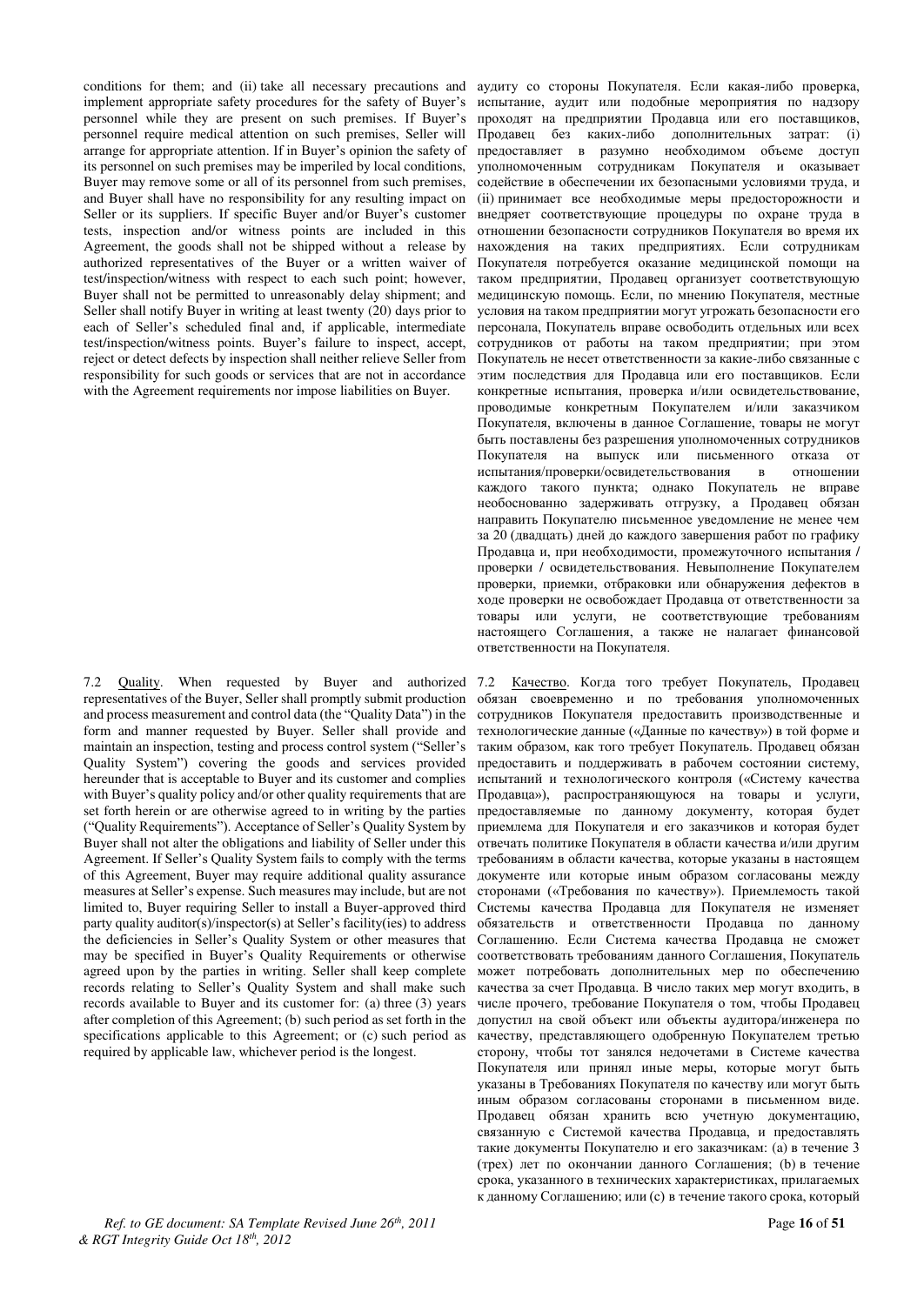conditions for them; and (ii) take all necessary precautions and implement appropriate safety procedures for the safety of Buyer's personnel while they are present on such premises. If Buyer's personnel require medical attention on such premises, Seller will arrange for appropriate attention. If in Buyer's opinion the safety of its personnel on such premises may be imperiled by local conditions, Buyer may remove some or all of its personnel from such premises, and Buyer shall have no responsibility for any resulting impact on Seller or its suppliers. If specific Buyer and/or Buyer's customer tests, inspection and/or witness points are included in this Agreement, the goods shall not be shipped without a release by authorized representatives of the Buyer or a written waiver of test/inspection/witness with respect to each such point; however, Buyer shall not be permitted to unreasonably delay shipment; and Seller shall notify Buyer in writing at least twenty (20) days prior to each of Seller's scheduled final and, if applicable, intermediate test/inspection/witness points. Buyer's failure to inspect, accept, reject or detect defects by inspection shall neither relieve Seller from responsibility for such goods or services that are not in accordance with the Agreement requirements nor impose liabilities on Buyer.

аудиту со стороны Покупателя. Если какая-либо проверка, испытание, аудит или подобные мероприятия по надзору проходят на предприятии Продавца или его поставщиков, Продавец без каких-либо дополнительных затрат: (i) предоставляет в разумно необходимом объеме доступ уполномоченным сотрудникам Покупателя и оказывает содействие в обеспечении их безопасными условиями труда, и (ii) принимает все необходимые меры предосторожности и внедряет соответствующие процедуры по охране труда в отношении безопасности сотрудников Покупателя во время их нахождения на таких предприятиях. Если сотрудникам Покупателя потребуется оказание медицинской помощи на таком предприятии, Продавец организует соответствующую медицинскую помощь. Если, по мнению Покупателя, местные условия на таком предприятии могут угрожать безопасности его персонала, Покупатель вправе освободить отдельных или всех сотрудников от работы на таком предприятии; при этом Покупатель не несет ответственности за какие-либо связанные с этим последствия для Продавца или его поставщиков. Если конкретные испытания, проверка и/или освидетельствование, проводимые конкретным Покупателем и/или заказчиком Покупателя, включены в данное Соглашение, товары не могут быть поставлены без разрешения уполномоченных сотрудников Покупателя на выпуск или письменного отказа от испытания/проверки/освидетельствования в отношении каждого такого пункта; однако Покупатель не вправе необоснованно задерживать отгрузку, а Продавец обязан направить Покупателю письменное уведомление не менее чем за 20 (двадцать) дней до каждого завершения работ по графику Продавца и, при необходимости, промежуточного испытания / проверки / освидетельствования. Невыполнение Покупателем проверки, приемки, отбраковки или обнаружения дефектов в ходе проверки не освобождает Продавца от ответственности за товары или услуги, не соответствующие требованиям настоящего Соглашения, а также не налагает финансовой ответственности на Покупателя.

7.2 <u>Quality</u>. When requested by Buyer and authorized representatives of the Buyer, Seller shall promptly submit production and process measurement and control data (the "Quality Data") in the form and manner requested by Buyer. Seller shall provide and maintain an inspection, testing and process control system ("Seller's Quality System") covering the goods and services provided hereunder that is acceptable to Buyer and its customer and complies with Buyer's quality policy and/or other quality requirements that are set forth herein or are otherwise agreed to in writing by the parties ("Quality Requirements"). Acceptance of Seller's Quality System by Buyer shall not alter the obligations and liability of Seller under this Agreement. If Seller's Quality System fails to comply with the terms of this Agreement, Buyer may require additional quality assurance measures at Seller's expense. Such measures may include, but are not limited to, Buyer requiring Seller to install a Buyer-approved third party quality auditor(s)/inspector(s) at Seller's facility(ies) to address the deficiencies in Seller's Quality System or other measures that may be specified in Buyer's Quality Requirements or otherwise agreed upon by the parties in writing. Seller shall keep complete records relating to Seller's Quality System and shall make such records available to Buyer and its customer for: (a) three (3) years after completion of this Agreement; (b) such period as set forth in the specifications applicable to this Agreement; or (c) such period as required by applicable law, whichever period is the longest.

7.2 <u>Качество</u>. Когда того требует Покупатель, Продавец обязан своевременно и по требования уполномоченных сотрудников Покупателя предоставить производственные и технологические данные («Данные по качеству») в той форме и таким образом, как того требует Покупатель. Продавец обязан предоставить и поддерживать в рабочем состоянии систему, испытаний и технологического контроля («Систему качества Продавца»), распространяющуюся на товары и услуги, предоставляемые по данному документу, которая будет приемлема для Покупателя и его заказчиков и которая будет отвечать политике Покупателя в области качества и/или другим требованиям в области качества, которые указаны в настоящем документе или которые иным образом согласованы между сторонами («Требования по качеству»). Приемлемость такой Системы качества Продавца для Покупателя не изменяет обязательств и ответственности Продавца по данному Соглашению. Если Система качества Продавца не сможет соответствовать требованиям данного Соглашения, Покупатель может потребовать дополнительных мер по обеспечению качества за счет Продавца. В число таких мер могут входить, в числе прочего, требование Покупателя о том, чтобы Продавец допустил на свой объект или объекты аудитора/инженера по качеству, представляющего одобренную Покупателем третью сторону, чтобы тот занялся недочетами в Системе качества Покупателя или принял иные меры, которые могут быть указаны в Требованиях Покупателя по качеству или могут быть иным образом согласованы сторонами в письменном виде. Продавец обязан хранить всю учетную документацию, связанную с Системой качества Продавца, и предоставлять такие документы Покупателю и его заказчикам: (a) в течение 3 (трех) лет по окончании данного Соглашения; (b) в течение срока, указанного в технических характеристиках, прилагаемых к данному Соглашению; или (c) в течение такого срока, который

*Ref. to GE document: SA Template Revised June 26th, 2011 & RGT Integrity Guide Oct 18th, 2012*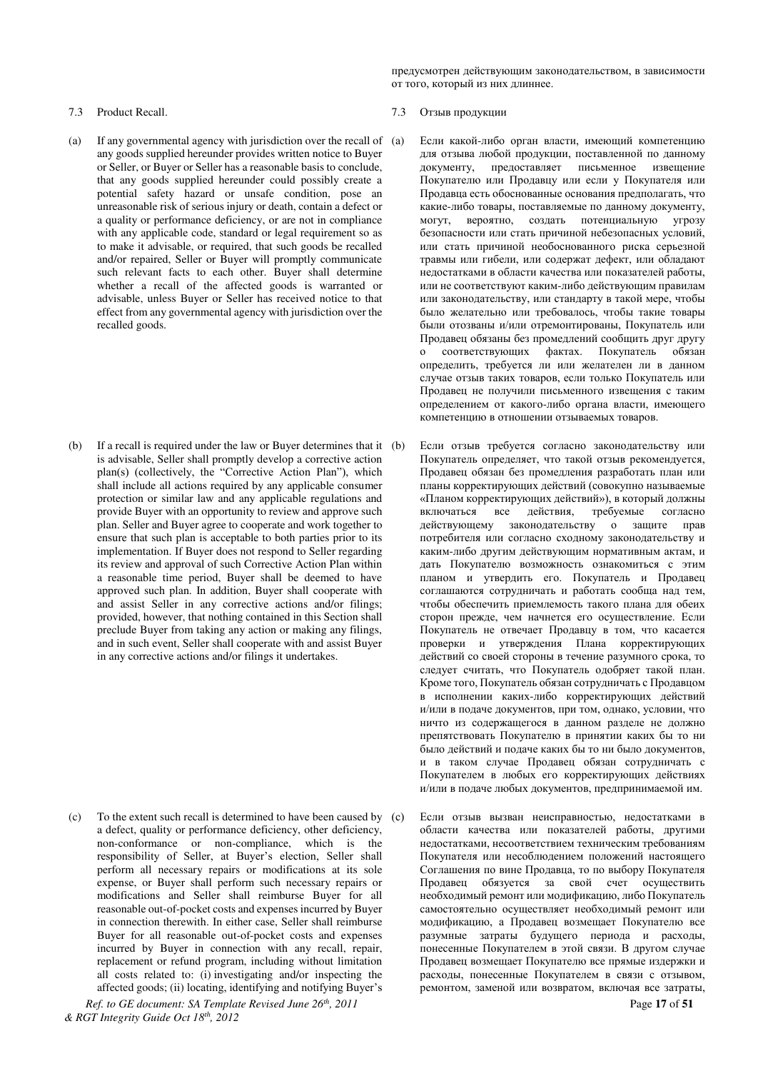предусмотрен действующим законодательством, в зависимости от того, который из них длиннее.

7.3 Product Recall.

(a) If any governmental agency with jurisdiction over the recall of any goods supplied hereunder provides written notice to Buyer or Seller, or Buyer or Seller has a reasonable basis to conclude, that any goods supplied hereunder could possibly create a potential safety hazard or unsafe condition, pose an unreasonable risk of serious injury or death, contain a defect or a quality or performance deficiency, or are not in compliance with any applicable code, standard or legal requirement so as to make it advisable, or required, that such goods be recalled and/or repaired, Seller or Buyer will promptly communicate such relevant facts to each other. Buyer shall determine whether a recall of the affected goods is warranted or advisable, unless Buyer or Seller has received notice to that effect from any governmental agency with jurisdiction over the recalled goods.

(b) If a recall is required under the law or Buyer determines that it is advisable, Seller shall promptly develop a corrective action plan(s) (collectively, the "Corrective Action Plan"), which shall include all actions required by any applicable consumer protection or similar law and any applicable regulations and provide Buyer with an opportunity to review and approve such plan. Seller and Buyer agree to cooperate and work together to ensure that such plan is acceptable to both parties prior to its implementation. If Buyer does not respond to Seller regarding its review and approval of such Corrective Action Plan within a reasonable time period, Buyer shall be deemed to have approved such plan. In addition, Buyer shall cooperate with and assist Seller in any corrective actions and/or filings; provided, however, that nothing contained in this Section shall preclude Buyer from taking any action or making any filings, and in such event, Seller shall cooperate with and assist Buyer in any corrective actions and/or filings it undertakes.

(c) To the extent such recall is determined to have been caused by a defect, quality or performance deficiency, other deficiency, non-conformance or non-compliance, which is the responsibility of Seller, at Buyer's election, Seller shall perform all necessary repairs or modifications at its sole expense, or Buyer shall perform such necessary repairs or modifications and Seller shall reimburse Buyer for all reasonable out-of-pocket costs and expenses incurred by Buyer in connection therewith. In either case, Seller shall reimburse Buyer for all reasonable out-of-pocket costs and expenses incurred by Buyer in connection with any recall, repair, replacement or refund program, including without limitation all costs related to: (i) investigating and/or inspecting the affected goods; (ii) locating, identifying and notifying Buyer's

7.3 Отзыв продукции

(a) Если какой-либо орган власти, имеющий компетенцию для отзыва любой продукции, поставленной по данному документу, предоставляет письменное извещение Покупателю или Продавцу или если у Покупателя или Продавца есть обоснованные основания предполагать, что какие-либо товары, поставляемые по данному документу, могут, вероятно, создать потенциальную угрозу безопасности или стать причиной небезопасных условий, или стать причиной необоснованного риска серьезной травмы или гибели, или содержат дефект, или обладают недостатками в области качества или показателей работы, или не соответствуют каким-либо действующим правилам или законодательству, или стандарту в такой мере, чтобы было желательно или требовалось, чтобы такие товары были отозваны и/или отремонтированы, Покупатель или Продавец обязаны без промедлений сообщить друг другу о соответствующих фактах. Покупатель обязан определить, требуется ли или желателен ли в данном случае отзыв таких товаров, если только Покупатель или Продавец не получили письменного извещения с таким определением от какого-либо органа власти, имеющего компетенцию в отношении отзываемых товаров.

(b) Если отзыв требуется согласно законодательству или Покупатель определяет, что такой отзыв рекомендуется, Продавец обязан без промедления разработать план или планы корректирующих действий (совокупно называемые «Планом корректирующих действий»), в который должны включаться все действия, требуемые согласно действующему законодательству о защите прав потребителя или согласно сходному законодательству и каким-либо другим действующим нормативным актам, и дать Покупателю возможность ознакомиться с этим планом и утвердить его. Покупатель и Продавец соглашаются сотрудничать и работать сообща над тем, чтобы обеспечить приемлемость такого плана для обеих сторон прежде, чем начнется его осуществление. Если Покупатель не отвечает Продавцу в том, что касается проверки и утверждения Плана корректирующих действий со своей стороны в течение разумного срока, то следует считать, что Покупатель одобряет такой план. Кроме того, Покупатель обязан сотрудничать с Продавцом в исполнении каких-либо корректирующих действий и/или в подаче документов, при том, однако, условии, что ничто из содержащегося в данном разделе не должно препятствовать Покупателю в принятии каких бы то ни было действий и подаче каких бы то ни было документов, и в таком случае Продавец обязан сотрудничать с Покупателем в любых его корректирующих действиях и/или в подаче любых документов, предпринимаемой им.

(c) Если отзыв вызван неисправностью, недостатками в области качества или показателей работы, другими недостатками, несоответствием техническим требованиям Покупателя или несоблюдением положений настоящего Соглашения по вине Продавца, то по выбору Покупателя Продавец обязуется за свой счет осуществить необходимый ремонт или модификацию, либо Покупатель самостоятельно осуществляет необходимый ремонт или модификацию, а Продавец возмещает Покупателю все разумные затраты будущего периода и расходы, понесенные Покупателем в этой связи. В другом случае Продавец возмещает Покупателю все прямые издержки и расходы, понесенные Покупателем в связи с отзывом, ремонтом, заменой или возвратом, включая все затраты,

*Ref. to GE document: SA Template Revised June 26th, 2011 & RGT Integrity Guide Oct 18th, 2012*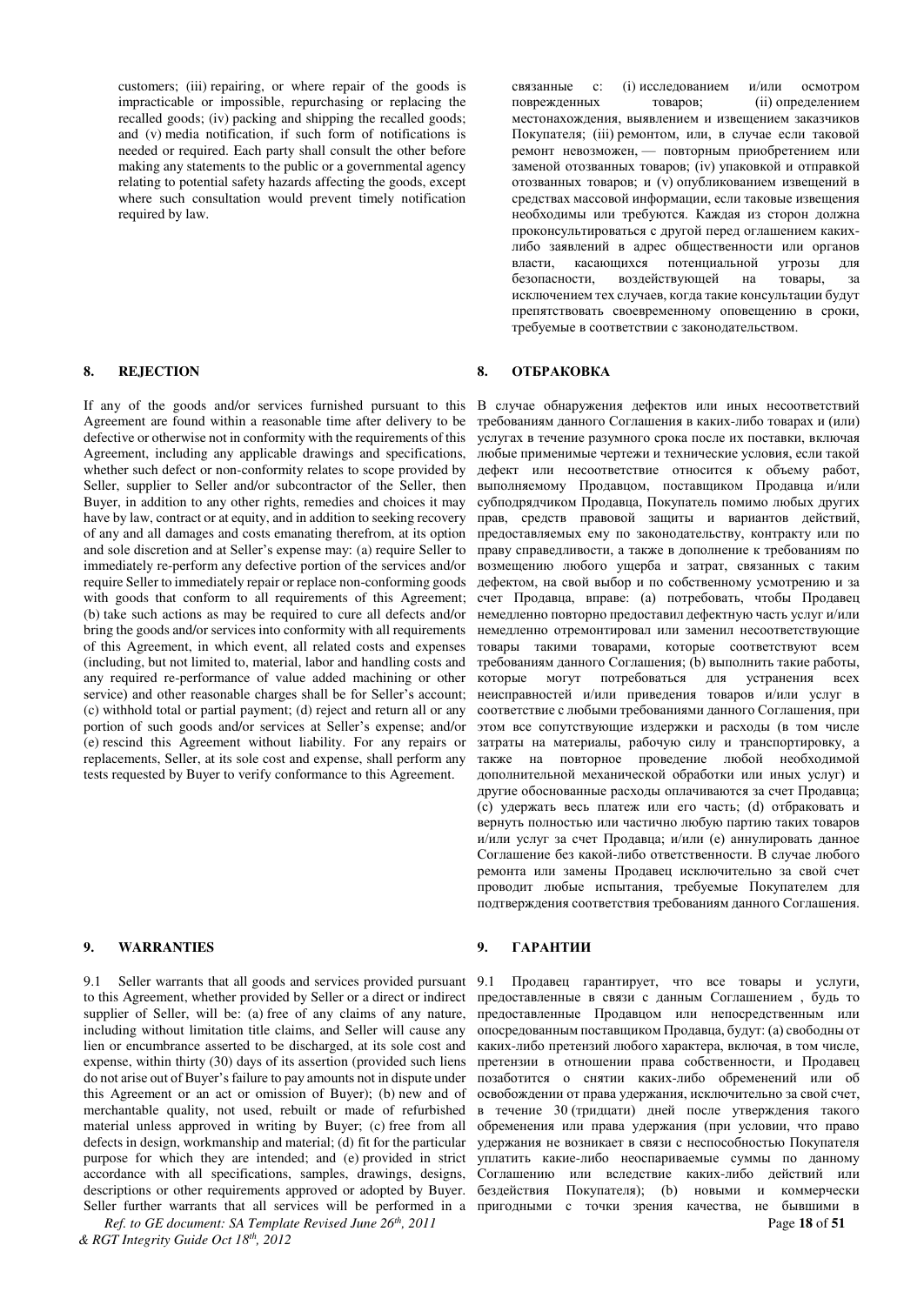customers; (iii) repairing, or where repair of the goods is impracticable or impossible, repurchasing or replacing the recalled goods; (iv) packing and shipping the recalled goods; and (v) media notification, if such form of notifications is needed or required. Each party shall consult the other before making any statements to the public or a governmental agency relating to potential safety hazards affecting the goods, except where such consultation would prevent timely notification required by law.

связанные с: (i) исследованием и/или осмотром поврежденных товаров; (ii) определением местонахождения, выявлением и извещением заказчиков Покупателя; (iii) ремонтом, или, в случае если таковой ремонт невозможен, — повторным приобретением или заменой отозванных товаров; (iv) упаковкой и отправкой отозванных товаров; и (v) опубликованием извещений в средствах массовой информации, если таковые извещения необходимы или требуются. Каждая из сторон должна проконсультироваться с другой перед оглашением каких-либо заявлений в адрес общественности или органов власти, касающихся потенциальной угрозы для безопасности, воздействующей на товары, за исключением тех случаев, когда такие консультации будут препятствовать своевременному оповещению в сроки, требуемые в соответствии с законодательством.

## 8. REJECTION

If any of the goods and/or services furnished pursuant to this Agreement are found within a reasonable time after delivery to be defective or otherwise not in conformity with the requirements of this Agreement, including any applicable drawings and specifications, whether such defect or non-conformity relates to scope provided by Seller, supplier to Seller and/or subcontractor of the Seller, then Buyer, in addition to any other rights, remedies and choices it may have by law, contract or at equity, and in addition to seeking recovery of any and all damages and costs emanating therefrom, at its option and sole discretion and at Seller's expense may: (a) require Seller to immediately re-perform any defective portion of the services and/or require Seller to immediately repair or replace non-conforming goods with goods that conform to all requirements of this Agreement; (b) take such actions as may be required to cure all defects and/or bring the goods and/or services into conformity with all requirements of this Agreement, in which event, all related costs and expenses (including, but not limited to, material, labor and handling costs and any required re-performance of value added machining or other service) and other reasonable charges shall be for Seller's account; (c) withhold total or partial payment; (d) reject and return all or any portion of such goods and/or services at Seller's expense; and/or (e) rescind this Agreement without liability. For any repairs or replacements, Seller, at its sole cost and expense, shall perform any tests requested by Buyer to verify conformance to this Agreement.

## 8. ОТБРАКОВКА

В случае обнаружения дефектов или иных несоответствий требованиям данного Соглашения в каких-либо товарах и (или) услугах в течение разумного срока после их поставки, включая любые применимые чертежи и технические условия, если такой дефект или несоответствие относится к объему работ, выполняемому Продавцом, поставщиком Продавца и/или субподрядчиком Продавца, Покупатель помимо любых других прав, средств правовой защиты и вариантов действий, предоставляемых ему по законодательству, контракту или по праву справедливости, а также в дополнение к требованиям по возмещению любого ущерба и затрат, связанных с таким дефектом, на свой выбор и по собственному усмотрению и за счет Продавца, вправе: (a) потребовать, чтобы Продавец немедленно повторно предоставил дефектную часть услуг и/или немедленно отремонтировал или заменил несоответствующие товары такими товарами, которые соответствуют всем требованиям данного Соглашения; (b) выполнить такие работы, которые могут потребоваться для устранения всех неисправностей и/или приведения товаров и/или услуг в соответствие с любыми требованиями данного Соглашения, при этом все сопутствующие издержки и расходы (в том числе затраты на материалы, рабочую силу и транспортировку, а также на повторное проведение любой необходимой дополнительной механической обработки или иных услуг) и другие обоснованные расходы оплачиваются за счет Продавца; (c) удержать весь платеж или его часть; (d) отбраковать и вернуть полностью или частично любую партию таких товаров и/или услуг за счет Продавца; и/или (e) аннулировать данное Соглашение без какой-либо ответственности. В случае любого ремонта или замены Продавец исключительно за свой счет проводит любые испытания, требуемые Покупателем для подтверждения соответствия требованиям данного Соглашения.

## 9. WARRANTIES

9.1 Seller warrants that all goods and services provided pursuant to this Agreement, whether provided by Seller or a direct or indirect supplier of Seller, will be: (a) free of any claims of any nature, including without limitation title claims, and Seller will cause any lien or encumbrance asserted to be discharged, at its sole cost and expense, within thirty (30) days of its assertion (provided such liens do not arise out of Buyer's failure to pay amounts not in dispute under this Agreement or an act or omission of Buyer); (b) new and of merchantable quality, not used, rebuilt or made of refurbished material unless approved in writing by Buyer; (c) free from all defects in design, workmanship and material; (d) fit for the particular purpose for which they are intended; and (e) provided in strict accordance with all specifications, samples, drawings, designs, descriptions or other requirements approved or adopted by Buyer. Seller further warrants that all services will be performed in a

## 9. ГАРАНТИИ

9.1 Продавец гарантирует, что все товары и услуги, предоставленные в связи с данным Соглашением , будь то предоставленные Продавцом или непосредственным или опосредованным поставщиком Продавца, будут: (a) свободны от каких-либо претензий любого характера, включая, в том числе, претензии в отношении права собственности, и Продавец позаботится о снятии каких-либо обременений или об освобождении от права удержания, исключительно за свой счет, в течение 30 (тридцати) дней после утверждения такого обременения или права удержания (при условии, что право удержания не возникает в связи с неспособностью Покупателя уплатить какие-либо неоспариваемые суммы по данному Соглашению или вследствие каких-либо действий или бездействия Покупателя); (b) новыми и коммерчески пригодными с точки зрения качества, не бывшими в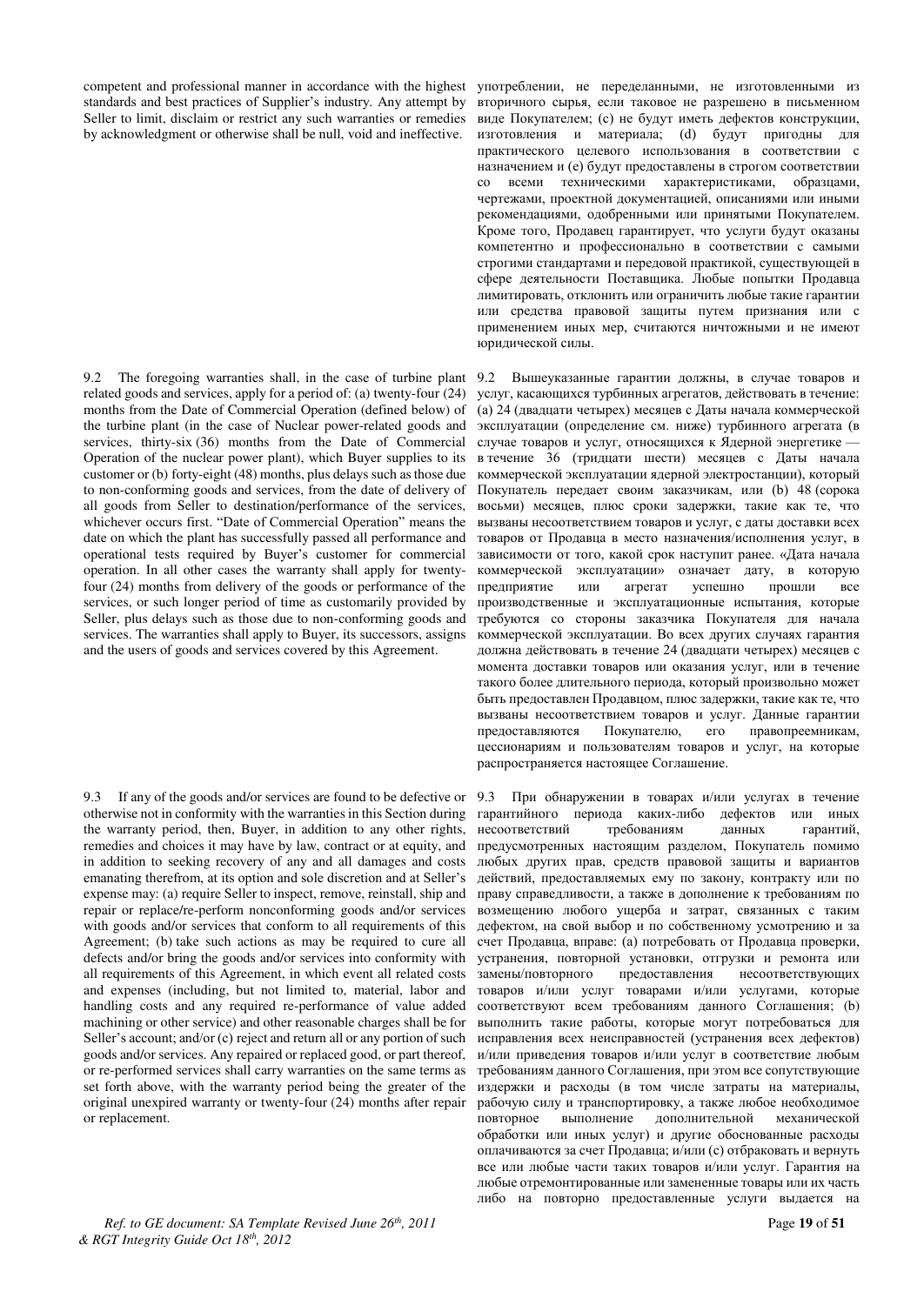competent and professional manner in accordance with the highest standards and best practices of Supplier's industry. Any attempt by Seller to limit, disclaim or restrict any such warranties or remedies by acknowledgment or otherwise shall be null, void and ineffective.

употреблении, не переделанными, не изготовленными из вторичного сырья, если таковое не разрешено в письменном виде Покупателем; (c) не будут иметь дефектов конструкции, изготовления и материала; (d) будут пригодны для практического целевого использования в соответствии с назначением и (e) будут предоставлены в строгом соответствии со всеми техническими характеристиками, образцами, чертежами, проектной документацией, описаниями или иными рекомендациями, одобренными или принятыми Покупателем. Кроме того, Продавец гарантирует, что услуги будут оказаны компетентно и профессионально в соответствии с самыми строгими стандартами и передовой практикой, существующей в сфере деятельности Поставщика. Любые попытки Продавца лимитировать, отклонить или ограничить любые такие гарантии или средства правовой защиты путем признания или с применением иных мер, считаются ничтожными и не имеют юридической силы.

9.2 The foregoing warranties shall, in the case of turbine plant related goods and services, apply for a period of: (a) twenty-four (24) months from the Date of Commercial Operation (defined below) of the turbine plant (in the case of Nuclear power-related goods and services, thirty-six (36) months from the Date of Commercial Operation of the nuclear power plant), which Buyer supplies to its customer or (b) forty-eight (48) months, plus delays such as those due to non-conforming goods and services, from the date of delivery of all goods from Seller to destination/performance of the services, whichever occurs first. "Date of Commercial Operation" means the date on which the plant has successfully passed all performance and operational tests required by Buyer's customer for commercial operation. In all other cases the warranty shall apply for twenty-four (24) months from delivery of the goods or performance of the services, or such longer period of time as customarily provided by Seller, plus delays such as those due to non-conforming goods and services. The warranties shall apply to Buyer, its successors, assigns and the users of goods and services covered by this Agreement.

9.2 Вышеуказанные гарантии должны, в случае товаров и услуг, касающихся турбинных агрегатов, действовать в течение: (a) 24 (двадцати четырех) месяцев с Даты начала коммерческой эксплуатации (определение см. ниже) турбинного агрегата (в случае товаров и услуг, относящихся к Ядерной энергетике — в течение 36 (тридцати шести) месяцев с Даты начала коммерческой эксплуатации ядерной электростанции), который Покупатель передает своим заказчикам, или (b) 48 (сорока восьми) месяцев, плюс сроки задержки, такие как те, что вызваны несоответствием товаров и услуг, с даты доставки всех товаров от Продавца в место назначения/исполнения услуг, в зависимости от того, какой срок наступит ранее. «Дата начала коммерческой эксплуатации» означает дату, в которую предприятие или агрегат успешно прошли все производственные и эксплуатационные испытания, которые требуются со стороны заказчика Покупателя для начала коммерческой эксплуатации. Во всех других случаях гарантия должна действовать в течение 24 (двадцати четырех) месяцев с момента доставки товаров или оказания услуг, или в течение такого более длительного периода, который произвольно может быть предоставлен Продавцом, плюс задержки, такие как те, что вызваны несоответствием товаров и услуг. Данные гарантии предоставляются Покупателю, его правопреемникам, цессионариям и пользователям товаров и услуг, на которые распространяется настоящее Соглашение.

9.3 If any of the goods and/or services are found to be defective or otherwise not in conformity with the warranties in this Section during the warranty period, then, Buyer, in addition to any other rights, remedies and choices it may have by law, contract or at equity, and in addition to seeking recovery of any and all damages and costs emanating therefrom, at its option and sole discretion and at Seller's expense may: (a) require Seller to inspect, remove, reinstall, ship and repair or replace/re-perform nonconforming goods and/or services with goods and/or services that conform to all requirements of this Agreement; (b) take such actions as may be required to cure all defects and/or bring the goods and/or services into conformity with all requirements of this Agreement, in which event all related costs and expenses (including, but not limited to, material, labor and handling costs and any required re-performance of value added machining or other service) and other reasonable charges shall be for Seller's account; and/or (c) reject and return all or any portion of such goods and/or services. Any repaired or replaced good, or part thereof, or re-performed services shall carry warranties on the same terms as set forth above, with the warranty period being the greater of the original unexpired warranty or twenty-four (24) months after repair or replacement.

9.3 При обнаружении в товарах и/или услугах в течение гарантийного периода каких-либо дефектов или иных несоответствий требованиям данных гарантий, предусмотренных настоящим разделом, Покупатель помимо любых других прав, средств правовой защиты и вариантов действий, предоставляемых ему по закону, контракту или по праву справедливости, а также в дополнение к требованиям по возмещению любого ущерба и затрат, связанных с таким дефектом, на свой выбор и по собственному усмотрению и за счет Продавца, вправе: (a) потребовать от Продавца проверки, устранения, повторной установки, отгрузки и ремонта или замены/повторного предоставления несоответствующих товаров и/или услуг товарами и/или услугами, которые соответствуют всем требованиям данного Соглашения; (b) выполнить такие работы, которые могут потребоваться для исправления всех неисправностей (устранения всех дефектов) и/или приведения товаров и/или услуг в соответствие любым требованиям данного Соглашения, при этом все сопутствующие издержки и расходы (в том числе затраты на материалы, рабочую силу и транспортировку, а также любое необходимое повторное выполнение дополнительной механической обработки или иных услуг) и другие обоснованные расходы оплачиваются за счет Продавца; и/или (c) отбраковать и вернуть все или любые части таких товаров и/или услуг. Гарантия на любые отремонтированные или замененные товары или их часть либо на повторно предоставленные услуги выдается на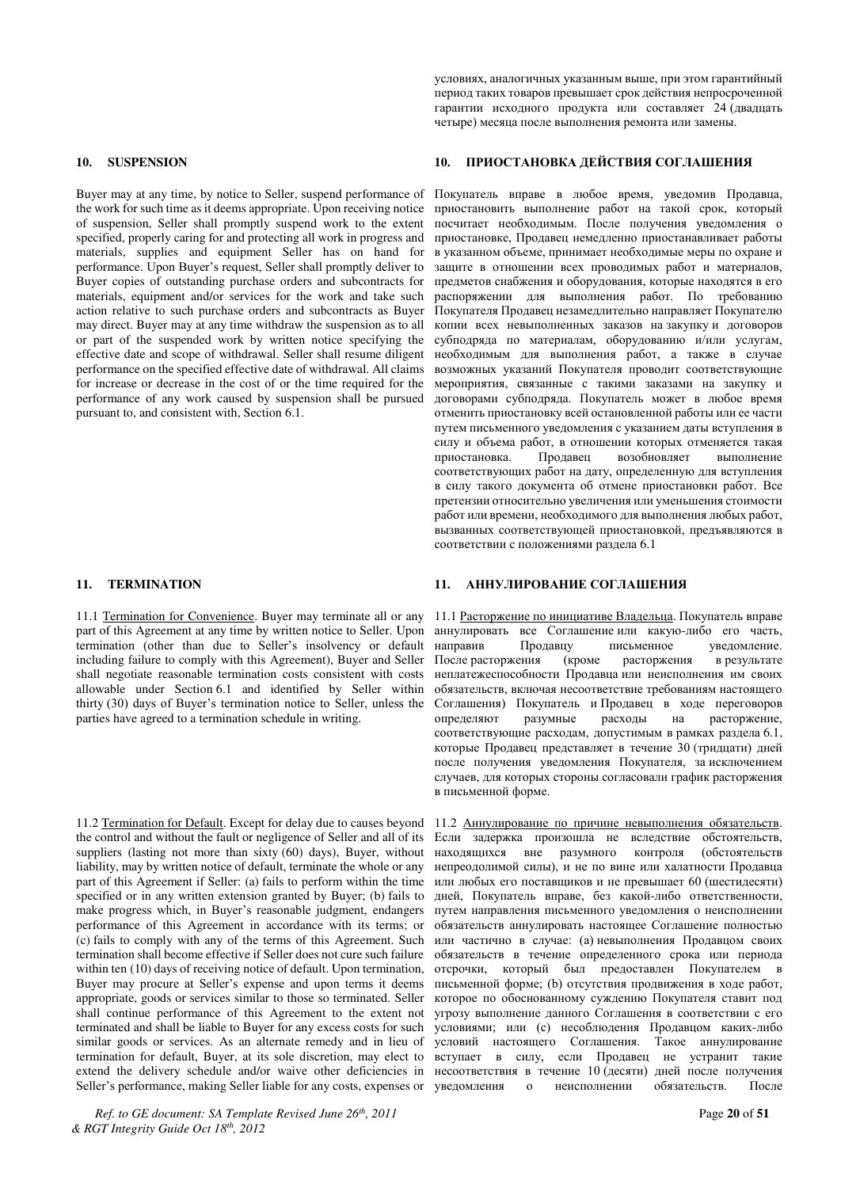условиях, аналогичных указанным выше, при этом гарантийный период таких товаров превышает срок действия непросроченной гарантии исходного продукта или составляет 24 (двадцать четыре) месяца после выполнения ремонта или замены.

## 10. SUSPENSION

Buyer may at any time, by notice to Seller, suspend performance of the work for such time as it deems appropriate. Upon receiving notice of suspension, Seller shall promptly suspend work to the extent specified, properly caring for and protecting all work in progress and materials, supplies and equipment Seller has on hand for performance. Upon Buyer's request, Seller shall promptly deliver to Buyer copies of outstanding purchase orders and subcontracts for materials, equipment and/or services for the work and take such action relative to such purchase orders and subcontracts as Buyer may direct. Buyer may at any time withdraw the suspension as to all or part of the suspended work by written notice specifying the effective date and scope of withdrawal. Seller shall resume diligent performance on the specified effective date of withdrawal. All claims for increase or decrease in the cost of or the time required for the performance of any work caused by suspension shall be pursued pursuant to, and consistent with, Section 6.1.

## 10. ПРИОСТАНОВКА ДЕЙСТВИЯ СОГЛАШЕНИЯ

Покупатель вправе в любое время, уведомив Продавца, приостановить выполнение работ на такой срок, который посчитает необходимым. После получения уведомления о приостановке, Продавец немедленно приостанавливает работы в указанном объеме, принимает необходимые меры по охране и защите в отношении всех проводимых работ и материалов, предметов снабжения и оборудования, которые находятся в его распоряжении для выполнения работ. По требованию Покупателя Продавец незамедлительно направляет Покупателю копии всех невыполненных заказов на закупку и договоров субподряда по материалам, оборудованию и/или услугам, необходимым для выполнения работ, а также в случае возможных указаний Покупателя проводит соответствующие мероприятия, связанные с такими заказами на закупку и договорами субподряда. Покупатель может в любое время отменить приостановку всей остановленной работы или ее части путем письменного уведомления с указанием даты вступления в силу и объема работ, в отношении которых отменяется такая приостановка. Продавец возобновляет выполнение соответствующих работ на дату, определенную для вступления в силу такого документа об отмене приостановки работ. Все претензии относительно увеличения или уменьшения стоимости работ или времени, необходимого для выполнения любых работ, вызванных соответствующей приостановкой, предъявляются в соответствии с положениями раздела 6.1

## 11. TERMINATION

11.1 Termination for Convenience. Buyer may terminate all or any part of this Agreement at any time by written notice to Seller. Upon termination (other than due to Seller's insolvency or default including failure to comply with this Agreement), Buyer and Seller shall negotiate reasonable termination costs consistent with costs allowable under Section 6.1 and identified by Seller within thirty (30) days of Buyer's termination notice to Seller, unless the parties have agreed to a termination schedule in writing.

11.2 Termination for Default. Except for delay due to causes beyond the control and without the fault or negligence of Seller and all of its suppliers (lasting not more than sixty (60) days), Buyer, without liability, may by written notice of default, terminate the whole or any part of this Agreement if Seller: (a) fails to perform within the time specified or in any written extension granted by Buyer; (b) fails to make progress which, in Buyer's reasonable judgment, endangers performance of this Agreement in accordance with its terms; or (c) fails to comply with any of the terms of this Agreement. Such termination shall become effective if Seller does not cure such failure within ten (10) days of receiving notice of default. Upon termination, Buyer may procure at Seller's expense and upon terms it deems appropriate, goods or services similar to those so terminated. Seller shall continue performance of this Agreement to the extent not terminated and shall be liable to Buyer for any excess costs for such similar goods or services. As an alternate remedy and in lieu of termination for default, Buyer, at its sole discretion, may elect to extend the delivery schedule and/or waive other deficiencies in Seller's performance, making Seller liable for any costs, expenses or

## 11. АННУЛИРОВАНИЕ СОГЛАШЕНИЯ

11.1 Расторжение по инициативе Владельца. Покупатель вправе аннулировать все Соглашение или какую-либо его часть, направив Продавцу письменное уведомление. После расторжения (кроме расторжения в результате неплатежеспособности Продавца или неисполнения им своих обязательств, включая несоответствие требованиям настоящего Соглашения) Покупатель и Продавец в ходе переговоров определяют разумные расходы на расторжение, соответствующие расходам, допустимым в рамках раздела 6.1, которые Продавец представляет в течение 30 (тридцати) дней после получения уведомления Покупателя, за исключением случаев, для которых стороны согласовали график расторжения в письменной форме.

11.2 Аннулирование по причине невыполнения обязательств. Если задержка произошла не вследствие обстоятельств, находящихся вне разумного контроля (обстоятельств непреодолимой силы), и не по вине или халатности Продавца или любых его поставщиков и не превышает 60 (шестидесяти) дней, Покупатель вправе, без какой-либо ответственности, путем направления письменного уведомления о неисполнении обязательств аннулировать настоящее Соглашение полностью или частично в случае: (a) невыполнения Продавцом своих обязательств в течение определенного срока или периода отсрочки, который был предоставлен Покупателем в письменной форме; (b) отсутствия продвижения в ходе работ, которое по обоснованному суждению Покупателя ставит под угрозу выполнение данного Соглашения в соответствии с его условиями; или (c) несоблюдения Продавцом каких-либо условий настоящего Соглашения. Такое аннулирование вступает в силу, если Продавец не устранит такие несоответствия в течение 10 (десяти) дней после получения уведомления о неисполнении обязательств. После

*Ref. to GE document: SA Template Revised June 26th, 2011 & RGT Integrity Guide Oct 18th, 2012*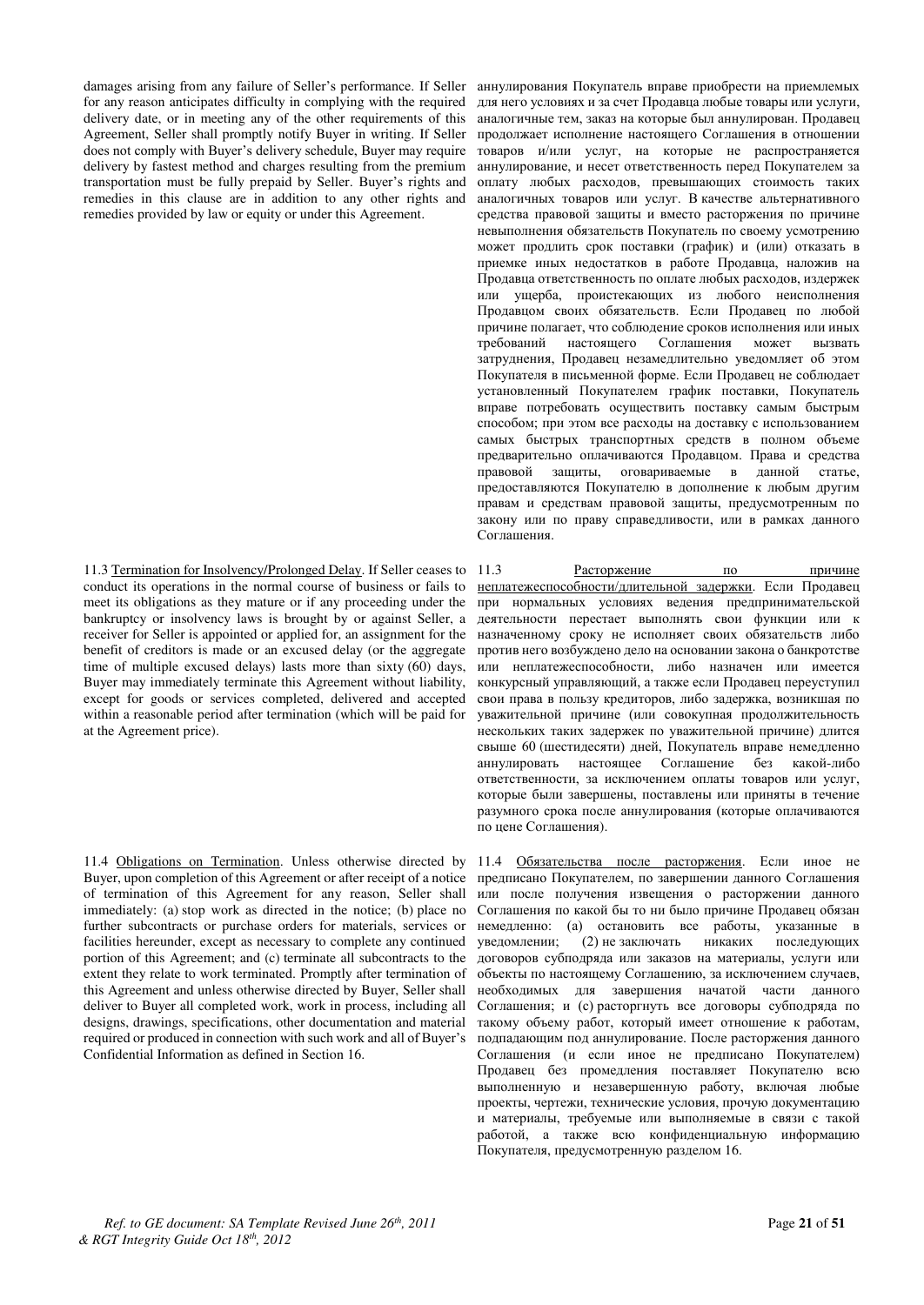damages arising from any failure of Seller's performance. If Seller for any reason anticipates difficulty in complying with the required delivery date, or in meeting any of the other requirements of this Agreement, Seller shall promptly notify Buyer in writing. If Seller does not comply with Buyer's delivery schedule, Buyer may require delivery by fastest method and charges resulting from the premium transportation must be fully prepaid by Seller. Buyer's rights and remedies in this clause are in addition to any other rights and remedies provided by law or equity or under this Agreement.

аннулирования Покупатель вправе приобрести на приемлемых для него условиях и за счет Продавца любые товары или услуги, аналогичные тем, заказ на которые был аннулирован. Продавец продолжает исполнение настоящего Соглашения в отношении товаров и/или услуг, на которые не распространяется аннулирование, и несет ответственность перед Покупателем за оплату любых расходов, превышающих стоимость таких аналогичных товаров или услуг. В качестве альтернативного средства правовой защиты и вместо расторжения по причине невыполнения обязательств Покупатель по своему усмотрению может продлить срок поставки (график) и (или) отказать в приемке иных недостатков в работе Продавца, наложив на Продавца ответственность по оплате любых расходов, издержек или ущерба, проистекающих из любого неисполнения Продавцом своих обязательств. Если Продавец по любой причине полагает, что соблюдение сроков исполнения или иных требований настоящего Соглашения может вызвать затруднения, Продавец незамедлительно уведомляет об этом Покупателя в письменной форме. Если Продавец не соблюдает установленный Покупателем график поставки, Покупатель вправе потребовать осуществить поставку самым быстрым способом; при этом все расходы на доставку с использованием самых быстрых транспортных средств в полном объеме предварительно оплачиваются Продавцом. Права и средства правовой защиты, оговариваемые в данной статье, предоставляются Покупателю в дополнение к любым другим правам и средствам правовой защиты, предусмотренным по закону или по праву справедливости, или в рамках данного Соглашения.

11.3 <u>Termination for Insolvency/Prolonged Delay</u>. If Seller ceases to conduct its operations in the normal course of business or fails to meet its obligations as they mature or if any proceeding under the bankruptcy or insolvency laws is brought by or against Seller, a receiver for Seller is appointed or applied for, an assignment for the benefit of creditors is made or an excused delay (or the aggregate time of multiple excused delays) lasts more than sixty (60) days, Buyer may immediately terminate this Agreement without liability, except for goods or services completed, delivered and accepted within a reasonable period after termination (which will be paid for at the Agreement price).

11.3 <u>Расторжение по причине неплатежеспособности/длительной задержки</u>. Если Продавец при нормальных условиях ведения предпринимательской деятельности перестает выполнять свои функции или к назначенному сроку не исполняет своих обязательств либо против него возбуждено дело на основании закона о банкротстве или неплатежеспособности, либо назначен или имеется конкурсный управляющий, а также если Продавец переуступил свои права в пользу кредиторов, либо задержка, возникшая по уважительной причине (или совокупная продолжительность нескольких таких задержек по уважительной причине) длится свыше 60 (шестидесяти) дней, Покупатель вправе немедленно аннулировать настоящее Соглашение без какой-либо ответственности, за исключением оплаты товаров или услуг, которые были завершены, поставлены или приняты в течение разумного срока после аннулирования (которые оплачиваются по цене Соглашения).

11.4 <u>Obligations on Termination</u>. Unless otherwise directed by Buyer, upon completion of this Agreement or after receipt of a notice of termination of this Agreement for any reason, Seller shall immediately: (a) stop work as directed in the notice; (b) place no further subcontracts or purchase orders for materials, services or facilities hereunder, except as necessary to complete any continued portion of this Agreement; and (c) terminate all subcontracts to the extent they relate to work terminated. Promptly after termination of this Agreement and unless otherwise directed by Buyer, Seller shall deliver to Buyer all completed work, work in process, including all designs, drawings, specifications, other documentation and material required or produced in connection with such work and all of Buyer's Confidential Information as defined in Section 16.

11.4 <u>Обязательства после расторжения</u>. Если иное не предписано Покупателем, по завершении данного Соглашения или после получения извещения о расторжении данного Соглашения по какой бы то ни было причине Продавец обязан немедленно: (a) остановить все работы, указанные в уведомлении; (2) не заключать никаких последующих договоров субподряда или заказов на материалы, услуги или объекты по настоящему Соглашению, за исключением случаев, необходимых для завершения начатой части данного Соглашения; и (c) расторгнуть все договоры субподряда по такому объему работ, который имеет отношение к работам, подпадающим под аннулирование. После расторжения данного Соглашения (и если иное не предписано Покупателем) Продавец без промедления поставляет Покупателю всю выполненную и незавершенную работу, включая любые проекты, чертежи, технические условия, прочую документацию и материалы, требуемые или выполняемые в связи с такой работой, а также всю конфиденциальную информацию Покупателя, предусмотренную разделом 16.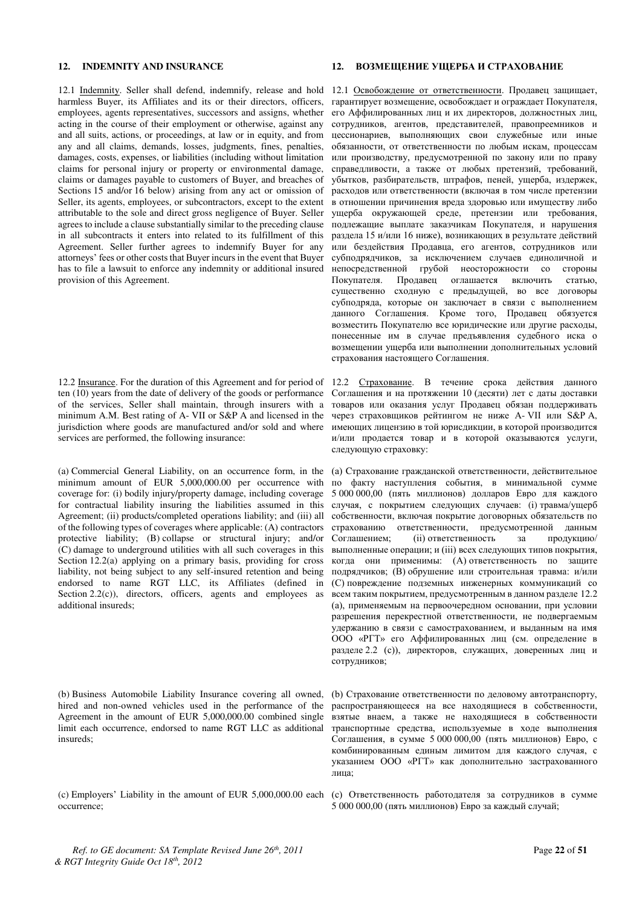## 12. INDEMNITY AND INSURANCE

12.1 Indemnity. Seller shall defend, indemnify, release and hold harmless Buyer, its Affiliates and its or their directors, officers, employees, agents representatives, successors and assigns, whether acting in the course of their employment or otherwise, against any and all suits, actions, or proceedings, at law or in equity, and from any and all claims, demands, losses, judgments, fines, penalties, damages, costs, expenses, or liabilities (including without limitation claims for personal injury or property or environmental damage, claims or damages payable to customers of Buyer, and breaches of Sections 15 and/or 16 below) arising from any act or omission of Seller, its agents, employees, or subcontractors, except to the extent attributable to the sole and direct gross negligence of Buyer. Seller agrees to include a clause substantially similar to the preceding clause in all subcontracts it enters into related to its fulfillment of this Agreement. Seller further agrees to indemnify Buyer for any attorneys' fees or other costs that Buyer incurs in the event that Buyer has to file a lawsuit to enforce any indemnity or additional insured provision of this Agreement.

12.2 Insurance. For the duration of this Agreement and for period of ten (10) years from the date of delivery of the goods or performance of the services, Seller shall maintain, through insurers with a minimum A.M. Best rating of A- VII or S&P A and licensed in the jurisdiction where goods are manufactured and/or sold and where services are performed, the following insurance:

(a) Commercial General Liability, on an occurrence form, in the minimum amount of EUR 5,000,000.00 per occurrence with coverage for: (i) bodily injury/property damage, including coverage for contractual liability insuring the liabilities assumed in this Agreement; (ii) products/completed operations liability; and (iii) all of the following types of coverages where applicable: (A) contractors protective liability; (B) collapse or structural injury; and/or (C) damage to underground utilities with all such coverages in this Section 12.2(a) applying on a primary basis, providing for cross liability, not being subject to any self-insured retention and being endorsed to name RGT LLC, its Affiliates (defined in Section 2.2(c)), directors, officers, agents and employees as additional insureds;

(b) Business Automobile Liability Insurance covering all owned, hired and non-owned vehicles used in the performance of the Agreement in the amount of EUR 5,000,000.00 combined single limit each occurrence, endorsed to name RGT LLC as additional insureds;

(c) Employers' Liability in the amount of EUR 5,000,000.00 each occurrence;

## 12. ВОЗМЕЩЕНИЕ УЩЕРБА И СТРАХОВАНИЕ

12.1 Освобождение от ответственности. Продавец защищает, гарантирует возмещение, освобождает и ограждает Покупателя, его Аффилированных лиц и их директоров, должностных лиц, сотрудников, агентов, представителей, правопреемников и цессионариев, выполняющих свои служебные или иные обязанности, от ответственности по любым искам, процессам или производству, предусмотренной по закону или по праву справедливости, а также от любых претензий, требований, убытков, разбирательств, штрафов, пеней, ущерба, издержек, расходов или ответственности (включая в том числе претензии в отношении причинения вреда здоровью или имуществу либо ущерба окружающей среде, претензии или требования, подлежащие выплате заказчикам Покупателя, и нарушения раздела 15 и/или 16 ниже), возникающих в результате действий или бездействия Продавца, его агентов, сотрудников или субподрядчиков, за исключением случаев единоличной и непосредственной грубой неосторожности со стороны Покупателя. Продавец оглашается включить статью, существенно сходную с предыдущей, во все договоры субподряда, которые он заключает в связи с выполнением данного Соглашения. Кроме того, Продавец обязуется возместить Покупателю все юридические или другие расходы, понесенные им в случае предъявления судебного иска о возмещении ущерба или выполнении дополнительных условий страхования настоящего Соглашения.

12.2 Страхование. В течение срока действия данного Соглашения и на протяжении 10 (десяти) лет с даты доставки товаров или оказания услуг Продавец обязан поддерживать через страховщиков рейтингом не ниже A- VII или S&P A, имеющих лицензию в той юрисдикции, в которой производится и/или продается товар и в которой оказываются услуги, следующую страховку:

(a) Страхование гражданской ответственности, действительное по факту наступления события, в минимальной сумме 5 000 000,00 (пять миллионов) долларов Евро для каждого случая, с покрытием следующих случаев: (i) травма/ущерб собственности, включая покрытие договорных обязательств по страхованию ответственности, предусмотренной данным Соглашением; (ii) ответственность за продукцию/ выполненные операции; и (iii) всех следующих типов покрытия, когда они применимы: (A) ответственность по защите подрядчиков; (B) обрушение или строительная травма: и/или (C) повреждение подземных инженерных коммуникаций со всем таким покрытием, предусмотренным в данном разделе 12.2 (a), применяемым на первоочередном основании, при условии разрешения перекрестной ответственности, не подвергаемым удержанию в связи с самострахованием, и выданным на имя ООО «РГТ» его Аффилированных лиц (см. определение в разделе 2.2 (c)), директоров, служащих, доверенных лиц и сотрудников;

(b) Страхование ответственности по деловому автотранспорту, распространяющееся на все находящиеся в собственности, взятые внаем, а также не находящиеся в собственности транспортные средства, используемые в ходе выполнения Соглашения, в сумме 5 000 000,00 (пять миллионов) Евро, с комбинированным единым лимитом для каждого случая, с указанием ООО «РГТ» как дополнительно застрахованного лица;

(c) Ответственность работодателя за сотрудников в сумме 5 000 000,00 (пять миллионов) Евро за каждый случай;

*Ref. to GE document: SA Template Revised June 26th, 2011 & RGT Integrity Guide Oct 18th, 2012*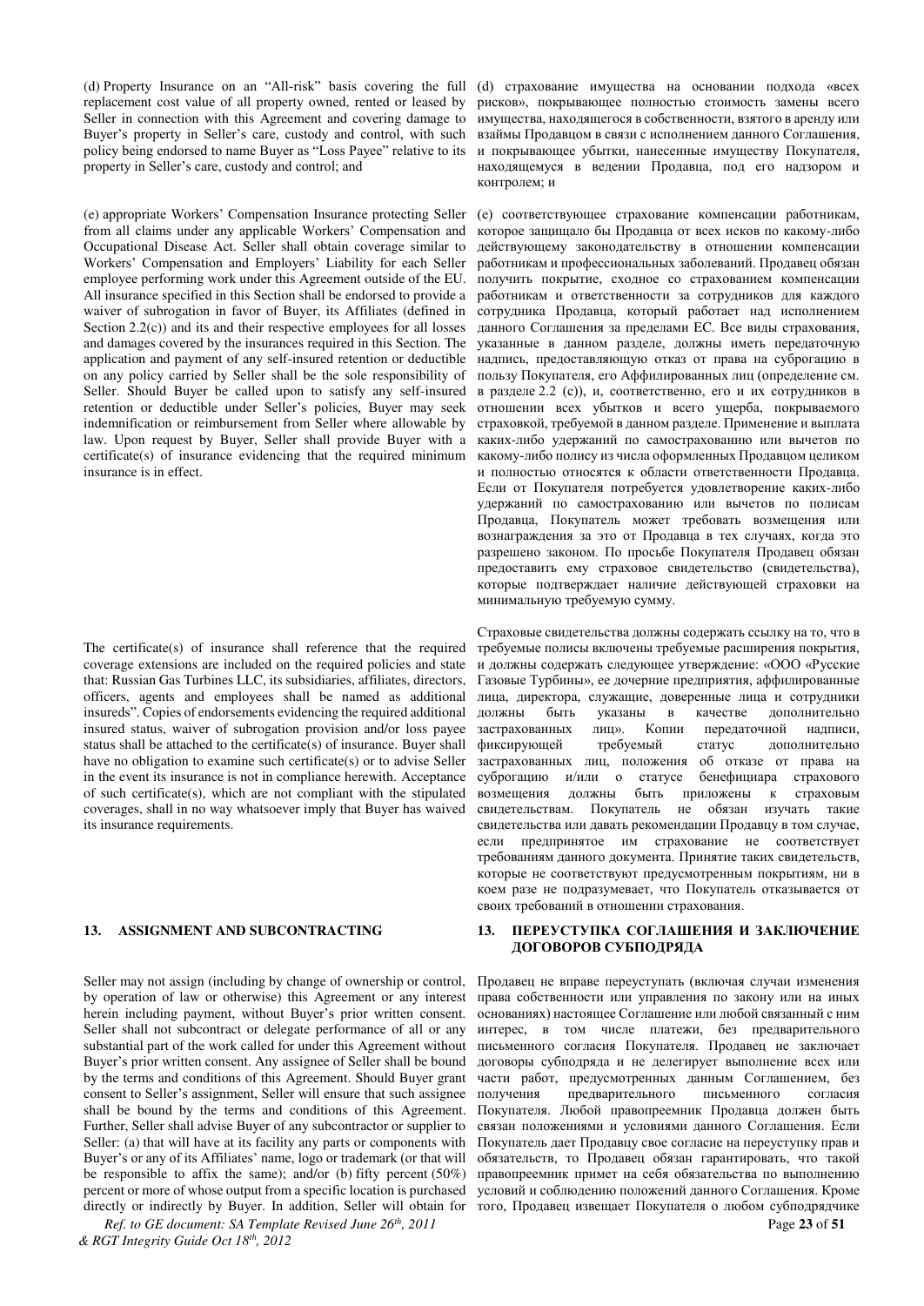(d) Property Insurance on an "All-risk" basis covering the full replacement cost value of all property owned, rented or leased by Seller in connection with this Agreement and covering damage to Buyer's property in Seller's care, custody and control, with such policy being endorsed to name Buyer as "Loss Payee" relative to its property in Seller's care, custody and control; and

(d) страхование имущества на основании подхода «всех рисков», покрывающее полностью стоимость замены всего имущества, находящегося в собственности, взятого в аренду или взаймы Продавцом в связи с исполнением данного Соглашения, и покрывающее убытки, нанесенные имуществу Покупателя, находящемуся в ведении Продавца, под его надзором и контролем; и

(e) appropriate Workers' Compensation Insurance protecting Seller from all claims under any applicable Workers' Compensation and Occupational Disease Act. Seller shall obtain coverage similar to Workers' Compensation and Employers' Liability for each Seller employee performing work under this Agreement outside of the EU. All insurance specified in this Section shall be endorsed to provide a waiver of subrogation in favor of Buyer, its Affiliates (defined in Section 2.2(c)) and its and their respective employees for all losses and damages covered by the insurances required in this Section. The application and payment of any self-insured retention or deductible on any policy carried by Seller shall be the sole responsibility of Seller. Should Buyer be called upon to satisfy any self-insured retention or deductible under Seller's policies, Buyer may seek indemnification or reimbursement from Seller where allowable by law. Upon request by Buyer, Seller shall provide Buyer with a certificate(s) of insurance evidencing that the required minimum insurance is in effect.

(e) соответствующее страхование компенсации работникам, которое защищало бы Продавца от всех исков по какому-либо действующему законодательству в отношении компенсации работникам и профессиональных заболеваний. Продавец обязан получить покрытие, сходное со страхованием компенсации работникам и ответственности за сотрудников для каждого сотрудника Продавца, который работает над исполнением данного Соглашения за пределами ЕС. Все виды страхования, указанные в данном разделе, должны иметь передаточную надпись, предоставляющую отказ от права на суброгацию в пользу Покупателя, его Аффилированных лиц (определение см. в разделе 2.2 (c)), и, соответственно, его и их сотрудников в отношении всех убытков и всего ущерба, покрываемого страховкой, требуемой в данном разделе. Применение и выплата каких-либо удержаний по самострахованию или вычетов по какому-либо полису из числа оформленных Продавцом целиком и полностью относятся к области ответственности Продавца. Если от Покупателя потребуется удовлетворение каких-либо удержаний по самострахованию или вычетов по полисам Продавца, Покупатель может требовать возмещения или вознаграждения за это от Продавца в тех случаях, когда это разрешено законом. По просьбе Покупателя Продавец обязан предоставить ему страховое свидетельство (свидетельства), которые подтверждает наличие действующей страховки на минимальную требуемую сумму.

The certificate(s) of insurance shall reference that the required coverage extensions are included on the required policies and state that: Russian Gas Turbines LLC, its subsidiaries, affiliates, directors, officers, agents and employees shall be named as additional insureds". Copies of endorsements evidencing the required additional insured status, waiver of subrogation provision and/or loss payee status shall be attached to the certificate(s) of insurance. Buyer shall have no obligation to examine such certificate(s) or to advise Seller in the event its insurance is not in compliance herewith. Acceptance of such certificate(s), which are not compliant with the stipulated coverages, shall in no way whatsoever imply that Buyer has waived its insurance requirements.

Страховые свидетельства должны содержать ссылку на то, что в требуемые полисы включены требуемые расширения покрытия, и должны содержать следующее утверждение: «ООО «Русские Газовые Турбины», ее дочерние предприятия, аффилированные лица, директора, служащие, доверенные лица и сотрудники должны быть указаны в качестве дополнительно застрахованных лиц». Копии передаточной надписи, фиксирующей требуемый статус дополнительно застрахованных лиц, положения об отказе от права на суброгацию и/или о статусе бенефициара страхового возмещения должны быть приложены к страховым свидетельствам. Покупатель не обязан изучать такие свидетельства или давать рекомендации Продавцу в том случае, если предпринятое им страхование не соответствует требованиям данного документа. Принятие таких свидетельств, которые не соответствуют предусмотренным покрытиям, ни в коем разе не подразумевает, что Покупатель отказывается от своих требований в отношении страхования.

## 13. ASSIGNMENT AND SUBCONTRACTING

## 13. ПЕРЕУСТУПКА СОГЛАШЕНИЯ И ЗАКЛЮЧЕНИЕ ДОГОВОРОВ СУБПОДРЯДА

Seller may not assign (including by change of ownership or control, by operation of law or otherwise) this Agreement or any interest herein including payment, without Buyer's prior written consent. Seller shall not subcontract or delegate performance of all or any substantial part of the work called for under this Agreement without Buyer's prior written consent. Any assignee of Seller shall be bound by the terms and conditions of this Agreement. Should Buyer grant consent to Seller's assignment, Seller will ensure that such assignee shall be bound by the terms and conditions of this Agreement. Further, Seller shall advise Buyer of any subcontractor or supplier to Seller: (a) that will have at its facility any parts or components with Buyer's or any of its Affiliates' name, logo or trademark (or that will be responsible to affix the same); and/or (b) fifty percent (50%) percent or more of whose output from a specific location is purchased directly or indirectly by Buyer. In addition, Seller will obtain for

Продавец не вправе переуступать (включая случаи изменения права собственности или управления по закону или на иных основаниях) настоящее Соглашение или любой связанный с ним интерес, в том числе платежи, без предварительного письменного согласия Покупателя. Продавец не заключает договоры субподряда и не делегирует выполнение всех или части работ, предусмотренных данным Соглашением, без получения предварительного письменного согласия Покупателя. Любой правопреемник Продавца должен быть связан положениями и условиями данного Соглашения. Если Покупатель дает Продавцу свое согласие на переуступку прав и обязательств, то Продавец обязан гарантировать, что такой правопреемник примет на себя обязательства по выполнению условий и соблюдению положений данного Соглашения. Кроме того, Продавец извещает Покупателя о любом субподрядчике

*Ref. to GE document: SA Template Revised June 26th, 2011 & RGT Integrity Guide Oct 18th, 2012*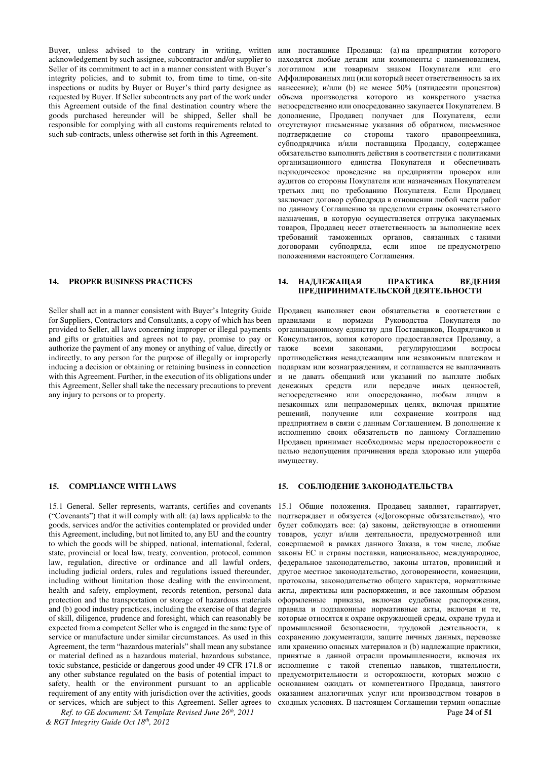Buyer, unless advised to the contrary in writing, written acknowledgement by such assignee, subcontractor and/or supplier to Seller of its commitment to act in a manner consistent with Buyer's integrity policies, and to submit to, from time to time, on-site inspections or audits by Buyer or Buyer's third party designee as requested by Buyer. If Seller subcontracts any part of the work under this Agreement outside of the final destination country where the goods purchased hereunder will be shipped, Seller shall be responsible for complying with all customs requirements related to such sub-contracts, unless otherwise set forth in this Agreement.

или поставщике Продавца: (a) на предприятии которого находятся любые детали или компоненты с наименованием, логотипом или товарным знаком Покупателя или его Аффилированных лиц (или который несет ответственность за их нанесение); и/или (b) не менее 50% (пятидесяти процентов) объема производства которого из конкретного участка непосредственно или опосредованно закупается Покупателем. В дополнение, Продавец получает для Покупателя, если отсутствуют письменные указания об обратном, письменное подтверждение со стороны такого правопреемника, субподрядчика и/или поставщика Продавцу, содержащее обязательство выполнять действия в соответствии с политиками организационного единства Покупателя и обеспечивать периодическое проведение на предприятии проверок или аудитов со стороны Покупателя или назначенных Покупателем третьих лиц по требованию Покупателя. Если Продавец заключает договор субподряда в отношении любой части работ по данному Соглашению за пределами страны окончательного назначения, в которую осуществляется отгрузка закупаемых товаров, Продавец несет ответственность за выполнение всех требований таможенных органов, связанных с такими договорами субподряда, если иное не предусмотрено положениями настоящего Соглашения.

## 14. PROPER BUSINESS PRACTICES

Seller shall act in a manner consistent with Buyer's Integrity Guide for Suppliers, Contractors and Consultants, a copy of which has been provided to Seller, all laws concerning improper or illegal payments and gifts or gratuities and agrees not to pay, promise to pay or authorize the payment of any money or anything of value, directly or indirectly, to any person for the purpose of illegally or improperly inducing a decision or obtaining or retaining business in connection with this Agreement. Further, in the execution of its obligations under this Agreement, Seller shall take the necessary precautions to prevent any injury to persons or to property.

## 14. НАДЛЕЖАЩАЯ ПРАКТИКА ВЕДЕНИЯ ПРЕДПРИНИМАТЕЛЬСКОЙ ДЕЯТЕЛЬНОСТИ

Продавец выполняет свои обязательства в соответствии с правилами и нормами Руководства Покупателя по организационному единству для Поставщиков, Подрядчиков и Консультантов, копия которого предоставляется Продавцу, а также всеми законами, регулирующими вопросы противодействия ненадлежащим или незаконным платежам и подаркам или вознаграждениям, и соглашается не выплачивать и не давать обещаний или указаний по выплате любых денежных средств или передаче иных ценностей, непосредственно или опосредованно, любым лицам в незаконных или неправомерных целях, включая принятие решений, получение или сохранение контроля над предприятием в связи с данным Соглашением. В дополнение к исполнению своих обязательств по данному Соглашению Продавец принимает необходимые меры предосторожности с целью недопущения причинения вреда здоровью или ущерба имуществу.

## 15. COMPLIANCE WITH LAWS

15.1 General. Seller represents, warrants, certifies and covenants ("Covenants") that it will comply with all: (a) laws applicable to the goods, services and/or the activities contemplated or provided under this Agreement, including, but not limited to, any EU and the country to which the goods will be shipped, national, international, federal, state, provincial or local law, treaty, convention, protocol, common law, regulation, directive or ordinance and all lawful orders, including judicial orders, rules and regulations issued thereunder, including without limitation those dealing with the environment, health and safety, employment, records retention, personal data protection and the transportation or storage of hazardous materials and (b) good industry practices, including the exercise of that degree of skill, diligence, prudence and foresight, which can reasonably be expected from a competent Seller who is engaged in the same type of service or manufacture under similar circumstances. As used in this Agreement, the term "hazardous materials" shall mean any substance or material defined as a hazardous material, hazardous substance, toxic substance, pesticide or dangerous good under 49 CFR 171.8 or any other substance regulated on the basis of potential impact to safety, health or the environment pursuant to an applicable requirement of any entity with jurisdiction over the activities, goods or services, which are subject to this Agreement. Seller agrees to

## 15. СОБЛЮДЕНИЕ ЗАКОНОДАТЕЛЬСТВА

15.1 Общие положения. Продавец заявляет, гарантирует, подтверждает и обязуется («Договорные обязательства»), что будет соблюдать все: (a) законы, действующие в отношении товаров, услуг и/или деятельности, предусмотренной или совершаемой в рамках данного Заказа, в том числе, любые законы ЕС и страны поставки, национальное, международное, федеральное законодательство, законы штатов, провинций и другое местное законодательство, договоренности, конвенции, протоколы, законодательство общего характера, нормативные акты, директивы или распоряжения, и все законным образом оформленные приказы, включая судебные распоряжения, правила и подзаконные нормативные акты, включая и те, которые относятся к охране окружающей среды, охране труда и промышленной безопасности, трудовой деятельности, к сохранению документации, защите личных данных, перевозке или хранению опасных материалов и (b) надлежащие практики, принятые в данной отрасли промышленности, включая их исполнение с такой степенью навыков, тщательности, предусмотрительности и осторожности, которых можно с основанием ожидать от компетентного Продавца, занятого оказанием аналогичных услуг или производством товаров в сходных условиях. В настоящем Соглашении термин «опасные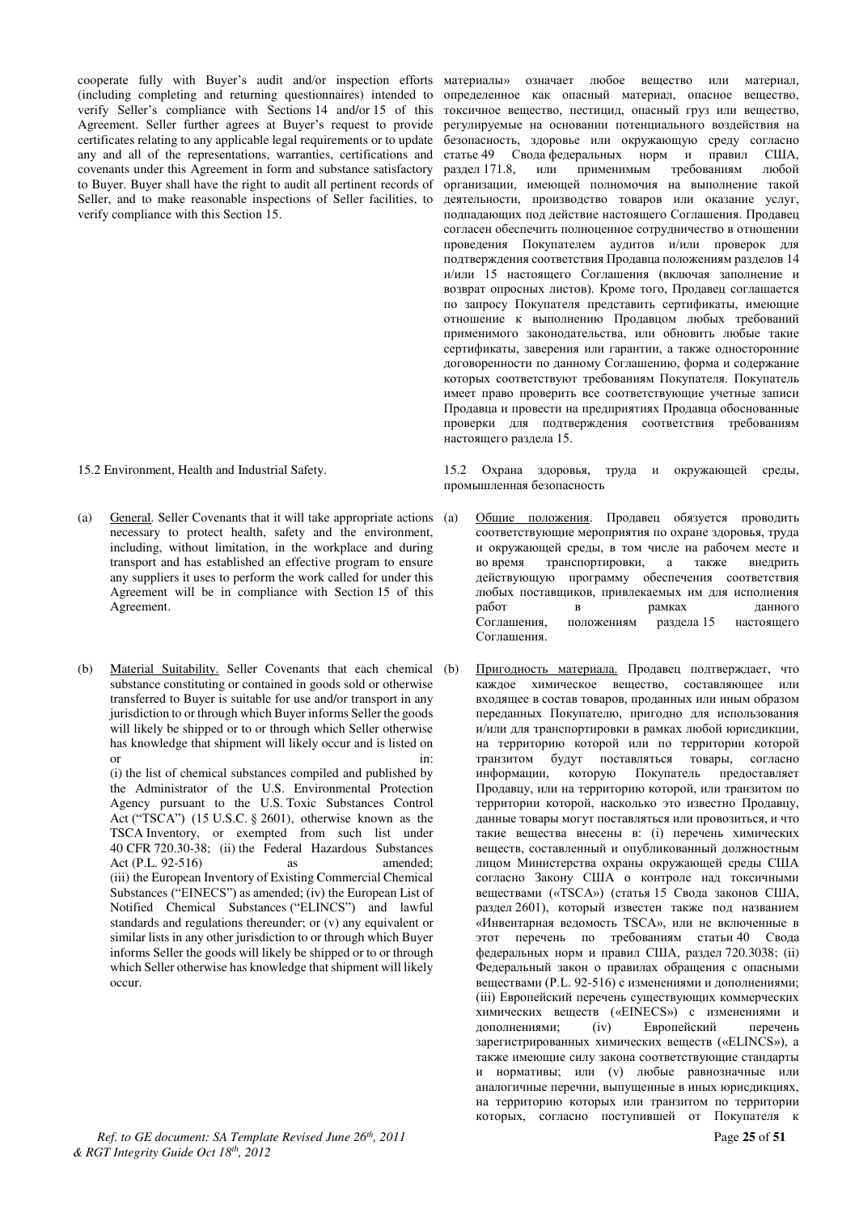cooperate fully with Buyer's audit and/or inspection efforts (including completing and returning questionnaires) intended to verify Seller's compliance with Sections 14 and/or 15 of this Agreement. Seller further agrees at Buyer's request to provide certificates relating to any applicable legal requirements or to update any and all of the representations, warranties, certifications and covenants under this Agreement in form and substance satisfactory to Buyer. Buyer shall have the right to audit all pertinent records of Seller, and to make reasonable inspections of Seller facilities, to verify compliance with this Section 15.

материалы» означает любое вещество или материал, определенное как опасный материал, опасное вещество, токсичное вещество, пестицид, опасный груз или вещество, регулируемые на основании потенциального воздействия на безопасность, здоровье или окружающую среду согласно статье 49 Свода федеральных норм и правил США, раздел 171.8, или применимым требованиям любой организации, имеющей полномочия на выполнение такой деятельности, производство товаров или оказание услуг, подпадающих под действие настоящего Соглашения. Продавец согласен обеспечить полноценное сотрудничество в отношении проведения Покупателем аудитов и/или проверок для подтверждения соответствия Продавца положениям разделов 14 и/или 15 настоящего Соглашения (включая заполнение и возврат опросных листов). Кроме того, Продавец соглашается по запросу Покупателя представить сертификаты, имеющие отношение к выполнению Продавцом любых требований применимого законодательства, или обновить любые такие сертификаты, заверения или гарантии, а также односторонние договоренности по данному Соглашению, форма и содержание которых соответствуют требованиям Покупателя. Покупатель имеет право проверить все соответствующие учетные записи Продавца и провести на предприятиях Продавца обоснованные проверки для подтверждения соответствия требованиям настоящего раздела 15.

15.2 Environment, Health and Industrial Safety.

15.2 Охрана здоровья, труда и окружающей среды, промышленная безопасность

(a) General. Seller Covenants that it will take appropriate actions necessary to protect health, safety and the environment, including, without limitation, in the workplace and during transport and has established an effective program to ensure any suppliers it uses to perform the work called for under this Agreement will be in compliance with Section 15 of this Agreement.

(a) Общие положения. Продавец обязуется проводить соответствующие мероприятия по охране здоровья, труда и окружающей среды, в том числе на рабочем месте и во время транспортировки, а также внедрить действующую программу обеспечения соответствия любых поставщиков, привлекаемых им для исполнения работ в рамках данного Соглашения, положениям раздела 15 настоящего Соглашения.

(b) Material Suitability. Seller Covenants that each chemical substance constituting or contained in goods sold or otherwise transferred to Buyer is suitable for use and/or transport in any jurisdiction to or through which Buyer informs Seller the goods will likely be shipped or to or through which Seller otherwise has knowledge that shipment will likely occur and is listed on or in: (i) the list of chemical substances compiled and published by the Administrator of the U.S. Environmental Protection Agency pursuant to the U.S. Toxic Substances Control Act ("TSCA") (15 U.S.C. § 2601), otherwise known as the TSCA Inventory, or exempted from such list under 40 CFR 720.30-38; (ii) the Federal Hazardous Substances Act (P.L. 92-516) as amended; (iii) the European Inventory of Existing Commercial Chemical Substances ("EINECS") as amended; (iv) the European List of Notified Chemical Substances ("ELINCS") and lawful standards and regulations thereunder; or (v) any equivalent or similar lists in any other jurisdiction to or through which Buyer informs Seller the goods will likely be shipped or to or through which Seller otherwise has knowledge that shipment will likely occur.

(b) Пригодность материала. Продавец подтверждает, что каждое химическое вещество, составляющее или входящее в состав товаров, проданных или иным образом переданных Покупателю, пригодно для использования и/или для транспортировки в рамках любой юрисдикции, на территорию которой или по территории которой транзитом будут поставляться товары, согласно информации, которую Покупатель предоставляет Продавцу, или на территорию которой, или транзитом по территории которой, насколько это известно Продавцу, данные товары могут поставляться или провозиться, и что такие вещества внесены в: (i) перечень химических веществ, составленный и опубликованный должностным лицом Министерства охраны окружающей среды США согласно Закону США о контроле над токсичными веществами («TSCA») (статья 15 Свода законов США, раздел 2601), который известен также под названием «Инвентарная ведомость TSCA», или не включенные в этот перечень по требованиям статьи 40 Свода федеральных норм и правил США, раздел 720.3038; (ii) Федеральный закон о правилах обращения с опасными веществами (P.L. 92-516) с изменениями и дополнениями; (iii) Европейский перечень существующих коммерческих химических веществ («EINECS») с изменениями и дополнениями; (iv) Европейский перечень зарегистрированных химических веществ («ELINCS»), а также имеющие силу закона соответствующие стандарты и нормативы; или (v) любые равнозначные или аналогичные перечни, выпущенные в иных юрисдикциях, на территорию которых или транзитом по территории которых, согласно поступившей от Покупателя к

*Ref. to GE document: SA Template Revised June 26th, 2011 & RGT Integrity Guide Oct 18th, 2012*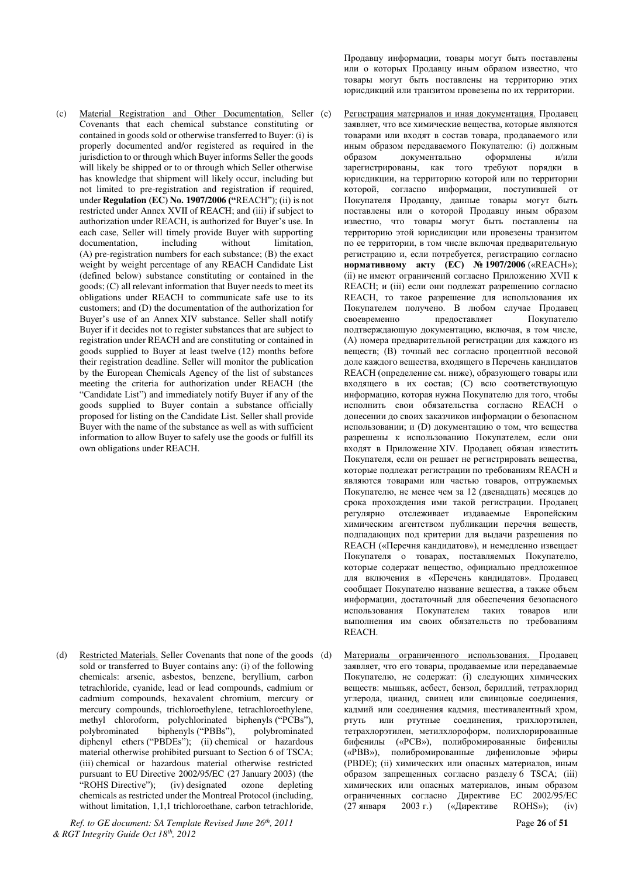Продавцу информации, товары могут быть поставлены или о которых Продавцу иным образом известно, что товары могут быть поставлены на территорию этих юрисдикций или транзитом провезены по их территории.

(c) Material Registration and Other Documentation. Seller Covenants that each chemical substance constituting or contained in goods sold or otherwise transferred to Buyer: (i) is properly documented and/or registered as required in the jurisdiction to or through which Buyer informs Seller the goods will likely be shipped or to or through which Seller otherwise has knowledge that shipment will likely occur, including but not limited to pre-registration and registration if required, under **Regulation (EC) No. 1907/2006 ("**REACH"); (ii) is not restricted under Annex XVII of REACH; and (iii) if subject to authorization under REACH, is authorized for Buyer's use. In each case, Seller will timely provide Buyer with supporting documentation, including without limitation, (A) pre-registration numbers for each substance; (B) the exact weight by weight percentage of any REACH Candidate List (defined below) substance constituting or contained in the goods; (C) all relevant information that Buyer needs to meet its obligations under REACH to communicate safe use to its customers; and (D) the documentation of the authorization for Buyer's use of an Annex XIV substance. Seller shall notify Buyer if it decides not to register substances that are subject to registration under REACH and are constituting or contained in goods supplied to Buyer at least twelve (12) months before their registration deadline. Seller will monitor the publication by the European Chemicals Agency of the list of substances meeting the criteria for authorization under REACH (the "Candidate List") and immediately notify Buyer if any of the goods supplied to Buyer contain a substance officially proposed for listing on the Candidate List. Seller shall provide Buyer with the name of the substance as well as with sufficient information to allow Buyer to safely use the goods or fulfill its own obligations under REACH.

(c) Регистрация материалов и иная документация. Продавец заявляет, что все химические вещества, которые являются товарами или входят в состав товара, продаваемого или иным образом передаваемого Покупателю: (i) должным образом документально оформлены и/или зарегистрированы, как того требуют порядки в юрисдикции, на территорию которой или по территории которой, согласно информации, поступившей от Покупателя Продавцу, данные товары могут быть поставлены или о которой Продавцу иным образом известно, что товары могут быть поставлены на территорию этой юрисдикции или провезены транзитом по ее территории, в том числе включая предварительную регистрацию и, если потребуется, регистрацию согласно **нормативному акту (ЕС) № 1907/2006** («REACH»); (ii) не имеют ограничений согласно Приложению XVII к REACH; и (iii) если они подлежат разрешению согласно REACH, то такое разрешение для использования их Покупателем получено. В любом случае Продавец своевременно предоставляет Покупателю подтверждающую документацию, включая, в том числе, (А) номера предварительной регистрации для каждого из веществ; (В) точный вес согласно процентной весовой доле каждого вещества, входящего в Перечень кандидатов REACH (определение см. ниже), образующего товары или входящего в их состав; (С) всю соответствующую информацию, которая нужна Покупателю для того, чтобы исполнить свои обязательства согласно REACH о донесении до своих заказчиков информации о безопасном использовании; и (D) документацию о том, что вещества разрешены к использованию Покупателем, если они входят в Приложение XIV. Продавец обязан известить Покупателя, если он решает не регистрировать вещества, которые подлежат регистрации по требованиям REACH и являются товарами или частью товаров, отгружаемых Покупателю, не менее чем за 12 (двенадцать) месяцев до срока прохождения ими такой регистрации. Продавец регулярно отслеживает издаваемые Европейским химическим агентством публикации перечня веществ, подпадающих под критерии для выдачи разрешения по REACH («Перечня кандидатов»), и немедленно извещает Покупателя о товарах, поставляемых Покупателю, которые содержат вещество, официально предложенное для включения в «Перечень кандидатов». Продавец сообщает Покупателю название вещества, а также объем информации, достаточный для обеспечения безопасного использования Покупателем таких товаров или выполнения им своих обязательств по требованиям REACH.

(d) Restricted Materials. Seller Covenants that none of the goods sold or transferred to Buyer contains any: (i) of the following chemicals: arsenic, asbestos, benzene, beryllium, carbon tetrachloride, cyanide, lead or lead compounds, cadmium or cadmium compounds, hexavalent chromium, mercury or mercury compounds, trichloroethylene, tetrachloroethylene, methyl chloroform, polychlorinated biphenyls ("PCBs"), polybrominated biphenyls ("PBBs"), polybrominated diphenyl ethers ("PBDEs"); (ii) chemical or hazardous material otherwise prohibited pursuant to Section 6 of TSCA; (iii) chemical or hazardous material otherwise restricted pursuant to EU Directive 2002/95/EC (27 January 2003) (the "ROHS Directive"); (iv) designated ozone depleting chemicals as restricted under the Montreal Protocol (including, without limitation, 1,1,1 trichloroethane, carbon tetrachloride,

(d) Материалы ограниченного использования. Продавец заявляет, что его товары, продаваемые или передаваемые Покупателю, не содержат: (i) следующих химических веществ: мышьяк, асбест, бензол, бериллий, тетрахлорид углерода, цианид, свинец или свинцовые соединения, кадмий или соединения кадмия, шестивалентный хром, ртуть или ртутные соединения, трихлорэтилен, тетрахлорэтилен, метилхлороформ, полихлорированные бифенилы («PCB»), полибромированные бифенилы («PBB»), полибромированные дифениловые эфиры (PBDE); (ii) химических или опасных материалов, иным образом запрещенных согласно разделу 6 TSCA; (iii) химических или опасных материалов, иным образом ограниченных согласно Директиве ЕС 2002/95/ЕС (27 января 2003 г.) («Директиве ROHS»); (iv)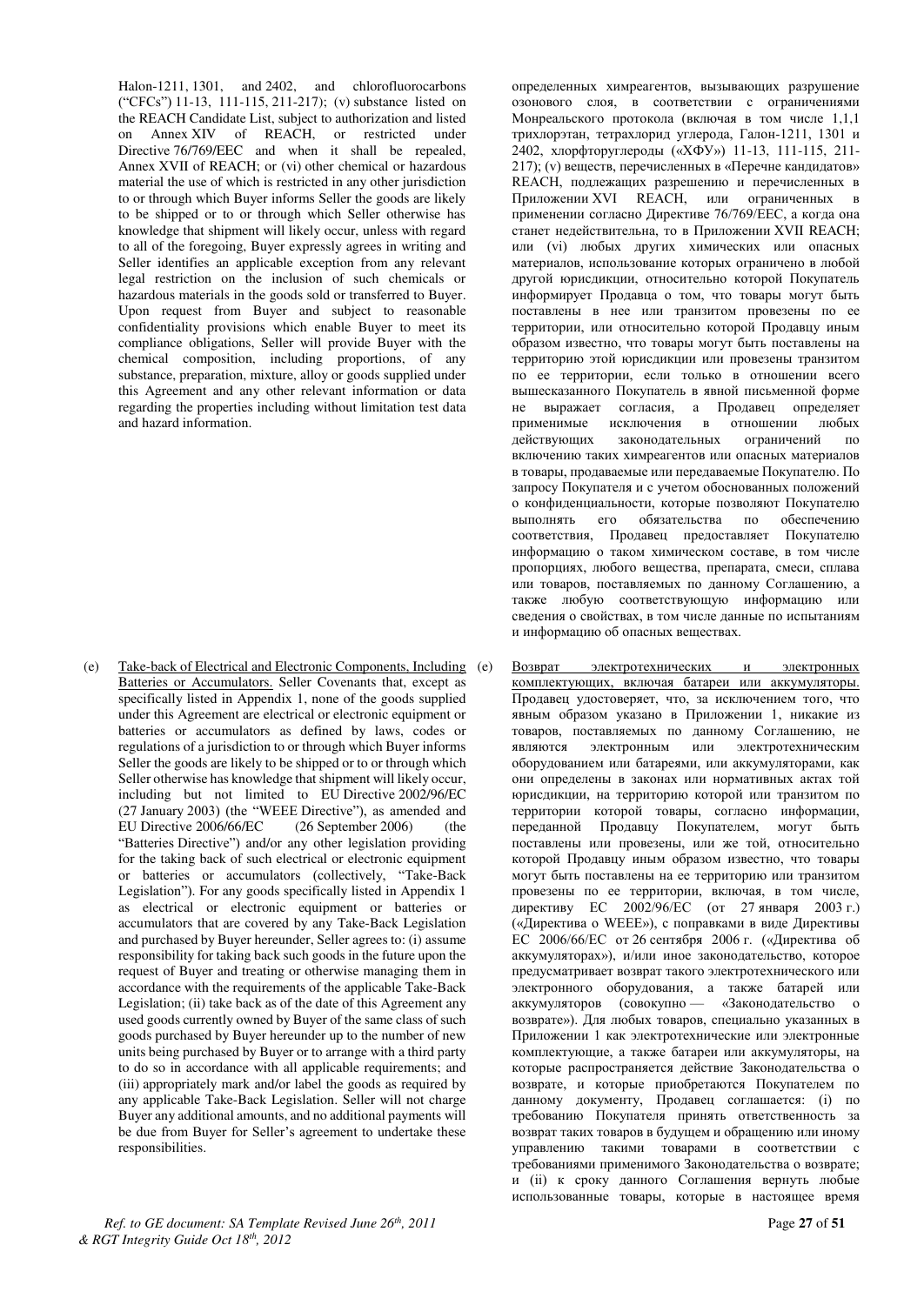Halon-1211, 1301, and 2402, and chlorofluorocarbons ("CFCs") 11-13, 111-115, 211-217); (v) substance listed on the REACH Candidate List, subject to authorization and listed on Annex XIV of REACH, or restricted under Directive 76/769/EEC and when it shall be repealed, Annex XVII of REACH; or (vi) other chemical or hazardous material the use of which is restricted in any other jurisdiction to or through which Buyer informs Seller the goods are likely to be shipped or to or through which Seller otherwise has knowledge that shipment will likely occur, unless with regard to all of the foregoing, Buyer expressly agrees in writing and Seller identifies an applicable exception from any relevant legal restriction on the inclusion of such chemicals or hazardous materials in the goods sold or transferred to Buyer. Upon request from Buyer and subject to reasonable confidentiality provisions which enable Buyer to meet its compliance obligations, Seller will provide Buyer with the chemical composition, including proportions, of any substance, preparation, mixture, alloy or goods supplied under this Agreement and any other relevant information or data regarding the properties including without limitation test data and hazard information.

определенных химреагентов, вызывающих разрушение озонового слоя, в соответствии с ограничениями Монреальского протокола (включая в том числе 1,1,1 трихлорэтан, тетрахлорид углерода, Галон-1211, 1301 и 2402, хлорфторуглероды («ХФУ») 11-13, 111-115, 211-217); (v) веществ, перечисленных в «Перечне кандидатов» REACH, подлежащих разрешению и перечисленных в Приложении XVI REACH, или ограниченных в применении согласно Директиве 76/769/EEC, а когда она станет недействительна, то в Приложении XVII REACH; или (vi) любых других химических или опасных материалов, использование которых ограничено в любой другой юрисдикции, относительно которой Покупатель информирует Продавца о том, что товары могут быть поставлены в нее или транзитом провезены по ее территории, или относительно которой Продавцу иным образом известно, что товары могут быть поставлены на территорию этой юрисдикции или провезены транзитом по ее территории, если только в отношении всего вышесказанного Покупатель в явной письменной форме не выражает согласия, а Продавец определяет применимые исключения в отношении любых действующих законодательных ограничений по включению таких химреагентов или опасных материалов в товары, продаваемые или передаваемые Покупателю. По запросу Покупателя и с учетом обоснованных положений о конфиденциальности, которые позволяют Покупателю выполнять его обязательства по обеспечению соответствия, Продавец предоставляет Покупателю информацию о таком химическом составе, в том числе пропорциях, любого вещества, препарата, смеси, сплава или товаров, поставляемых по данному Соглашению, а также любую соответствующую информацию или сведения о свойствах, в том числе данные по испытаниям и информацию об опасных веществах.

(e) <u>Take-back of Electrical and Electronic Components, Including Batteries or Accumulators.</u> Seller Covenants that, except as specifically listed in Appendix 1, none of the goods supplied under this Agreement are electrical or electronic equipment or batteries or accumulators as defined by laws, codes or regulations of a jurisdiction to or through which Buyer informs Seller the goods are likely to be shipped or to or through which Seller otherwise has knowledge that shipment will likely occur, including but not limited to EU Directive 2002/96/EC (27 January 2003) (the "WEEE Directive"), as amended and EU Directive 2006/66/EC (26 September 2006) (the "Batteries Directive") and/or any other legislation providing for the taking back of such electrical or electronic equipment or batteries or accumulators (collectively, "Take-Back Legislation"). For any goods specifically listed in Appendix 1 as electrical or electronic equipment or batteries or accumulators that are covered by any Take-Back Legislation and purchased by Buyer hereunder, Seller agrees to: (i) assume responsibility for taking back such goods in the future upon the request of Buyer and treating or otherwise managing them in accordance with the requirements of the applicable Take-Back Legislation; (ii) take back as of the date of this Agreement any used goods currently owned by Buyer of the same class of such goods purchased by Buyer hereunder up to the number of new units being purchased by Buyer or to arrange with a third party to do so in accordance with all applicable requirements; and (iii) appropriately mark and/or label the goods as required by any applicable Take-Back Legislation. Seller will not charge Buyer any additional amounts, and no additional payments will be due from Buyer for Seller's agreement to undertake these responsibilities.

(e) <u>Возврат электротехнических и электронных комплектующих, включая батареи или аккумуляторы.</u> Продавец удостоверяет, что, за исключением того, что явным образом указано в Приложении 1, никакие из товаров, поставляемых по данному Соглашению, не являются электронным или электротехническим оборудованием или батареями, или аккумуляторами, как они определены в законах или нормативных актах той юрисдикции, на территорию которой или транзитом по территории которой товары, согласно информации, переданной Продавцу Покупателем, могут быть поставлены или провезены, или же той, относительно которой Продавцу иным образом известно, что товары могут быть поставлены на ее территорию или транзитом провезены по ее территории, включая, в том числе, директиву ЕС 2002/96/EC (от 27 января 2003 г.) («Директива о WEEE»), с поправками в виде Директивы ЕС 2006/66/EC от 26 сентября 2006 г. («Директива об аккумуляторах»), и/или иное законодательство, которое предусматривает возврат такого электротехнического или электронного оборудования, а также батарей или аккумуляторов (совокупно — «Законодательство о возврате»). Для любых товаров, специально указанных в Приложении 1 как электротехнические или электронные комплектующие, а также батареи или аккумуляторы, на которые распространяется действие Законодательства о возврате, и которые приобретаются Покупателем по данному документу, Продавец соглашается: (i) по требованию Покупателя принять ответственность за возврат таких товаров в будущем и обращению или иному управлению такими товарами в соответствии с требованиями применимого Законодательства о возврате; и (ii) к сроку данного Соглашения вернуть любые использованные товары, которые в настоящее время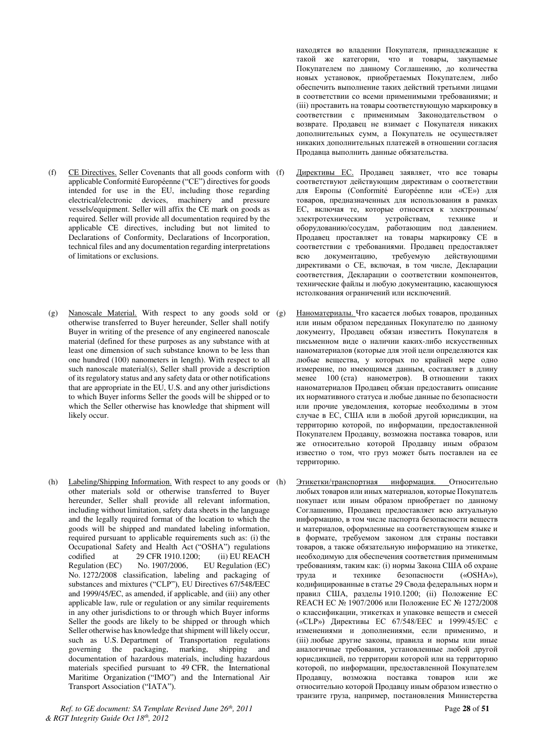находятся во владении Покупателя, принадлежащие к такой же категории, что и товары, закупаемые Покупателем по данному Соглашению, до количества новых установок, приобретаемых Покупателем, либо обеспечить выполнение таких действий третьими лицами в соответствии со всеми применимыми требованиями; и (iii) проставить на товары соответствующую маркировку в соответствии с применимым Законодательством о возврате. Продавец не взимает с Покупателя никаких дополнительных сумм, а Покупатель не осуществляет никаких дополнительных платежей в отношении согласия Продавца выполнить данные обязательства.

(f) CE Directives. Seller Covenants that all goods conform with applicable Conformité Européenne ("CE") directives for goods intended for use in the EU, including those regarding electrical/electronic devices, machinery and pressure vessels/equipment. Seller will affix the CE mark on goods as required. Seller will provide all documentation required by the applicable CE directives, including but not limited to Declarations of Conformity, Declarations of Incorporation, technical files and any documentation regarding interpretations of limitations or exclusions.

(f) Директивы ЕС. Продавец заявляет, что все товары соответствуют действующим директивам о соответствии для Европы (Conformité Européenne или «CE») для товаров, предназначенных для использования в рамках ЕС, включая те, которые относятся к электронным/ электротехническим устройствам, технике и оборудованию/сосудам, работающим под давлением. Продавец проставляет на товары маркировку CE в соответствии с требованиями. Продавец предоставляет всю документацию, требуемую действующими директивами о CE, включая, в том числе, Декларации соответствия, Декларации о соответствии компонентов, технические файлы и любую документацию, касающуюся истолкования ограничений или исключений.

(g) Nanoscale Material. With respect to any goods sold or otherwise transferred to Buyer hereunder, Seller shall notify Buyer in writing of the presence of any engineered nanoscale material (defined for these purposes as any substance with at least one dimension of such substance known to be less than one hundred (100) nanometers in length). With respect to all such nanoscale material(s), Seller shall provide a description of its regulatory status and any safety data or other notifications that are appropriate in the EU, U.S. and any other jurisdictions to which Buyer informs Seller the goods will be shipped or to which the Seller otherwise has knowledge that shipment will likely occur.

(g) Наноматериалы. Что касается любых товаров, проданных или иным образом переданных Покупателю по данному документу, Продавец обязан известить Покупателя в письменном виде о наличии каких-либо искусственных наноматериалов (которые для этой цели определяются как любые вещества, у которых по крайней мере одно измерение, по имеющимся данным, составляет в длину менее 100 (ста) нанометров). В отношении таких наноматериалов Продавец обязан предоставить описание их нормативного статуса и любые данные по безопасности или прочие уведомления, которые необходимы в этом случае в ЕС, США или в любой другой юрисдикции, на территорию которой, по информации, предоставленной Покупателем Продавцу, возможна поставка товаров, или же относительно которой Продавцу иным образом известно о том, что груз может быть поставлен на ее территорию.

(h) Labeling/Shipping Information. With respect to any goods or other materials sold or otherwise transferred to Buyer hereunder, Seller shall provide all relevant information, including without limitation, safety data sheets in the language and the legally required format of the location to which the goods will be shipped and mandated labeling information, required pursuant to applicable requirements such as: (i) the Occupational Safety and Health Act ("OSHA") regulations codified at 29 CFR 1910.1200; (ii) EU REACH Regulation (EC) No. 1907/2006, EU Regulation (EC) No. 1272/2008 classification, labeling and packaging of substances and mixtures ("CLP"), EU Directives 67/548/EEC and 1999/45/EC, as amended, if applicable, and (iii) any other applicable law, rule or regulation or any similar requirements in any other jurisdictions to or through which Buyer informs Seller the goods are likely to be shipped or through which Seller otherwise has knowledge that shipment will likely occur, such as U.S. Department of Transportation regulations governing the packaging, marking, shipping and documentation of hazardous materials, including hazardous materials specified pursuant to 49 CFR, the International Maritime Organization ("IMO") and the International Air Transport Association ("IATA").

(h) Этикетки/транспортная информация. Относительно любых товаров или иных материалов, которые Покупатель покупает или иным образом приобретает по данному Соглашению, Продавец предоставляет всю актуальную информацию, в том числе паспорта безопасности веществ и материалов, оформленные на соответствующем языке и в формате, требуемом законом для страны поставки товаров, а также обязательную информацию на этикетке, необходимую для обеспечения соответствия применимым требованиям, таким как: (i) нормы Закона США об охране труда и технике безопасности («OSHA»), кодифицированные в статье 29 Свода федеральных норм и правил США, разделы 1910.1200; (ii) Положение ЕС REACH ЕС № 1907/2006 или Положение ЕС № 1272/2008 о классификации, этикетках и упаковке веществ и смесей («CLP») Директивы ЕС 67/548/EEC и 1999/45/EC с изменениями и дополнениями, если применимо, и (iii) любые другие законы, правила и нормы или иные аналогичные требования, установленные любой другой юрисдикцией, по территории которой или на территорию которой, по информации, предоставленной Покупателем Продавцу, возможна поставка товаров или же относительно которой Продавцу иным образом известно о транзите груза, например, постановления Министерства

*Ref. to GE document: SA Template Revised June 26th, 2011 & RGT Integrity Guide Oct 18th, 2012*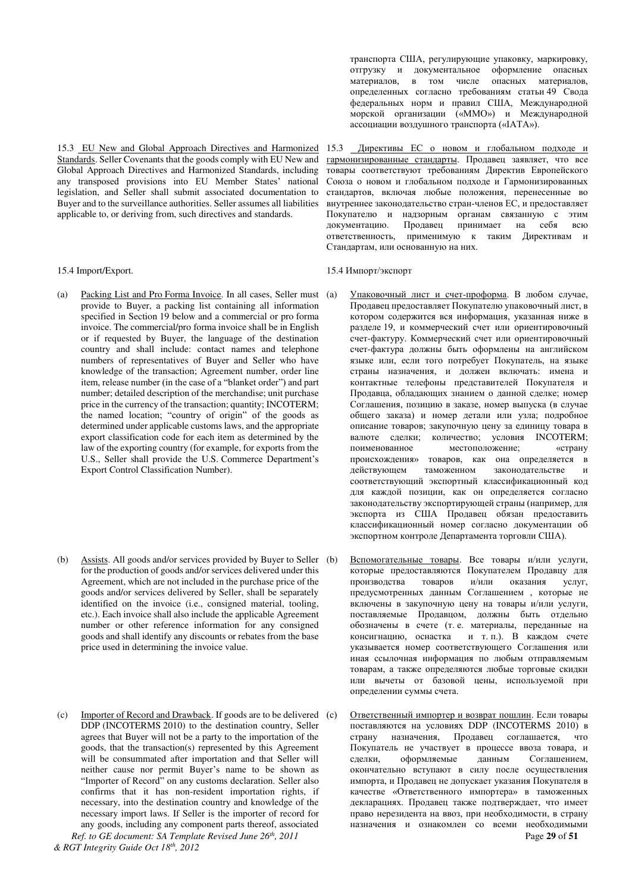транспорта США, регулирующие упаковку, маркировку, отгрузку и документальное оформление опасных материалов, в том числе опасных материалов, определенных согласно требованиям статьи 49 Свода федеральных норм и правил США, Международной морской организации («ММО») и Международной ассоциации воздушного транспорта («IATA»).

15.3 EU New and Global Approach Directives and Harmonized Standards. Seller Covenants that the goods comply with EU New and Global Approach Directives and Harmonized Standards, including any transposed provisions into EU Member States' national legislation, and Seller shall submit associated documentation to Buyer and to the surveillance authorities. Seller assumes all liabilities applicable to, or deriving from, such directives and standards.

15.3 Директивы ЕС о новом и глобальном подходе и гармонизированные стандарты. Продавец заявляет, что все товары соответствуют требованиям Директив Европейского Союза о новом и глобальном подходе и Гармонизированных стандартов, включая любые положения, перенесенные во внутреннее законодательство стран-членов ЕС, и предоставляет Покупателю и надзорным органам связанную с этим документацию. Продавец принимает на себя всю ответственность, применимую к таким Директивам и Стандартам, или основанную на них.

15.4 Import/Export.

15.4 Импорт/экспорт

(a) Packing List and Pro Forma Invoice. In all cases, Seller must provide to Buyer, a packing list containing all information specified in Section 19 below and a commercial or pro forma invoice. The commercial/pro forma invoice shall be in English or if requested by Buyer, the language of the destination country and shall include: contact names and telephone numbers of representatives of Buyer and Seller who have knowledge of the transaction; Agreement number, order line item, release number (in the case of a "blanket order") and part number; detailed description of the merchandise; unit purchase price in the currency of the transaction; quantity; INCOTERM; the named location; "country of origin" of the goods as determined under applicable customs laws, and the appropriate export classification code for each item as determined by the law of the exporting country (for example, for exports from the U.S., Seller shall provide the U.S. Commerce Department's Export Control Classification Number).

(a) Упаковочный лист и счет-проформа. В любом случае, Продавец предоставляет Покупателю упаковочный лист, в котором содержится вся информация, указанная ниже в разделе 19, и коммерческий счет или ориентировочный счет-фактуру. Коммерческий счет или ориентировочный счет-фактура должны быть оформлены на английском языке или, если того потребует Покупатель, на языке страны назначения, и должен включать: имена и контактные телефоны представителей Покупателя и Продавца, обладающих знанием о данной сделке; номер Соглашения, позицию в заказе, номер выпуска (в случае общего заказа) и номер детали или узла; подробное описание товаров; закупочную цену за единицу товара в валюте сделки; количество; условия INCOTERM; поименованное местоположение; «страну происхождения» товаров, как она определяется в действующем таможенном законодательстве и соответствующий экспортный классификационный код для каждой позиции, как он определяется согласно законодательству экспортирующей страны (например, для экспорта из США Продавец обязан предоставить классификационный номер согласно документации об экспортном контроле Департамента торговли США).

(b) Assists. All goods and/or services provided by Buyer to Seller for the production of goods and/or services delivered under this Agreement, which are not included in the purchase price of the goods and/or services delivered by Seller, shall be separately identified on the invoice (i.e., consigned material, tooling, etc.). Each invoice shall also include the applicable Agreement number or other reference information for any consigned goods and shall identify any discounts or rebates from the base price used in determining the invoice value.

(b) Вспомогательные товары. Все товары и/или услуги, которые предоставляются Покупателем Продавцу для производства товаров и/или оказания услуг, предусмотренных данным Соглашением , которые не включены в закупочную цену на товары и/или услуги, поставляемые Продавцом, должны быть отдельно обозначены в счете (т. е. материалы, переданные на консигнацию, оснастка и т. п.). В каждом счете указывается номер соответствующего Соглашения или иная ссылочная информация по любым отправляемым товарам, а также определяются любые торговые скидки или вычеты от базовой цены, используемой при определении суммы счета.

(c) Importer of Record and Drawback. If goods are to be delivered DDP (INCOTERMS 2010) to the destination country, Seller agrees that Buyer will not be a party to the importation of the goods, that the transaction(s) represented by this Agreement will be consummated after importation and that Seller will neither cause nor permit Buyer's name to be shown as "Importer of Record" on any customs declaration. Seller also confirms that it has non-resident importation rights, if necessary, into the destination country and knowledge of the necessary import laws. If Seller is the importer of record for any goods, including any component parts thereof, associated

(c) Ответственный импортер и возврат пошлин. Если товары поставляются на условиях DDP (INCOTERMS 2010) в страну назначения, Продавец соглашается, что Покупатель не участвует в процессе ввоза товара, и сделки, оформляемые данным Соглашением, окончательно вступают в силу после осуществления импорта, и Продавец не допускает указания Покупателя в качестве «Ответственного импортера» в таможенных декларациях. Продавец также подтверждает, что имеет право нерезидента на ввоз, при необходимости, в страну назначения и ознакомлен со всеми необходимыми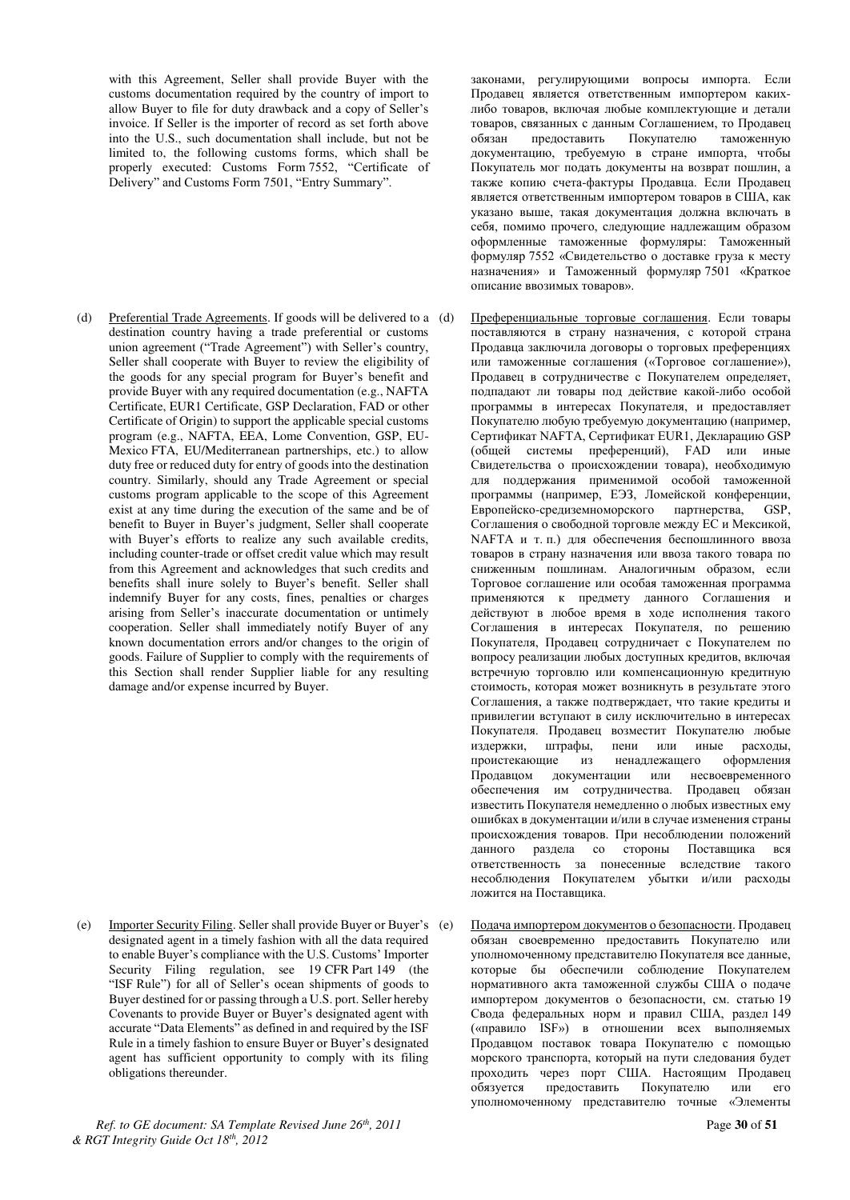with this Agreement, Seller shall provide Buyer with the customs documentation required by the country of import to allow Buyer to file for duty drawback and a copy of Seller's invoice. If Seller is the importer of record as set forth above into the U.S., such documentation shall include, but not be limited to, the following customs forms, which shall be properly executed: Customs Form 7552, "Certificate of Delivery" and Customs Form 7501, "Entry Summary".

законами, регулирующими вопросы импорта. Если Продавец является ответственным импортером каких-либо товаров, включая любые комплектующие и детали товаров, связанных с данным Соглашением, то Продавец обязан предоставить Покупателю таможенную документацию, требуемую в стране импорта, чтобы Покупатель мог подать документы на возврат пошлин, а также копию счета-фактуры Продавца. Если Продавец является ответственным импортером товаров в США, как указано выше, такая документация должна включать в себя, помимо прочего, следующие надлежащим образом оформленные таможенные формуляры: Таможенный формуляр 7552 «Свидетельство о доставке груза к месту назначения» и Таможенный формуляр 7501 «Краткое описание ввозимых товаров».

(d) Preferential Trade Agreements. If goods will be delivered to a destination country having a trade preferential or customs union agreement ("Trade Agreement") with Seller's country, Seller shall cooperate with Buyer to review the eligibility of the goods for any special program for Buyer's benefit and provide Buyer with any required documentation (e.g., NAFTA Certificate, EUR1 Certificate, GSP Declaration, FAD or other Certificate of Origin) to support the applicable special customs program (e.g., NAFTA, EEA, Lome Convention, GSP, EU-Mexico FTA, EU/Mediterranean partnerships, etc.) to allow duty free or reduced duty for entry of goods into the destination country. Similarly, should any Trade Agreement or special customs program applicable to the scope of this Agreement exist at any time during the execution of the same and be of benefit to Buyer in Buyer's judgment, Seller shall cooperate with Buyer's efforts to realize any such available credits, including counter-trade or offset credit value which may result from this Agreement and acknowledges that such credits and benefits shall inure solely to Buyer's benefit. Seller shall indemnify Buyer for any costs, fines, penalties or charges arising from Seller's inaccurate documentation or untimely cooperation. Seller shall immediately notify Buyer of any known documentation errors and/or changes to the origin of goods. Failure of Supplier to comply with the requirements of this Section shall render Supplier liable for any resulting damage and/or expense incurred by Buyer.

(d) Преференциальные торговые соглашения. Если товары поставляются в страну назначения, с которой страна Продавца заключила договоры о торговых преференциях или таможенные соглашения («Торговое соглашение»), Продавец в сотрудничестве с Покупателем определяет, подпадают ли товары под действие какой-либо особой программы в интересах Покупателя, и предоставляет Покупателю любую требуемую документацию (например, Сертификат NAFTA, Сертификат EUR1, Декларацию GSP (общей системы преференций), FAD или иные Свидетельства о происхождении товара), необходимую для поддержания применимой особой таможенной программы (например, ЕЭЗ, Ломейской конференции, Европейско-средиземноморского партнерства, GSP, Соглашения о свободной торговле между ЕС и Мексикой, NAFTA и т. п.) для обеспечения беспошлинного ввоза товаров в страну назначения или ввоза такого товара по сниженным пошлинам. Аналогичным образом, если Торговое соглашение или особая таможенная программа применяются к предмету данного Соглашения и действуют в любое время в ходе исполнения такого Соглашения в интересах Покупателя, по решению Покупателя, Продавец сотрудничает с Покупателем по вопросу реализации любых доступных кредитов, включая встречную торговлю или компенсационную кредитную стоимость, которая может возникнуть в результате этого Соглашения, а также подтверждает, что такие кредиты и привилегии вступают в силу исключительно в интересах Покупателя. Продавец возместит Покупателю любые издержки, штрафы, пени или иные расходы, проистекающие из ненадлежащего оформления Продавцом документации или несвоевременного обеспечения им сотрудничества. Продавец обязан известить Покупателя немедленно о любых известных ему ошибках в документации и/или в случае изменения страны происхождения товаров. При несоблюдении положений данного раздела со стороны Поставщика вся ответственность за понесенные вследствие такого несоблюдения Покупателем убытки и/или расходы ложится на Поставщика.

(e) Importer Security Filing. Seller shall provide Buyer or Buyer's designated agent in a timely fashion with all the data required to enable Buyer's compliance with the U.S. Customs' Importer Security Filing regulation, see 19 CFR Part 149 (the "ISF Rule") for all of Seller's ocean shipments of goods to Buyer destined for or passing through a U.S. port. Seller hereby Covenants to provide Buyer or Buyer's designated agent with accurate "Data Elements" as defined in and required by the ISF Rule in a timely fashion to ensure Buyer or Buyer's designated agent has sufficient opportunity to comply with its filing obligations thereunder.

(e) Подача импортером документов о безопасности. Продавец обязан своевременно предоставить Покупателю или уполномоченному представителю Покупателя все данные, которые бы обеспечили соблюдение Покупателем нормативного акта таможенной службы США о подаче импортером документов о безопасности, см. статью 19 Свода федеральных норм и правил США, раздел 149 («правило ISF») в отношении всех выполняемых Продавцом поставок товара Покупателю с помощью морского транспорта, который на пути следования будет проходить через порт США. Настоящим Продавец обязуется предоставить Покупателю или его уполномоченному представителю точные «Элементы

*Ref. to GE document: SA Template Revised June 26th, 2011 & RGT Integrity Guide Oct 18th, 2012*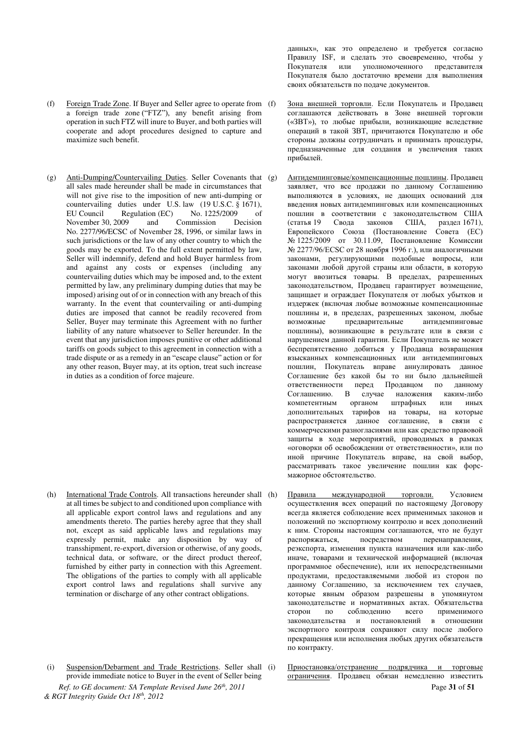данных», как это определено и требуется согласно Правилу ISF, и сделать это своевременно, чтобы у Покупателя или уполномоченного представителя Покупателя было достаточно времени для выполнения своих обязательств по подаче документов.

(f) Foreign Trade Zone. If Buyer and Seller agree to operate from a foreign trade zone ("FTZ"), any benefit arising from operation in such FTZ will inure to Buyer, and both parties will cooperate and adopt procedures designed to capture and maximize such benefit.

(f) Зона внешней торговли. Если Покупатель и Продавец соглашаются действовать в Зоне внешней торговли («ЗВТ»), то любые прибыли, возникающие вследствие операций в такой ЗВТ, причитаются Покупателю и обе стороны должны сотрудничать и принимать процедуры, предназначенные для создания и увеличения таких прибылей.

(g) Anti-Dumping/Countervailing Duties. Seller Covenants that all sales made hereunder shall be made in circumstances that will not give rise to the imposition of new anti-dumping or countervailing duties under U.S. law (19 U.S.C. § 1671), EU Council Regulation (EC) No. 1225/2009 of November 30, 2009 and Commission Decision No. 2277/96/ECSC of November 28, 1996, or similar laws in such jurisdictions or the law of any other country to which the goods may be exported. To the full extent permitted by law, Seller will indemnify, defend and hold Buyer harmless from and against any costs or expenses (including any countervailing duties which may be imposed and, to the extent permitted by law, any preliminary dumping duties that may be imposed) arising out of or in connection with any breach of this warranty. In the event that countervailing or anti-dumping duties are imposed that cannot be readily recovered from Seller, Buyer may terminate this Agreement with no further liability of any nature whatsoever to Seller hereunder. In the event that any jurisdiction imposes punitive or other additional tariffs on goods subject to this agreement in connection with a trade dispute or as a remedy in an "escape clause" action or for any other reason, Buyer may, at its option, treat such increase in duties as a condition of force majeure.

(g) Антидемпинговые/компенсационные пошлины. Продавец заявляет, что все продажи по данному Соглашению выполняются в условиях, не дающих оснований для введения новых антидемпинговых или компенсационных пошлин в соответствии с законодательством США (статья 19 Свода законов США, раздел 1671), Европейского Союза (Постановление Совета (ЕС) № 1225/2009 от 30.11.09, Постановление Комиссии № 2277/96/ECSC от 28 ноября 1996 г.), или аналогичными законами, регулирующими подобные вопросы, или законами любой другой страны или области, в которую могут ввозиться товары. В пределах, разрешенных законодательством, Продавец гарантирует возмещение, защищает и ограждает Покупателя от любых убытков и издержек (включая любые возможные компенсационные пошлины и, в пределах, разрешенных законом, любые возможные предварительные антидемпинговые пошлины), возникающие в результате или в связи с нарушением данной гарантии. Если Покупатель не может беспрепятственно добиться у Продавца возвращения взысканных компенсационных или антидемпинговых пошлин, Покупатель вправе аннулировать данное Соглашение без какой бы то ни было дальнейшей ответственности перед Продавцом по данному Соглашению. В случае наложения каким-либо компетентным органом штрафных или иных дополнительных тарифов на товары, на которые распространяется данное соглашение, в связи с коммерческими разногласиями или как средство правовой защиты в ходе мероприятий, проводимых в рамках «оговорки об освобождении от ответственности», или по иной причине Покупатель вправе, на свой выбор, рассматривать такое увеличение пошлин как форс-мажорное обстоятельство.

(h) International Trade Controls. All transactions hereunder shall at all times be subject to and conditioned upon compliance with all applicable export control laws and regulations and any amendments thereto. The parties hereby agree that they shall not, except as said applicable laws and regulations may expressly permit, make any disposition by way of transshipment, re-export, diversion or otherwise, of any goods, technical data, or software, or the direct product thereof, furnished by either party in connection with this Agreement. The obligations of the parties to comply with all applicable export control laws and regulations shall survive any termination or discharge of any other contract obligations.

(h) Правила международной торговли. Условием осуществления всех операций по настоящему Договору всегда является соблюдение всех применимых законов и положений по экспортному контролю и всех дополнений к ним. Стороны настоящим соглашаются, что не будут распоряжаться, посредством перенаправления, реэкспорта, изменения пункта назначения или как-либо иначе, товарами и технической информацией (включая программное обеспечение), или их непосредственными продуктами, предоставляемыми любой из сторон по данному Соглашению, за исключением тех случаев, которые явным образом разрешены в упомянутом законодательстве и нормативных актах. Обязательства сторон по соблюдению всего применимого законодательства и постановлений в отношении экспортного контроля сохраняют силу после любого прекращения или исполнения любых других обязательств по контракту.

(i) Suspension/Debarment and Trade Restrictions. Seller shall provide immediate notice to Buyer in the event of Seller being

(i) Приостановка/отстранение подрядчика и торговые ограничения. Продавец обязан немедленно известить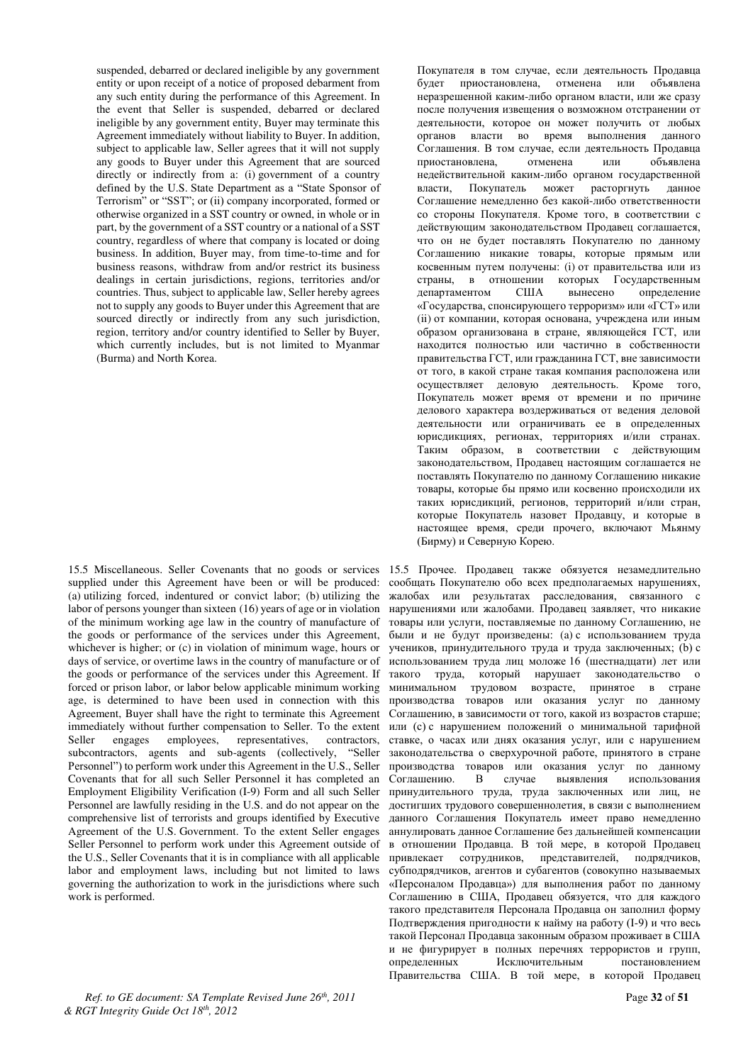suspended, debarred or declared ineligible by any government entity or upon receipt of a notice of proposed debarment from any such entity during the performance of this Agreement. In the event that Seller is suspended, debarred or declared ineligible by any government entity, Buyer may terminate this Agreement immediately without liability to Buyer. In addition, subject to applicable law, Seller agrees that it will not supply any goods to Buyer under this Agreement that are sourced directly or indirectly from a: (i) government of a country defined by the U.S. State Department as a "State Sponsor of Terrorism" or "SST"; or (ii) company incorporated, formed or otherwise organized in a SST country or owned, in whole or in part, by the government of a SST country or a national of a SST country, regardless of where that company is located or doing business. In addition, Buyer may, from time-to-time and for business reasons, withdraw from and/or restrict its business dealings in certain jurisdictions, regions, territories and/or countries. Thus, subject to applicable law, Seller hereby agrees not to supply any goods to Buyer under this Agreement that are sourced directly or indirectly from any such jurisdiction, region, territory and/or country identified to Seller by Buyer, which currently includes, but is not limited to Myanmar (Burma) and North Korea.

Покупателя в том случае, если деятельность Продавца будет приостановлена, отменена или объявлена неразрешенной каким-либо органом власти, или же сразу после получения извещения о возможном отстранении от деятельности, которое он может получить от любых органов власти во время выполнения данного Соглашения. В том случае, если деятельность Продавца приостановлена, отменена или объявлена недействительной каким-либо органом государственной власти, Покупатель может расторгнуть данное Соглашение немедленно без какой-либо ответственности со стороны Покупателя. Кроме того, в соответствии с действующим законодательством Продавец соглашается, что он не будет поставлять Покупателю по данному Соглашению никакие товары, которые прямым или косвенным путем получены: (i) от правительства или из страны, в отношении которых Государственным департаментом США вынесено определение «Государства, спонсирующего терроризм» или «ГСТ» или (ii) от компании, которая основана, учреждена или иным образом организована в стране, являющейся ГСТ, или находится полностью или частично в собственности правительства ГСТ, или гражданина ГСТ, вне зависимости от того, в какой стране такая компания расположена или осуществляет деловую деятельность. Кроме того, Покупатель может время от времени и по причине делового характера воздерживаться от ведения деловой деятельности или ограничивать ее в определенных юрисдикциях, регионах, территориях и/или странах. Таким образом, в соответствии с действующим законодательством, Продавец настоящим соглашается не поставлять Покупателю по данному Соглашению никакие товары, которые бы прямо или косвенно происходили их таких юрисдикций, регионов, территорий и/или стран, которые Покупатель назовет Продавцу, и которые в настоящее время, среди прочего, включают Мьянму (Бирму) и Северную Корею.

15.5 Miscellaneous. Seller Covenants that no goods or services supplied under this Agreement have been or will be produced: (a) utilizing forced, indentured or convict labor; (b) utilizing the labor of persons younger than sixteen (16) years of age or in violation of the minimum working age law in the country of manufacture of the goods or performance of the services under this Agreement, whichever is higher; or (c) in violation of minimum wage, hours or days of service, or overtime laws in the country of manufacture or of the goods or performance of the services under this Agreement. If forced or prison labor, or labor below applicable minimum working age, is determined to have been used in connection with this Agreement, Buyer shall have the right to terminate this Agreement immediately without further compensation to Seller. To the extent Seller engages employees, representatives, contractors, subcontractors, agents and sub-agents (collectively, "Seller Personnel") to perform work under this Agreement in the U.S., Seller Covenants that for all such Seller Personnel it has completed an Employment Eligibility Verification (I-9) Form and all such Seller Personnel are lawfully residing in the U.S. and do not appear on the comprehensive list of terrorists and groups identified by Executive Agreement of the U.S. Government. To the extent Seller engages Seller Personnel to perform work under this Agreement outside of the U.S., Seller Covenants that it is in compliance with all applicable labor and employment laws, including but not limited to laws governing the authorization to work in the jurisdictions where such work is performed.

15.5 Прочее. Продавец также обязуется незамедлительно сообщать Покупателю обо всех предполагаемых нарушениях, жалобах или результатах расследования, связанного с нарушениями или жалобами. Продавец заявляет, что никакие товары или услуги, поставляемые по данному Соглашению, не были и не будут произведены: (a) с использованием труда учеников, принудительного труда и труда заключенных; (b) с использованием труда лиц моложе 16 (шестнадцати) лет или такого труда, который нарушает законодательство о минимальном трудовом возрасте, принятое в стране производства товаров или оказания услуг по данному Соглашению, в зависимости от того, какой из возрастов старше; или (c) с нарушением положений о минимальной тарифной ставке, о часах или днях оказания услуг, или с нарушением законодательства о сверхурочной работе, принятого в стране производства товаров или оказания услуг по данному Соглашению. В случае выявления использования принудительного труда, труда заключенных или лиц, не достигших трудового совершеннолетия, в связи с выполнением данного Соглашения Покупатель имеет право немедленно аннулировать данное Соглашение без дальнейшей компенсации в отношении Продавца. В той мере, в которой Продавец привлекает сотрудников, представителей, подрядчиков, субподрядчиков, агентов и субагентов (совокупно называемых «Персоналом Продавца») для выполнения работ по данному Соглашению в США, Продавец обязуется, что для каждого такого представителя Персонала Продавца он заполнил форму Подтверждения пригодности к найму на работу (I-9) и что весь такой Персонал Продавца законным образом проживает в США и не фигурирует в полных перечнях террористов и групп, определенных Исключительным постановлением Правительства США. В той мере, в которой Продавец

*Ref. to GE document: SA Template Revised June 26th, 2011 & RGT Integrity Guide Oct 18th, 2012*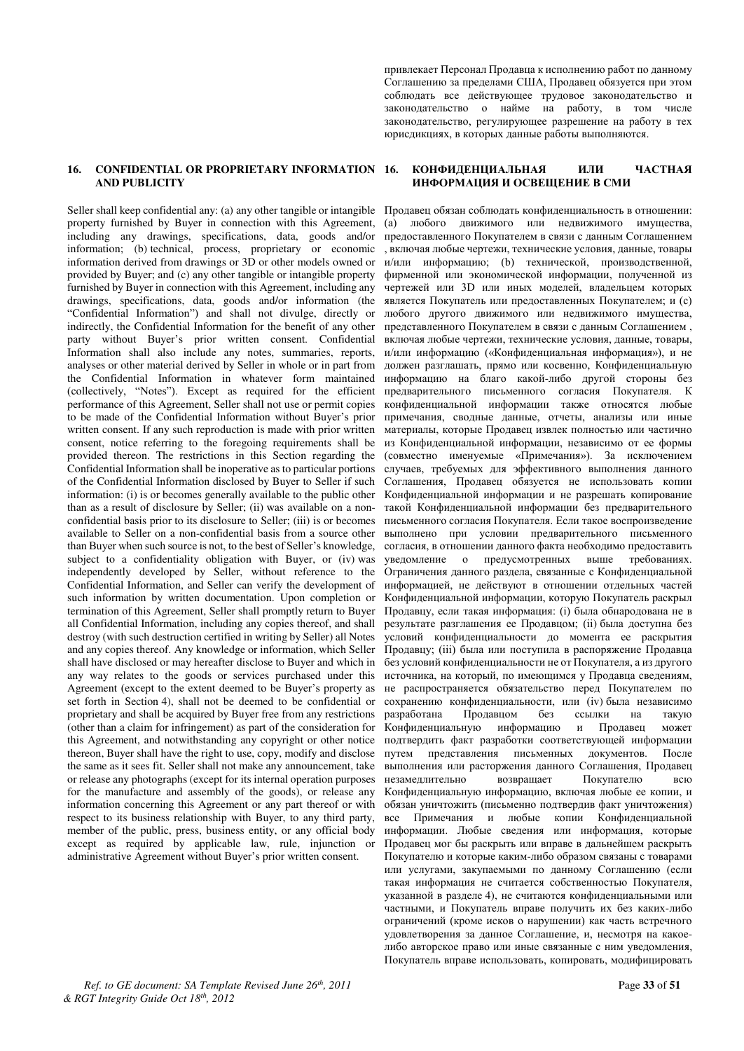привлекает Персонал Продавца к исполнению работ по данному Соглашению за пределами США, Продавец обязуется при этом соблюдать все действующее трудовое законодательство и законодательство о найме на работу, в том числе законодательство, регулирующее разрешение на работу в тех юрисдикциях, в которых данные работы выполняются.

## 16. CONFIDENTIAL OR PROPRIETARY INFORMATION AND PUBLICITY

Seller shall keep confidential any: (a) any other tangible or intangible property furnished by Buyer in connection with this Agreement, including any drawings, specifications, data, goods and/or information; (b) technical, process, proprietary or economic information derived from drawings or 3D or other models owned or provided by Buyer; and (c) any other tangible or intangible property furnished by Buyer in connection with this Agreement, including any drawings, specifications, data, goods and/or information (the "Confidential Information") and shall not divulge, directly or indirectly, the Confidential Information for the benefit of any other party without Buyer's prior written consent. Confidential Information shall also include any notes, summaries, reports, analyses or other material derived by Seller in whole or in part from the Confidential Information in whatever form maintained (collectively, "Notes"). Except as required for the efficient performance of this Agreement, Seller shall not use or permit copies to be made of the Confidential Information without Buyer's prior written consent. If any such reproduction is made with prior written consent, notice referring to the foregoing requirements shall be provided thereon. The restrictions in this Section regarding the Confidential Information shall be inoperative as to particular portions of the Confidential Information disclosed by Buyer to Seller if such information: (i) is or becomes generally available to the public other than as a result of disclosure by Seller; (ii) was available on a non-confidential basis prior to its disclosure to Seller; (iii) is or becomes available to Seller on a non-confidential basis from a source other than Buyer when such source is not, to the best of Seller's knowledge, subject to a confidentiality obligation with Buyer, or (iv) was independently developed by Seller, without reference to the Confidential Information, and Seller can verify the development of such information by written documentation. Upon completion or termination of this Agreement, Seller shall promptly return to Buyer all Confidential Information, including any copies thereof, and shall destroy (with such destruction certified in writing by Seller) all Notes and any copies thereof. Any knowledge or information, which Seller shall have disclosed or may hereafter disclose to Buyer and which in any way relates to the goods or services purchased under this Agreement (except to the extent deemed to be Buyer's property as set forth in Section 4), shall not be deemed to be confidential or proprietary and shall be acquired by Buyer free from any restrictions (other than a claim for infringement) as part of the consideration for this Agreement, and notwithstanding any copyright or other notice thereon, Buyer shall have the right to use, copy, modify and disclose the same as it sees fit. Seller shall not make any announcement, take or release any photographs (except for its internal operation purposes for the manufacture and assembly of the goods), or release any information concerning this Agreement or any part thereof or with respect to its business relationship with Buyer, to any third party, member of the public, press, business entity, or any official body except as required by applicable law, rule, injunction or administrative Agreement without Buyer's prior written consent.

## 16. КОНФИДЕНЦИАЛЬНАЯ ИЛИ ЧАСТНАЯ ИНФОРМАЦИЯ И ОСВЕЩЕНИЕ В СМИ

Продавец обязан соблюдать конфиденциальность в отношении: (a) любого движимого или недвижимого имущества, предоставленного Покупателем в связи с данным Соглашением , включая любые чертежи, технические условия, данные, товары и/или информацию; (b) технической, производственной, фирменной или экономической информации, полученной из чертежей или 3D или иных моделей, владельцем которых является Покупатель или предоставленных Покупателем; и (c) любого другого движимого или недвижимого имущества, представленного Покупателем в связи с данным Соглашением , включая любые чертежи, технические условия, данные, товары, и/или информацию («Конфиденциальная информация»), и не должен разглашать, прямо или косвенно, Конфиденциальную информацию на благо какой-либо другой стороны без предварительного письменного согласия Покупателя. К конфиденциальной информации также относятся любые примечания, сводные данные, отчеты, анализы или иные материалы, которые Продавец извлек полностью или частично из Конфиденциальной информации, независимо от ее формы (совместно именуемые «Примечания»). За исключением случаев, требуемых для эффективного выполнения данного Соглашения, Продавец обязуется не использовать копии Конфиденциальной информации и не разрешать копирование такой Конфиденциальной информации без предварительного письменного согласия Покупателя. Если такое воспроизведение выполнено при условии предварительного письменного согласия, в отношении данного факта необходимо предоставить уведомление о предусмотренных выше требованиях. Ограничения данного раздела, связанные с Конфиденциальной информацией, не действуют в отношении отдельных частей Конфиденциальной информации, которую Покупатель раскрыл Продавцу, если такая информация: (i) была обнародована не в результате разглашения ее Продавцом; (ii) была доступна без условий конфиденциальности до момента ее раскрытия Продавцу; (iii) была или поступила в распоряжение Продавца без условий конфиденциальности не от Покупателя, а из другого источника, на который, по имеющимся у Продавца сведениям, не распространяется обязательство перед Покупателем по сохранению конфиденциальности, или (iv) была независимо разработана Продавцом без ссылки на такую Конфиденциальную информацию и Продавец может подтвердить факт разработки соответствующей информации путем представления письменных документов. После выполнения или расторжения данного Соглашения, Продавец незамедлительно возвращает Покупателю всю Конфиденциальную информацию, включая любые ее копии, и обязан уничтожить (письменно подтвердив факт уничтожения) все Примечания и любые копии Конфиденциальной информации. Любые сведения или информация, которые Продавец мог бы раскрыть или вправе в дальнейшем раскрыть Покупателю и которые каким-либо образом связаны с товарами или услугами, закупаемыми по данному Соглашению (если такая информация не считается собственностью Покупателя, указанной в разделе 4), не считаются конфиденциальными или частными, и Покупатель вправе получить их без каких-либо ограничений (кроме исков о нарушении) как часть встречного удовлетворения за данное Соглашение, и, несмотря на какое-либо авторское право или иные связанные с ним уведомления, Покупатель вправе использовать, копировать, модифицировать

*Ref. to GE document: SA Template Revised June 26th, 2011 & RGT Integrity Guide Oct 18th, 2012*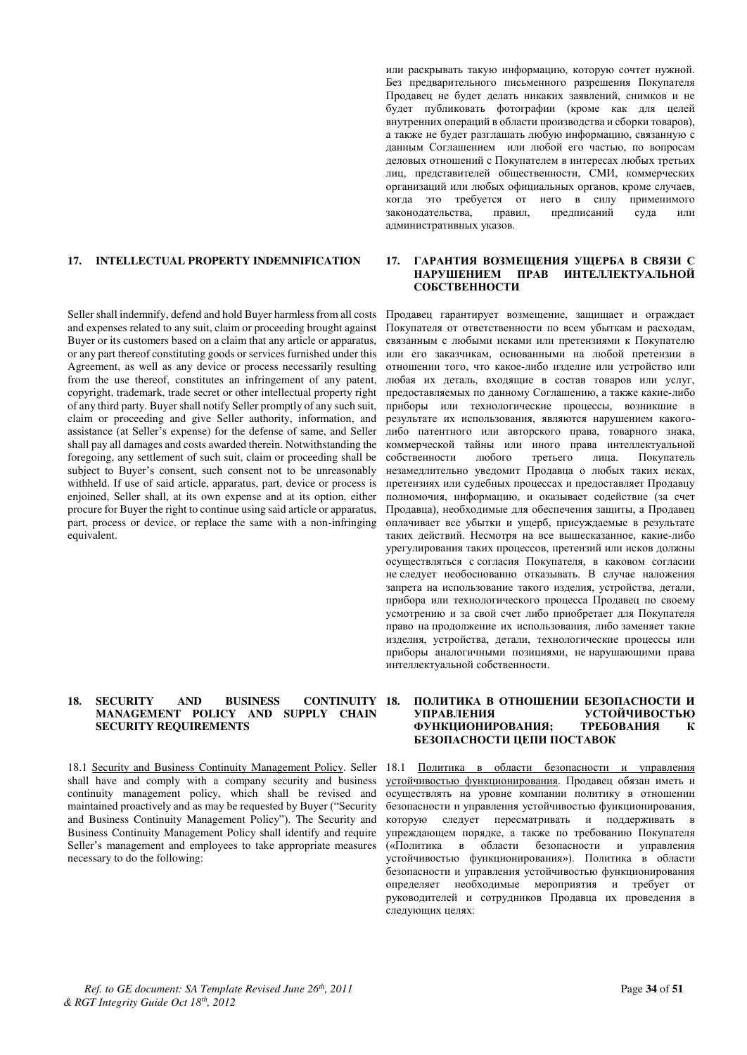или раскрывать такую информацию, которую сочтет нужной. Без предварительного письменного разрешения Покупателя Продавец не будет делать никаких заявлений, снимков и не будет публиковать фотографии (кроме как для целей внутренних операций в области производства и сборки товаров), а также не будет разглашать любую информацию, связанную с данным Соглашением или любой его частью, по вопросам деловых отношений с Покупателем в интересах любых третьих лиц, представителей общественности, СМИ, коммерческих организаций или любых официальных органов, кроме случаев, когда это требуется от него в силу применимого законодательства, правил, предписаний суда или административных указов.

## 17. INTELLECTUAL PROPERTY INDEMNIFICATION

Seller shall indemnify, defend and hold Buyer harmless from all costs and expenses related to any suit, claim or proceeding brought against Buyer or its customers based on a claim that any article or apparatus, or any part thereof constituting goods or services furnished under this Agreement, as well as any device or process necessarily resulting from the use thereof, constitutes an infringement of any patent, copyright, trademark, trade secret or other intellectual property right of any third party. Buyer shall notify Seller promptly of any such suit, claim or proceeding and give Seller authority, information, and assistance (at Seller's expense) for the defense of same, and Seller shall pay all damages and costs awarded therein. Notwithstanding the foregoing, any settlement of such suit, claim or proceeding shall be subject to Buyer's consent, such consent not to be unreasonably withheld. If use of said article, apparatus, part, device or process is enjoined, Seller shall, at its own expense and at its option, either procure for Buyer the right to continue using said article or apparatus, part, process or device, or replace the same with a non-infringing equivalent.

## 17. ГАРАНТИЯ ВОЗМЕЩЕНИЯ УЩЕРБА В СВЯЗИ С НАРУШЕНИЕМ ПРАВ ИНТЕЛЛЕКТУАЛЬНОЙ СОБСТВЕННОСТИ

Продавец гарантирует возмещение, защищает и ограждает Покупателя от ответственности по всем убыткам и расходам, связанным с любыми исками или претензиями к Покупателю или его заказчикам, основанными на любой претензии в отношении того, что какое-либо изделие или устройство или любая их деталь, входящие в состав товаров или услуг, предоставляемых по данному Соглашению, а также какие-либо приборы или технологические процессы, возникшие в результате их использования, являются нарушением какого-либо патентного или авторского права, товарного знака, коммерческой тайны или иного права интеллектуальной собственности любого третьего лица. Покупатель незамедлительно уведомит Продавца о любых таких исках, претензиях или судебных процессах и предоставляет Продавцу полномочия, информацию, и оказывает содействие (за счет Продавца), необходимые для обеспечения защиты, а Продавец оплачивает все убытки и ущерб, присуждаемые в результате таких действий. Несмотря на все вышесказанное, какие-либо урегулирования таких процессов, претензий или исков должны осуществляться с согласия Покупателя, в каковом согласии не следует необоснованно отказывать. В случае наложения запрета на использование такого изделия, устройства, детали, прибора или технологического процесса Продавец по своему усмотрению и за свой счет либо приобретает для Покупателя право на продолжение их использования, либо заменяет такие изделия, устройства, детали, технологические процессы или приборы аналогичными позициями, не нарушающими права интеллектуальной собственности.

## 18. SECURITY AND BUSINESS CONTINUITY MANAGEMENT POLICY AND SUPPLY CHAIN SECURITY REQUIREMENTS

18.1 Security and Business Continuity Management Policy. Seller shall have and comply with a company security and business continuity management policy, which shall be revised and maintained proactively and as may be requested by Buyer ("Security and Business Continuity Management Policy"). The Security and Business Continuity Management Policy shall identify and require Seller's management and employees to take appropriate measures necessary to do the following:

## 18. ПОЛИТИКА В ОТНОШЕНИИ БЕЗОПАСНОСТИ И УПРАВЛЕНИЯ УСТОЙЧИВОСТЬЮ ФУНКЦИОНИРОВАНИЯ; ТРЕБОВАНИЯ К БЕЗОПАСНОСТИ ЦЕПИ ПОСТАВОК

18.1 Политика в области безопасности и управления устойчивостью функционирования. Продавец обязан иметь и осуществлять на уровне компании политику в отношении безопасности и управления устойчивостью функционирования, которую следует пересматривать и поддерживать в упреждающем порядке, а также по требованию Покупателя («Политика в области безопасности и управления устойчивостью функционирования»). Политика в области безопасности и управления устойчивостью функционирования определяет необходимые мероприятия и требует от руководителей и сотрудников Продавца их проведения в следующих целях:

*Ref. to GE document: SA Template Revised June 26th, 2011 & RGT Integrity Guide Oct 18th, 2012*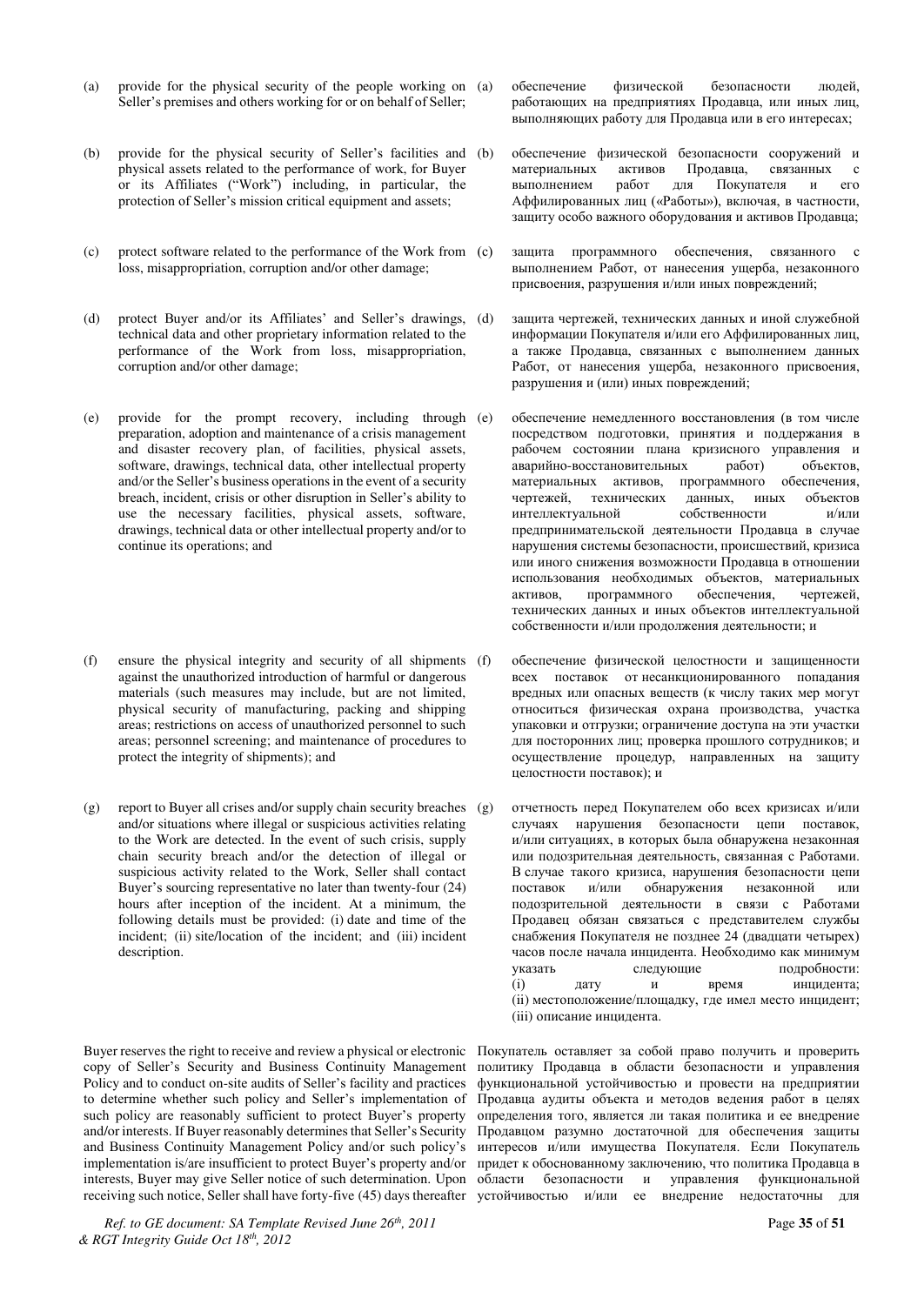(a) provide for the physical security of the people working on Seller's premises and others working for or on behalf of Seller;

(a) обеспечение физической безопасности людей, работающих на предприятиях Продавца, или иных лиц, выполняющих работу для Продавца или в его интересах;

(b) provide for the physical security of Seller's facilities and physical assets related to the performance of work, for Buyer or its Affiliates ("Work") including, in particular, the protection of Seller's mission critical equipment and assets;

(b) обеспечение физической безопасности сооружений и материальных активов Продавца, связанных с выполнением работ для Покупателя и его Аффилированных лиц («Работы»), включая, в частности, защиту особо важного оборудования и активов Продавца;

(c) protect software related to the performance of the Work from loss, misappropriation, corruption and/or other damage;

(c) защита программного обеспечения, связанного с выполнением Работ, от нанесения ущерба, незаконного присвоения, разрушения и/или иных повреждений;

(d) protect Buyer and/or its Affiliates' and Seller's drawings, technical data and other proprietary information related to the performance of the Work from loss, misappropriation, corruption and/or other damage;

(d) защита чертежей, технических данных и иной служебной информации Покупателя и/или его Аффилированных лиц, а также Продавца, связанных с выполнением данных Работ, от нанесения ущерба, незаконного присвоения, разрушения и (или) иных повреждений;

(e) provide for the prompt recovery, including through preparation, adoption and maintenance of a crisis management and disaster recovery plan, of facilities, physical assets, software, drawings, technical data, other intellectual property and/or the Seller's business operations in the event of a security breach, incident, crisis or other disruption in Seller's ability to use the necessary facilities, physical assets, software, drawings, technical data or other intellectual property and/or to continue its operations; and

(e) обеспечение немедленного восстановления (в том числе посредством подготовки, принятия и поддержания в рабочем состоянии плана кризисного управления и аварийно-восстановительных работ) объектов, материальных активов, программного обеспечения, чертежей, технических данных, иных объектов интеллектуальной собственности и/или предпринимательской деятельности Продавца в случае нарушения системы безопасности, происшествий, кризиса или иного снижения возможности Продавца в отношении использования необходимых объектов, материальных активов, программного обеспечения, чертежей, технических данных и иных объектов интеллектуальной собственности и/или продолжения деятельности; и

(f) ensure the physical integrity and security of all shipments against the unauthorized introduction of harmful or dangerous materials (such measures may include, but are not limited, physical security of manufacturing, packing and shipping areas; restrictions on access of unauthorized personnel to such areas; personnel screening; and maintenance of procedures to protect the integrity of shipments); and

(f) обеспечение физической целостности и защищенности всех поставок от несанкционированного попадания вредных или опасных веществ (к числу таких мер могут относиться физическая охрана производства, участка упаковки и отгрузки; ограничение доступа на эти участки для посторонних лиц; проверка прошлого сотрудников; и осуществление процедур, направленных на защиту целостности поставок); и

(g) report to Buyer all crises and/or supply chain security breaches and/or situations where illegal or suspicious activities relating to the Work are detected. In the event of such crisis, supply chain security breach and/or the detection of illegal or suspicious activity related to the Work, Seller shall contact Buyer's sourcing representative no later than twenty-four (24) hours after inception of the incident. At a minimum, the following details must be provided: (i) date and time of the incident; (ii) site/location of the incident; and (iii) incident description.

(g) отчетность перед Покупателем обо всех кризисах и/или случаях нарушения безопасности цепи поставок, и/или ситуациях, в которых была обнаружена незаконная или подозрительная деятельность, связанная с Работами. В случае такого кризиса, нарушения безопасности цепи поставок и/или обнаружения незаконной или подозрительной деятельности в связи с Работами Продавец обязан связаться с представителем службы снабжения Покупателя не позднее 24 (двадцати четырех) часов после начала инцидента. Необходимо как минимум указать следующие подробности: (i) дату и время инцидента; (ii) местоположение/площадку, где имел место инцидент; (iii) описание инцидента.

Buyer reserves the right to receive and review a physical or electronic copy of Seller's Security and Business Continuity Management Policy and to conduct on-site audits of Seller's facility and practices to determine whether such policy and Seller's implementation of such policy are reasonably sufficient to protect Buyer's property and/or interests. If Buyer reasonably determines that Seller's Security and Business Continuity Management Policy and/or such policy's implementation is/are insufficient to protect Buyer's property and/or interests, Buyer may give Seller notice of such determination. Upon receiving such notice, Seller shall have forty-five (45) days thereafter

Покупатель оставляет за собой право получить и проверить политику Продавца в области безопасности и управления функциональной устойчивостью и провести на предприятии Продавца аудиты объекта и методов ведения работ в целях определения того, является ли такая политика и ее внедрение Продавцом разумно достаточной для обеспечения защиты интересов и/или имущества Покупателя. Если Покупатель придет к обоснованному заключению, что политика Продавца в области безопасности и управления функциональной устойчивостью и/или ее внедрение недостаточны для

*Ref. to GE document: SA Template Revised June 26th, 2011 & RGT Integrity Guide Oct 18th, 2012*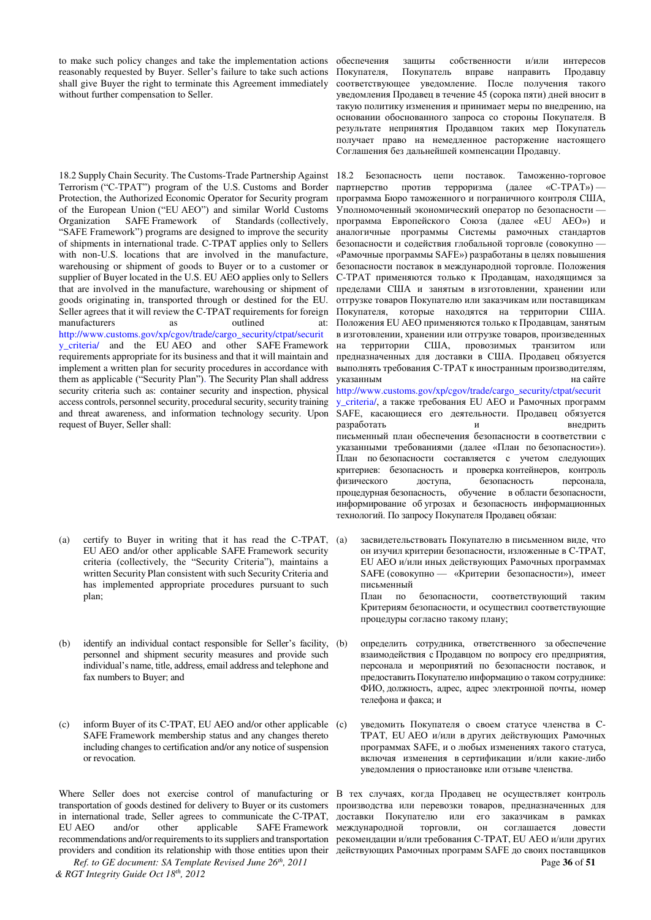to make such policy changes and take the implementation actions reasonably requested by Buyer. Seller's failure to take such actions shall give Buyer the right to terminate this Agreement immediately without further compensation to Seller.

обеспечения защиты собственности и/или интересов Покупателя, Покупатель вправе направить Продавцу соответствующее уведомление. После получения такого уведомления Продавец в течение 45 (сорока пяти) дней вносит в такую политику изменения и принимает меры по внедрению, на основании обоснованного запроса со стороны Покупателя. В результате непринятия Продавцом таких мер Покупатель получает право на немедленное расторжение настоящего Соглашения без дальнейшей компенсации Продавцу.

18.2 Supply Chain Security. The Customs-Trade Partnership Against Terrorism ("C-TPAT") program of the U.S. Customs and Border Protection, the Authorized Economic Operator for Security program of the European Union ("EU AEO") and similar World Customs Organization SAFE Framework of Standards (collectively, "SAFE Framework") programs are designed to improve the security of shipments in international trade. C-TPAT applies only to Sellers with non-U.S. locations that are involved in the manufacture, warehousing or shipment of goods to Buyer or to a customer or supplier of Buyer located in the U.S. EU AEO applies only to Sellers that are involved in the manufacture, warehousing or shipment of goods originating in, transported through or destined for the EU. Seller agrees that it will review the C-TPAT requirements for foreign manufacturers as outlined at: http://www.customs.gov/xp/cgov/trade/cargo_security/ctpat/security_criteria/ and the EU AEO and other SAFE Framework requirements appropriate for its business and that it will maintain and implement a written plan for security procedures in accordance with them as applicable ("Security Plan"). The Security Plan shall address security criteria such as: container security and inspection, physical access controls, personnel security, procedural security, security training and threat awareness, and information technology security. Upon request of Buyer, Seller shall:

18.2 Безопасность цепи поставок. Таможенно-торговое партнерство против терроризма (далее «C-TPAT») — программа Бюро таможенного и пограничного контроля США, Уполномоченный экономический оператор по безопасности — программа Европейского Союза (далее «EU AEO») и аналогичные программы Системы рамочных стандартов безопасности и содействия глобальной торговле (совокупно — «Рамочные программы SAFE») разработаны в целях повышения безопасности поставок в международной торговле. Положения C-TPAT применяются только к Продавцам, находящимся за пределами США и занятым в изготовлении, хранении или отгрузке товаров Покупателю или заказчикам или поставщикам Покупателя, которые находятся на территории США. Положения EU AEO применяются только к Продавцам, занятым в изготовлении, хранении или отгрузке товаров, произведенных на территории США, провозимых транзитом или предназначенных для доставки в США. Продавец обязуется выполнять требования C-TPAT к иностранным производителям, указанным на сайте http://www.customs.gov/xp/cgov/trade/cargo_security/ctpat/security_criteria/, а также требования EU AEO и Рамочных программ SAFE, касающиеся его деятельности. Продавец обязуется разработать и внедрить письменный план обеспечения безопасности в соответствии с указанными требованиями (далее «План по безопасности»). План по безопасности составляется с учетом следующих критериев: безопасность и проверка контейнеров, контроль физического доступа, безопасность персонала, процедурная безопасность, обучение в области безопасности, информирование об угрозах и безопасность информационных технологий. По запросу Покупателя Продавец обязан:

(a) certify to Buyer in writing that it has read the C-TPAT, EU AEO and/or other applicable SAFE Framework security criteria (collectively, the "Security Criteria"), maintains a written Security Plan consistent with such Security Criteria and has implemented appropriate procedures pursuant to such plan;

(a) засвидетельствовать Покупателю в письменном виде, что он изучил критерии безопасности, изложенные в C-TPAT, EU AEO и/или иных действующих Рамочных программах SAFE (совокупно — «Критерии безопасности»), имеет письменный План по безопасности, соответствующий таким Критериям безопасности, и осуществил соответствующие процедуры согласно такому плану;

(b) identify an individual contact responsible for Seller's facility, personnel and shipment security measures and provide such individual's name, title, address, email address and telephone and fax numbers to Buyer; and

(b) определить сотрудника, ответственного за обеспечение взаимодействия с Продавцом по вопросу его предприятия, персонала и мероприятий по безопасности поставок, и предоставить Покупателю информацию о таком сотруднике: ФИО, должность, адрес, адрес электронной почты, номер телефона и факса; и

(c) inform Buyer of its C-TPAT, EU AEO and/or other applicable SAFE Framework membership status and any changes thereto including changes to certification and/or any notice of suspension or revocation.

(c) уведомить Покупателя о своем статусе членства в C-TPAT, EU AEO и/или в других действующих Рамочных программах SAFE, и о любых изменениях такого статуса, включая изменения в сертификации и/или какие-либо уведомления о приостановке или отзыве членства.

Where Seller does not exercise control of manufacturing or transportation of goods destined for delivery to Buyer or its customers in international trade, Seller agrees to communicate the C-TPAT, EU AEO and/or other applicable SAFE Framework recommendations and/or requirements to its suppliers and transportation providers and condition its relationship with those entities upon their

В тех случаях, когда Продавец не осуществляет контроль производства или перевозки товаров, предназначенных для доставки Покупателю или его заказчикам в рамках международной торговли, он соглашается довести рекомендации и/или требования C-TPAT, EU AEO и/или других действующих Рамочных программ SAFE до своих поставщиков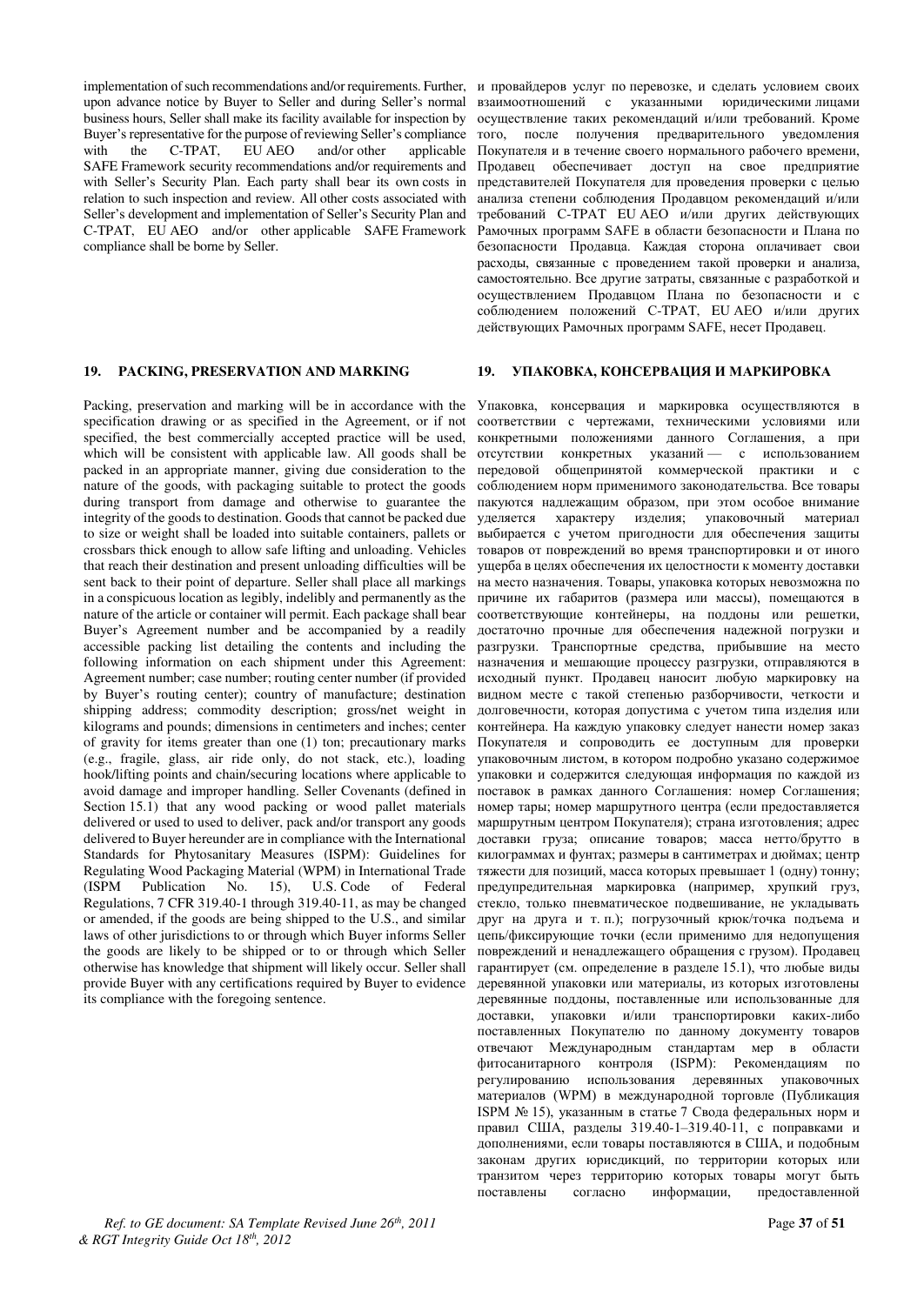implementation of such recommendations and/or requirements. Further, upon advance notice by Buyer to Seller and during Seller's normal business hours, Seller shall make its facility available for inspection by Buyer's representative for the purpose of reviewing Seller's compliance with the C-TPAT, EU AEO and/or other applicable SAFE Framework security recommendations and/or requirements and with Seller's Security Plan. Each party shall bear its own costs in relation to such inspection and review. All other costs associated with Seller's development and implementation of Seller's Security Plan and C-TPAT, EU AEO and/or other applicable SAFE Framework compliance shall be borne by Seller.

и провайдеров услуг по перевозке, и сделать условием своих взаимоотношений с указанными юридическими лицами осуществление таких рекомендаций и/или требований. Кроме того, после получения предварительного уведомления Покупателя и в течение своего нормального рабочего времени, Продавец обеспечивает доступ на свое предприятие представителей Покупателя для проведения проверки с целью анализа степени соблюдения Продавцом рекомендаций и/или требований C-TPAT EU AEO и/или других действующих Рамочных программ SAFE в области безопасности и Плана по безопасности Продавца. Каждая сторона оплачивает свои расходы, связанные с проведением такой проверки и анализа, самостоятельно. Все другие затраты, связанные с разработкой и осуществлением Продавцом Плана по безопасности и с соблюдением положений C-TPAT, EU AEO и/или других действующих Рамочных программ SAFE, несет Продавец.

## 19. PACKING, PRESERVATION AND MARKING

Packing, preservation and marking will be in accordance with the specification drawing or as specified in the Agreement, or if not specified, the best commercially accepted practice will be used, which will be consistent with applicable law. All goods shall be packed in an appropriate manner, giving due consideration to the nature of the goods, with packaging suitable to protect the goods during transport from damage and otherwise to guarantee the integrity of the goods to destination. Goods that cannot be packed due to size or weight shall be loaded into suitable containers, pallets or crossbars thick enough to allow safe lifting and unloading. Vehicles that reach their destination and present unloading difficulties will be sent back to their point of departure. Seller shall place all markings in a conspicuous location as legibly, indelibly and permanently as the nature of the article or container will permit. Each package shall bear Buyer's Agreement number and be accompanied by a readily accessible packing list detailing the contents and including the following information on each shipment under this Agreement: Agreement number; case number; routing center number (if provided by Buyer's routing center); country of manufacture; destination shipping address; commodity description; gross/net weight in kilograms and pounds; dimensions in centimeters and inches; center of gravity for items greater than one (1) ton; precautionary marks (e.g., fragile, glass, air ride only, do not stack, etc.), loading hook/lifting points and chain/securing locations where applicable to avoid damage and improper handling. Seller Covenants (defined in Section 15.1) that any wood packing or wood pallet materials delivered or used to used to deliver, pack and/or transport any goods delivered to Buyer hereunder are in compliance with the International Standards for Phytosanitary Measures (ISPM): Guidelines for Regulating Wood Packaging Material (WPM) in International Trade (ISPM Publication No. 15), U.S. Code of Federal Regulations, 7 CFR 319.40-1 through 319.40-11, as may be changed or amended, if the goods are being shipped to the U.S., and similar laws of other jurisdictions to or through which Buyer informs Seller the goods are likely to be shipped or to or through which Seller otherwise has knowledge that shipment will likely occur. Seller shall provide Buyer with any certifications required by Buyer to evidence its compliance with the foregoing sentence.

## 19. УПАКОВКА, КОНСЕРВАЦИЯ И МАРКИРОВКА

Упаковка, консервация и маркировка осуществляются в соответствии с чертежами, техническими условиями или конкретными положениями данного Соглашения, а при отсутствии конкретных указаний — с использованием передовой общепринятой коммерческой практики и с соблюдением норм применимого законодательства. Все товары пакуются надлежащим образом, при этом особое внимание уделяется характеру изделия; упаковочный материал выбирается с учетом пригодности для обеспечения защиты товаров от повреждений во время транспортировки и от иного ущерба в целях обеспечения их целостности к моменту доставки на место назначения. Товары, упаковка которых невозможна по причине их габаритов (размера или массы), помещаются в соответствующие контейнеры, на поддоны или решетки, достаточно прочные для обеспечения надежной погрузки и разгрузки. Транспортные средства, прибывшие на место назначения и мешающие процессу разгрузки, отправляются в исходный пункт. Продавец наносит любую маркировку на видном месте с такой степенью разборчивости, четкости и долговечности, которая допустима с учетом типа изделия или контейнера. На каждую упаковку следует нанести номер заказ Покупателя и сопроводить ее доступным для проверки упаковочным листом, в котором подробно указано содержимое упаковки и содержится следующая информация по каждой из поставок в рамках данного Соглашения: номер Соглашения; номер тары; номер маршрутного центра (если предоставляется маршрутным центром Покупателя); страна изготовления; адрес доставки груза; описание товаров; масса нетто/брутто в килограммах и фунтах; размеры в сантиметрах и дюймах; центр тяжести для позиций, масса которых превышает 1 (одну) тонну; предупредительная маркировка (например, хрупкий груз, стекло, только пневматическое подвешивание, не укладывать друг на друга и т. п.); погрузочный крюк/точка подъема и цепь/фиксирующие точки (если применимо для недопущения повреждений и ненадлежащего обращения с грузом). Продавец гарантирует (см. определение в разделе 15.1), что любые виды деревянной упаковки или материалы, из которых изготовлены деревянные поддоны, поставленные или использованные для доставки, упаковки и/или транспортировки каких-либо поставленных Покупателю по данному документу товаров отвечают Международным стандартам мер в области фитосанитарного контроля (ISPM): Рекомендациям по регулированию использования деревянных упаковочных материалов (WPM) в международной торговле (Публикация ISPM № 15), указанным в статье 7 Свода федеральных норм и правил США, разделы 319.40-1–319.40-11, с поправками и дополнениями, если товары поставляются в США, и подобным законам других юрисдикций, по территории которых или транзитом через территорию которых товары могут быть поставлены согласно информации, предоставленной

*Ref. to GE document: SA Template Revised June 26th, 2011 & RGT Integrity Guide Oct 18th, 2012*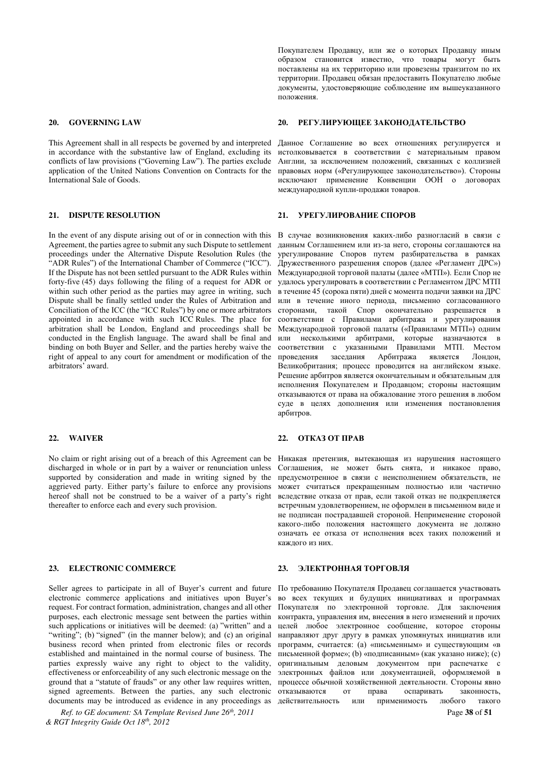Покупателем Продавцу, или же о которых Продавцу иным образом становится известно, что товары могут быть поставлены на их территорию или провезены транзитом по их территории. Продавец обязан предоставить Покупателю любые документы, удостоверяющие соблюдение им вышеуказанного положения.

## 20. GOVERNING LAW

This Agreement shall in all respects be governed by and interpreted in accordance with the substantive law of England, excluding its conflicts of law provisions ("Governing Law"). The parties exclude application of the United Nations Convention on Contracts for the International Sale of Goods.

## 20. РЕГУЛИРУЮЩЕЕ ЗАКОНОДАТЕЛЬСТВО

Данное Соглашение во всех отношениях регулируется и истолковывается в соответствии с материальным правом Англии, за исключением положений, связанных с коллизией правовых норм («Регулирующее законодательство»). Стороны исключают применение Конвенции ООН о договорах международной купли-продажи товаров.

## 21. DISPUTE RESOLUTION

In the event of any dispute arising out of or in connection with this Agreement, the parties agree to submit any such Dispute to settlement proceedings under the Alternative Dispute Resolution Rules (the "ADR Rules") of the International Chamber of Commerce ("ICC"). If the Dispute has not been settled pursuant to the ADR Rules within forty-five (45) days following the filing of a request for ADR or within such other period as the parties may agree in writing, such Dispute shall be finally settled under the Rules of Arbitration and Conciliation of the ICC (the "ICC Rules") by one or more arbitrators appointed in accordance with such ICC Rules. The place for arbitration shall be London, England and proceedings shall be conducted in the English language. The award shall be final and binding on both Buyer and Seller, and the parties hereby waive the right of appeal to any court for amendment or modification of the arbitrators' award.

## 21. УРЕГУЛИРОВАНИЕ СПОРОВ

В случае возникновения каких-либо разногласий в связи с данным Соглашением или из-за него, стороны соглашаются на урегулирование Споров путем разбирательства в рамках Дружественного разрешения споров (далее «Регламент ДРС») Международной торговой палаты (далее «МТП»). Если Спор не удалось урегулировать в соответствии с Регламентом ДРС МТП в течение 45 (сорока пяти) дней с момента подачи заявки на ДРС или в течение иного периода, письменно согласованного сторонами, такой Спор окончательно разрешается в соответствии с Правилами арбитража и урегулирования Международной торговой палаты («Правилами МТП») одним или несколькими арбитрами, которые назначаются в соответствии с указанными Правилами МТП. Местом проведения заседания Арбитража является Лондон, Великобритания; процесс проводится на английском языке. Решение арбитров является окончательным и обязательным для исполнения Покупателем и Продавцом; стороны настоящим отказываются от права на обжалование этого решения в любом суде в целях дополнения или изменения постановления арбитров.

## 22. WAIVER

No claim or right arising out of a breach of this Agreement can be discharged in whole or in part by a waiver or renunciation unless supported by consideration and made in writing signed by the aggrieved party. Either party's failure to enforce any provisions hereof shall not be construed to be a waiver of a party's right thereafter to enforce each and every such provision.

## 22. ОТКАЗ ОТ ПРАВ

Никакая претензия, вытекающая из нарушения настоящего Соглашения, не может быть снята, и никакое право, предусмотренное в связи с неисполнением обязательств, не может считаться прекращенным полностью или частично вследствие отказа от прав, если такой отказ не подкрепляется встречным удовлетворением, не оформлен в письменном виде и не подписан пострадавшей стороной. Неприменение стороной какого-либо положения настоящего документа не должно означать ее отказа от исполнения всех таких положений и каждого из них.

## 23. ELECTRONIC COMMERCE

Seller agrees to participate in all of Buyer's current and future electronic commerce applications and initiatives upon Buyer's request. For contract formation, administration, changes and all other purposes, each electronic message sent between the parties within such applications or initiatives will be deemed: (a) "written" and a "writing"; (b) "signed" (in the manner below); and (c) an original business record when printed from electronic files or records established and maintained in the normal course of business. The parties expressly waive any right to object to the validity, effectiveness or enforceability of any such electronic message on the ground that a "statute of frauds" or any other law requires written, signed agreements. Between the parties, any such electronic documents may be introduced as evidence in any proceedings as

## 23. ЭЛЕКТРОННАЯ ТОРГОВЛЯ

По требованию Покупателя Продавец соглашается участвовать во всех текущих и будущих инициативах и программах Покупателя по электронной торговле. Для заключения контракта, управления им, внесения в него изменений и прочих целей любое электронное сообщение, которое стороны направляют друг другу в рамках упомянутых инициатив или программ, считается: (a) «письменным» и существующим «в письменной форме»; (b) «подписанным» (как указано ниже); (c) оригинальным деловым документом при распечатке с электронных файлов или документацией, оформляемой в процессе обычной хозяйственной деятельности. Стороны явно отказываются от права оспаривать законность, действительность или применимость любого такого

*Ref. to GE document: SA Template Revised June 26th, 2011 & RGT Integrity Guide Oct 18th, 2012*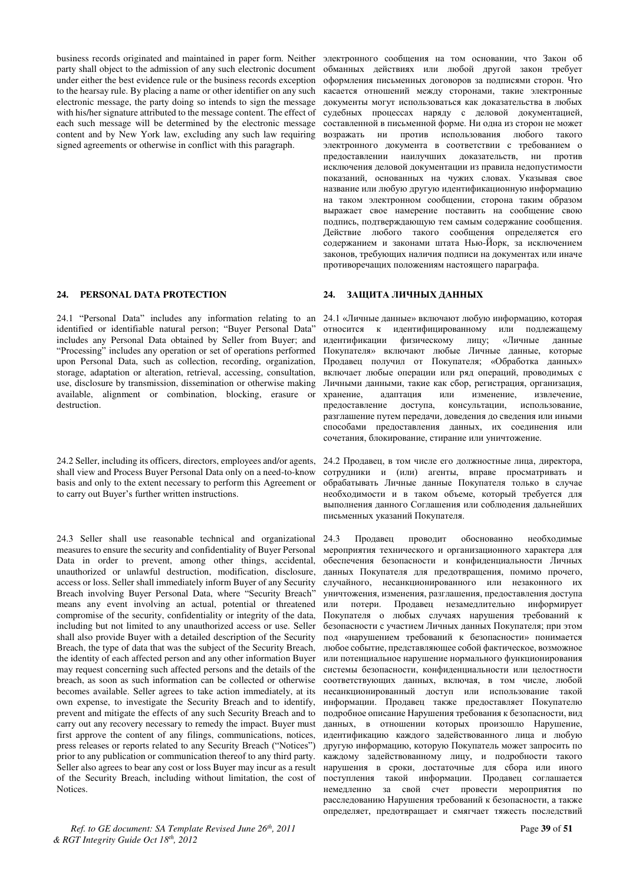business records originated and maintained in paper form. Neither party shall object to the admission of any such electronic document under either the best evidence rule or the business records exception to the hearsay rule. By placing a name or other identifier on any such electronic message, the party doing so intends to sign the message with his/her signature attributed to the message content. The effect of each such message will be determined by the electronic message content and by New York law, excluding any such law requiring signed agreements or otherwise in conflict with this paragraph.

электронного сообщения на том основании, что Закон об обманных действиях или любой другой закон требует оформления письменных договоров за подписями сторон. Что касается отношений между сторонами, такие электронные документы могут использоваться как доказательства в любых судебных процессах наряду с деловой документацией, составленной в письменной форме. Ни одна из сторон не может возражать ни против использования любого такого электронного документа в соответствии с требованием о предоставлении наилучших доказательств, ни против исключения деловой документации из правила недопустимости показаний, основанных на чужих словах. Указывая свое название или любую другую идентификационную информацию на таком электронном сообщении, сторона таким образом выражает свое намерение поставить на сообщение свою подпись, подтверждающую тем самым содержание сообщения. Действие любого такого сообщения определяется его содержанием и законами штата Нью-Йорк, за исключением законов, требующих наличия подписи на документах или иначе противоречащих положениям настоящего параграфа.

## 24. PERSONAL DATA PROTECTION

## 24. ЗАЩИТА ЛИЧНЫХ ДАННЫХ

24.1 “Personal Data” includes any information relating to an identified or identifiable natural person; “Buyer Personal Data” includes any Personal Data obtained by Seller from Buyer; and “Processing” includes any operation or set of operations performed upon Personal Data, such as collection, recording, organization, storage, adaptation or alteration, retrieval, accessing, consultation, use, disclosure by transmission, dissemination or otherwise making available, alignment or combination, blocking, erasure or destruction.

24.1 «Личные данные» включают любую информацию, которая относится к идентифицированному или подлежащему идентификации физическому лицу; «Личные данные Покупателя» включают любые Личные данные, которые Продавец получил от Покупателя; «Обработка данных» включает любые операции или ряд операций, проводимых с Личными данными, такие как сбор, регистрация, организация, хранение, адаптация или изменение, извлечение, предоставление доступа, консультации, использование, разглашение путем передачи, доведения до сведения или иными способами предоставления данных, их соединения или сочетания, блокирование, стирание или уничтожение.

24.2 Seller, including its officers, directors, employees and/or agents, shall view and Process Buyer Personal Data only on a need-to-know basis and only to the extent necessary to perform this Agreement or to carry out Buyer’s further written instructions.

24.2 Продавец, в том числе его должностные лица, директора, сотрудники и (или) агенты, вправе просматривать и обрабатывать Личные данные Покупателя только в случае необходимости и в таком объеме, который требуется для выполнения данного Соглашения или соблюдения дальнейших письменных указаний Покупателя.

24.3 Seller shall use reasonable technical and organizational measures to ensure the security and confidentiality of Buyer Personal Data in order to prevent, among other things, accidental, unauthorized or unlawful destruction, modification, disclosure, access or loss. Seller shall immediately inform Buyer of any Security Breach involving Buyer Personal Data, where “Security Breach” means any event involving an actual, potential or threatened compromise of the security, confidentiality or integrity of the data, including but not limited to any unauthorized access or use. Seller shall also provide Buyer with a detailed description of the Security Breach, the type of data that was the subject of the Security Breach, the identity of each affected person and any other information Buyer may request concerning such affected persons and the details of the breach, as soon as such information can be collected or otherwise becomes available. Seller agrees to take action immediately, at its own expense, to investigate the Security Breach and to identify, prevent and mitigate the effects of any such Security Breach and to carry out any recovery necessary to remedy the impact. Buyer must first approve the content of any filings, communications, notices, press releases or reports related to any Security Breach (“Notices”) prior to any publication or communication thereof to any third party. Seller also agrees to bear any cost or loss Buyer may incur as a result of the Security Breach, including without limitation, the cost of Notices.

24.3 Продавец проводит обоснованно необходимые мероприятия технического и организационного характера для обеспечения безопасности и конфиденциальности Личных данных Покупателя для предотвращения, помимо прочего, случайного, несанкционированного или незаконного их уничтожения, изменения, разглашения, предоставления доступа или потери. Продавец незамедлительно информирует Покупателя о любых случаях нарушения требований к безопасности с участием Личных данных Покупателя; при этом под «нарушением требований к безопасности» понимается любое событие, представляющее собой фактическое, возможное или потенциальное нарушение нормального функционирования системы безопасности, конфиденциальности или целостности соответствующих данных, включая, в том числе, любой несанкционированный доступ или использование такой информации. Продавец также предоставляет Покупателю подробное описание Нарушения требования к безопасности, вид данных, в отношении которых произошло Нарушение, идентификацию каждого задействованного лица и любую другую информацию, которую Покупатель может запросить по каждому задействованному лицу, и подробности такого нарушения в сроки, достаточные для сбора или иного поступления такой информации. Продавец соглашается немедленно за свой счет провести мероприятия по расследованию Нарушения требований к безопасности, а также определяет, предотвращает и смягчает тяжесть последствий

*Ref. to GE document: SA Template Revised June 26th, 2011 & RGT Integrity Guide Oct 18th, 2012*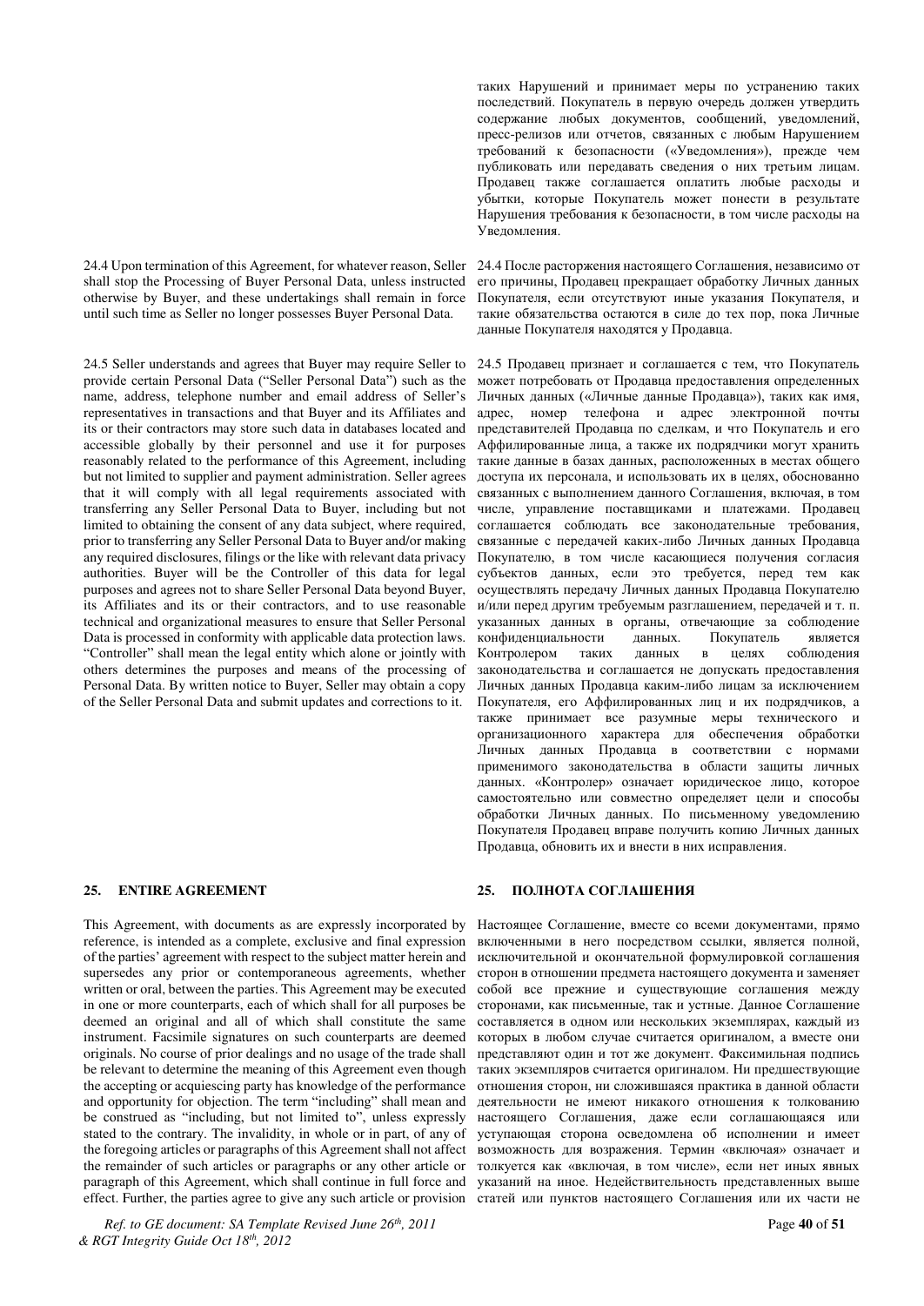таких Нарушений и принимает меры по устранению таких последствий. Покупатель в первую очередь должен утвердить содержание любых документов, сообщений, уведомлений, пресс-релизов или отчетов, связанных с любым Нарушением требований к безопасности («Уведомления»), прежде чем публиковать или передавать сведения о них третьим лицам. Продавец также соглашается оплатить любые расходы и убытки, которые Покупатель может понести в результате Нарушения требования к безопасности, в том числе расходы на Уведомления.

24.4 Upon termination of this Agreement, for whatever reason, Seller shall stop the Processing of Buyer Personal Data, unless instructed otherwise by Buyer, and these undertakings shall remain in force until such time as Seller no longer possesses Buyer Personal Data.

24.4 После расторжения настоящего Соглашения, независимо от его причины, Продавец прекращает обработку Личных данных Покупателя, если отсутствуют иные указания Покупателя, и такие обязательства остаются в силе до тех пор, пока Личные данные Покупателя находятся у Продавца.

24.5 Seller understands and agrees that Buyer may require Seller to provide certain Personal Data ("Seller Personal Data") such as the name, address, telephone number and email address of Seller's representatives in transactions and that Buyer and its Affiliates and its or their contractors may store such data in databases located and accessible globally by their personnel and use it for purposes reasonably related to the performance of this Agreement, including but not limited to supplier and payment administration. Seller agrees that it will comply with all legal requirements associated with transferring any Seller Personal Data to Buyer, including but not limited to obtaining the consent of any data subject, where required, prior to transferring any Seller Personal Data to Buyer and/or making any required disclosures, filings or the like with relevant data privacy authorities. Buyer will be the Controller of this data for legal purposes and agrees not to share Seller Personal Data beyond Buyer, its Affiliates and its or their contractors, and to use reasonable technical and organizational measures to ensure that Seller Personal Data is processed in conformity with applicable data protection laws. "Controller" shall mean the legal entity which alone or jointly with others determines the purposes and means of the processing of Personal Data. By written notice to Buyer, Seller may obtain a copy of the Seller Personal Data and submit updates and corrections to it.

24.5 Продавец признает и соглашается с тем, что Покупатель может потребовать от Продавца предоставления определенных Личных данных («Личные данные Продавца»), таких как имя, адрес, номер телефона и адрес электронной почты представителей Продавца по сделкам, и что Покупатель и его Аффилированные лица, а также их подрядчики могут хранить такие данные в базах данных, расположенных в местах общего доступа их персонала, и использовать их в целях, обоснованно связанных с выполнением данного Соглашения, включая, в том числе, управление поставщиками и платежами. Продавец соглашается соблюдать все законодательные требования, связанные с передачей каких-либо Личных данных Продавца Покупателю, в том числе касающиеся получения согласия субъектов данных, если это требуется, перед тем как осуществлять передачу Личных данных Продавца Покупателю и/или перед другим требуемым разглашением, передачей и т. п. указанных данных в органы, отвечающие за соблюдение конфиденциальности данных. Покупатель является Контролером таких данных в целях соблюдения законодательства и соглашается не допускать предоставления Личных данных Продавца каким-либо лицам за исключением Покупателя, его Аффилированных лиц и их подрядчиков, а также принимает все разумные меры технического и организационного характера для обеспечения обработки Личных данных Продавца в соответствии с нормами применимого законодательства в области защиты личных данных. «Контролер» означает юридическое лицо, которое самостоятельно или совместно определяет цели и способы обработки Личных данных. По письменному уведомлению Покупателя Продавец вправе получить копию Личных данных Продавца, обновить их и внести в них исправления.

## 25. ENTIRE AGREEMENT

## 25. ПОЛНОТА СОГЛАШЕНИЯ

This Agreement, with documents as are expressly incorporated by reference, is intended as a complete, exclusive and final expression of the parties' agreement with respect to the subject matter herein and supersedes any prior or contemporaneous agreements, whether written or oral, between the parties. This Agreement may be executed in one or more counterparts, each of which shall for all purposes be deemed an original and all of which shall constitute the same instrument. Facsimile signatures on such counterparts are deemed originals. No course of prior dealings and no usage of the trade shall be relevant to determine the meaning of this Agreement even though the accepting or acquiescing party has knowledge of the performance and opportunity for objection. The term "including" shall mean and be construed as "including, but not limited to", unless expressly stated to the contrary. The invalidity, in whole or in part, of any of the foregoing articles or paragraphs of this Agreement shall not affect the remainder of such articles or paragraphs or any other article or paragraph of this Agreement, which shall continue in full force and effect. Further, the parties agree to give any such article or provision

Настоящее Соглашение, вместе со всеми документами, прямо включенными в него посредством ссылки, является полной, исключительной и окончательной формулировкой соглашения сторон в отношении предмета настоящего документа и заменяет собой все прежние и существующие соглашения между сторонами, как письменные, так и устные. Данное Соглашение составляется в одном или нескольких экземплярах, каждый из которых в любом случае считается оригиналом, а вместе они представляют один и тот же документ. Факсимильная подпись таких экземпляров считается оригиналом. Ни предшествующие отношения сторон, ни сложившаяся практика в данной области деятельности не имеют никакого отношения к толкованию настоящего Соглашения, даже если соглашающаяся или уступающая сторона осведомлена об исполнении и имеет возможность для возражения. Термин «включая» означает и толкуется как «включая, в том числе», если нет иных явных указаний на иное. Недействительность представленных выше статей или пунктов настоящего Соглашения или их части не

*Ref. to GE document: SA Template Revised June 26th, 2011 & RGT Integrity Guide Oct 18th, 2012*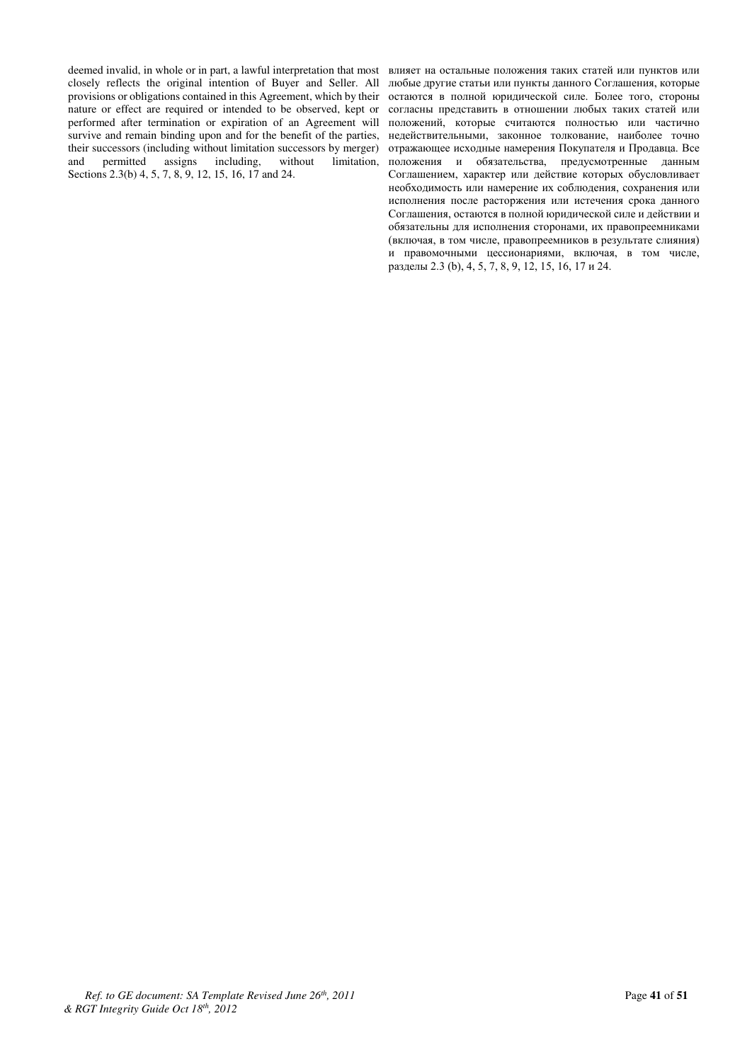deemed invalid, in whole or in part, a lawful interpretation that most closely reflects the original intention of Buyer and Seller. All provisions or obligations contained in this Agreement, which by their nature or effect are required or intended to be observed, kept or performed after termination or expiration of an Agreement will survive and remain binding upon and for the benefit of the parties, their successors (including without limitation successors by merger) and permitted assigns including, without limitation, Sections 2.3(b) 4, 5, 7, 8, 9, 12, 15, 16, 17 and 24.

влияет на остальные положения таких статей или пунктов или любые другие статьи или пункты данного Соглашения, которые остаются в полной юридической силе. Более того, стороны согласны представить в отношении любых таких статей или положений, которые считаются полностью или частично недействительными, законное толкование, наиболее точно отражающее исходные намерения Покупателя и Продавца. Все положения и обязательства, предусмотренные данным Соглашением, характер или действие которых обусловливает необходимость или намерение их соблюдения, сохранения или исполнения после расторжения или истечения срока данного Соглашения, остаются в полной юридической силе и действии и обязательны для исполнения сторонами, их правопреемниками (включая, в том числе, правопреемников в результате слияния) и правомочными цессионариями, включая, в том числе, разделы 2.3 (b), 4, 5, 7, 8, 9, 12, 15, 16, 17 и 24.

*Ref. to GE document: SA Template Revised June 26th, 2011 & RGT Integrity Guide Oct 18th, 2012*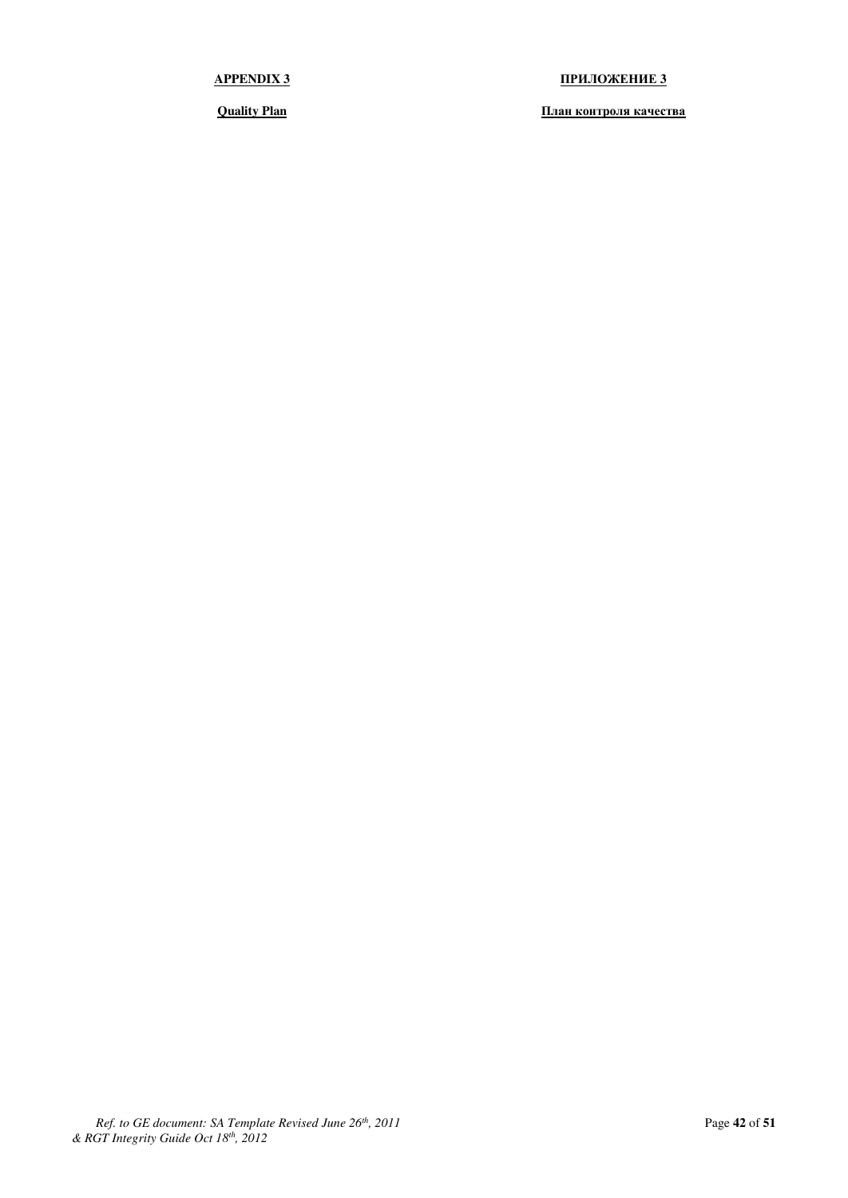**APPENDIX 3**

**Quality Plan**

**ПРИЛОЖЕНИЕ 3**

**План контроля качества**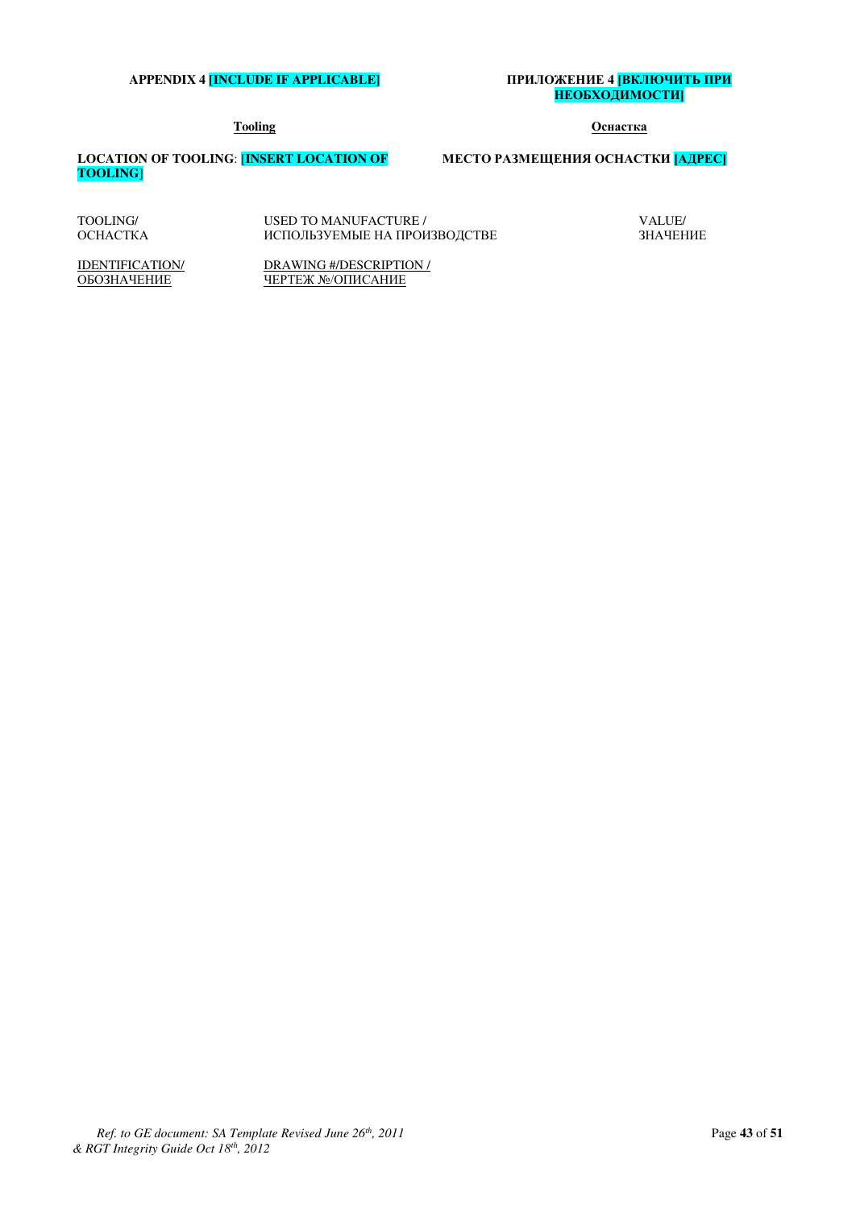**APPENDIX 4 [INCLUDE IF APPLICABLE]**

**ПРИЛОЖЕНИЕ 4 [ВКЛЮЧИТЬ ПРИ НЕОБХОДИМОСТИ]**

**Tooling**

**Оснастка**

**LOCATION OF TOOLING**: **[INSERT LOCATION OF TOOLING]**

**МЕСТО РАЗМЕЩЕНИЯ ОСНАСТКИ [АДРЕС]**

| TOOLING/ ОСНАСТКА | USED TO MANUFACTURE / ИСПОЛЬЗУЕМЫЕ НА ПРОИЗВОДСТВЕ | VALUE/ ЗНАЧЕНИЕ |
|---|---|---|
| IDENTIFICATION/ ОБОЗНАЧЕНИЕ | DRAWING #/DESCRIPTION / ЧЕРТЕЖ №/ОПИСАНИЕ | |

*Ref. to GE document: SA Template Revised June 26th, 2011 & RGT Integrity Guide Oct 18th, 2012*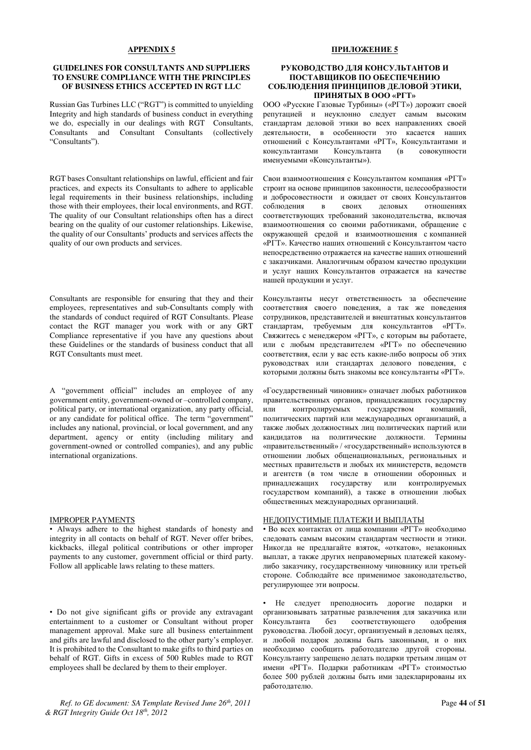**APPENDIX 5**

**GUIDELINES FOR CONSULTANTS AND SUPPLIERS TO ENSURE COMPLIANCE WITH THE PRINCIPLES OF BUSINESS ETHICS ACCEPTED IN RGT LLC**

Russian Gas Turbines LLC ("RGT") is committed to unyielding Integrity and high standards of business conduct in everything we do, especially in our dealings with RGT Consultants, Consultants and Consultant Consultants (collectively "Consultants").

RGT bases Consultant relationships on lawful, efficient and fair practices, and expects its Consultants to adhere to applicable legal requirements in their business relationships, including those with their employees, their local environments, and RGT. The quality of our Consultant relationships often has a direct bearing on the quality of our customer relationships. Likewise, the quality of our Consultants' products and services affects the quality of our own products and services.

Consultants are responsible for ensuring that they and their employees, representatives and sub-Consultants comply with the standards of conduct required of RGT Consultants. Please contact the RGT manager you work with or any GRT Compliance representative if you have any questions about these Guidelines or the standards of business conduct that all RGT Consultants must meet.

A "government official" includes an employee of any government entity, government-owned or –controlled company, political party, or international organization, any party official, or any candidate for political office. The term "government" includes any national, provincial, or local government, and any department, agency or entity (including military and government-owned or controlled companies), and any public international organizations.

IMPROPER PAYMENTS

• Always adhere to the highest standards of honesty and integrity in all contacts on behalf of RGT. Never offer bribes, kickbacks, illegal political contributions or other improper payments to any customer, government official or third party. Follow all applicable laws relating to these matters.

• Do not give significant gifts or provide any extravagant entertainment to a customer or Consultant without proper management approval. Make sure all business entertainment and gifts are lawful and disclosed to the other party's employer. It is prohibited to the Consultant to make gifts to third parties on behalf of RGT. Gifts in excess of 500 Rubles made to RGT employees shall be declared by them to their employer.

**ПРИЛОЖЕНИЕ 5**

**РУКОВОДСТВО ДЛЯ КОНСУЛЬТАНТОВ И ПОСТАВЩИКОВ ПО ОБЕСПЕЧЕНИЮ СОБЛЮДЕНИЯ ПРИНЦИПОВ ДЕЛОВОЙ ЭТИКИ, ПРИНЯТЫХ В ООО «РГТ»**

ООО «Русские Газовые Турбины» («РГТ») дорожит своей репутацией и неуклонно следует самым высоким стандартам деловой этики во всех направлениях своей деятельности, в особенности это касается наших отношений с Консультантами «РГТ», Консультантами и консультантами Консультанта (в совокупности именуемыми «Консультанты»).

Свои взаимоотношения с Консультантом компания «РГТ» строит на основе принципов законности, целесообразности и добросовестности и ожидает от своих Консультантов соблюдения в своих деловых отношениях соответствующих требований законодательства, включая взаимоотношения со своими работниками, обращение с окружающей средой и взаимоотношения с компанией «РГТ». Качество наших отношений с Консультантом часто непосредственно отражается на качестве наших отношений с заказчиками. Аналогичным образом качество продукции и услуг наших Консультантов отражается на качестве нашей продукции и услуг.

Консультанты несут ответственность за обеспечение соответствия своего поведения, а так же поведения сотрудников, представителей и внештатных консультантов стандартам, требуемым для консультантов «РГТ». Свяжитесь с менеджером «РГТ», с которым вы работаете, или с любым представителем «РГТ» по обеспечению соответствия, если у вас есть какие-либо вопросы об этих руководствах или стандартах делового поведения, с которыми должны быть знакомы все консультанты «РГТ».

«Государственный чиновник» означает любых работников правительственных органов, принадлежащих государству или контролируемых государством компаний, политических партий или международных организаций, а также любых должностных лиц политических партий или кандидатов на политические должности. Термины «правительственный» / «государственный» используются в отношении любых общенациональных, региональных и местных правительств и любых их министерств, ведомств и агентств (в том числе в отношении оборонных и принадлежащих государству или контролируемых государством компаний), а также в отношении любых общественных международных организаций.

НЕДОПУСТИМЫЕ ПЛАТЕЖИ И ВЫПЛАТЫ

• Во всех контактах от лица компании «РГТ» необходимо следовать самым высоким стандартам честности и этики. Никогда не предлагайте взяток, «откатов», незаконных выплат, а также других неправомерных платежей какому-либо заказчику, государственному чиновнику или третьей стороне. Соблюдайте все применимое законодательство, регулирующее эти вопросы.

• Не следует преподносить дорогие подарки и организовывать затратные развлечения для заказчика или Консультанта без соответствующего одобрения руководства. Любой досуг, организуемый в деловых целях, и любой подарок должны быть законными, и о них необходимо сообщить работодателю другой стороны. Консультанту запрещено делать подарки третьим лицам от имени «РГТ». Подарки работникам «РГТ» стоимостью более 500 рублей должны быть ими задекларированы их работодателю.

*Ref. to GE document: SA Template Revised June 26th, 2011 & RGT Integrity Guide Oct 18th, 2012*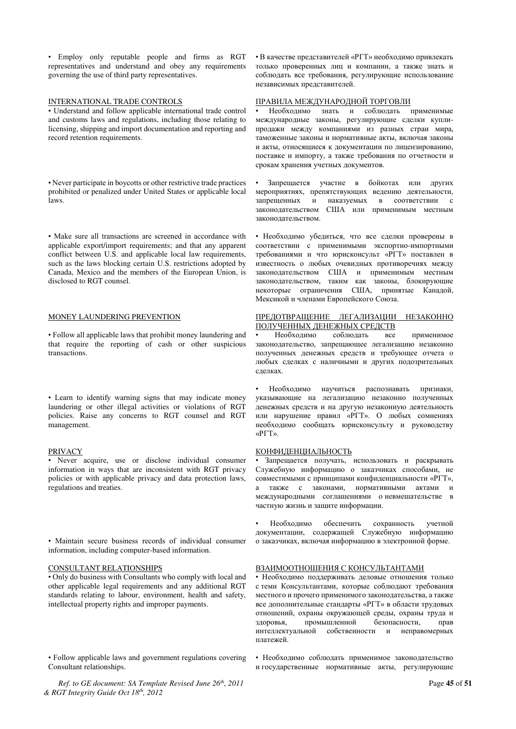• Employ only reputable people and firms as RGT representatives and understand and obey any requirements governing the use of third party representatives.

• В качестве представителей «РГТ» необходимо привлекать только проверенных лиц и компании, а также знать и соблюдать все требования, регулирующие использование независимых представителей.

INTERNATIONAL TRADE CONTROLS

• Understand and follow applicable international trade control and customs laws and regulations, including those relating to licensing, shipping and import documentation and reporting and record retention requirements.

ПРАВИЛА МЕЖДУНАРОДНОЙ ТОРГОВЛИ

• Необходимо знать и соблюдать применимые международные законы, регулирующие сделки купли-продажи между компаниями из разных стран мира, таможенные законы и нормативные акты, включая законы и акты, относящиеся к документации по лицензированию, поставке и импорту, а также требования по отчетности и срокам хранения учетных документов.

• Never participate in boycotts or other restrictive trade practices prohibited or penalized under United States or applicable local laws.

• Запрещается участие в бойкотах или других мероприятиях, препятствующих ведению деятельности, запрещенных и наказуемых в соответствии с законодательством США или применимым местным законодательством.

• Make sure all transactions are screened in accordance with applicable export/import requirements; and that any apparent conflict between U.S. and applicable local law requirements, such as the laws blocking certain U.S. restrictions adopted by Canada, Mexico and the members of the European Union, is disclosed to RGT counsel.

• Необходимо убедиться, что все сделки проверены в соответствии с применимыми экспортно-импортными требованиями и что юрисконсульт «РГТ» поставлен в известность о любых очевидных противоречиях между законодательством США и применимым местным законодательством, таким как законы, блокирующие некоторые ограничения США, принятые Канадой, Мексикой и членами Европейского Союза.

MONEY LAUNDERING PREVENTION

• Follow all applicable laws that prohibit money laundering and that require the reporting of cash or other suspicious transactions.

ПРЕДОТВРАЩЕНИЕ ЛЕГАЛИЗАЦИИ НЕЗАКОННО ПОЛУЧЕННЫХ ДЕНЕЖНЫХ СРЕДСТВ

• Необходимо соблюдать все применимое законодательство, запрещающее легализацию незаконно полученных денежных средств и требующее отчета о любых сделках с наличными и других подозрительных сделках.

• Learn to identify warning signs that may indicate money laundering or other illegal activities or violations of RGT policies. Raise any concerns to RGT counsel and RGT management.

• Необходимо научиться распознавать признаки, указывающие на легализацию незаконно полученных денежных средств и на другую незаконную деятельность или нарушение правил «РГТ». О любых сомнениях необходимо сообщать юрисконсульту и руководству «РГТ».

PRIVACY

• Never acquire, use or disclose individual consumer information in ways that are inconsistent with RGT privacy policies or with applicable privacy and data protection laws, regulations and treaties.

КОНФИДЕНЦИАЛЬНОСТЬ

• Запрещается получать, использовать и раскрывать Служебную информацию о заказчиках способами, не совместимыми с принципами конфиденциальности «РГТ», а также с законами, нормативными актами и международными соглашениями о невмешательстве в частную жизнь и защите информации.

• Maintain secure business records of individual consumer information, including computer-based information.

• Необходимо обеспечить сохранность учетной документации, содержащей Служебную информацию о заказчиках, включая информацию в электронной форме.

CONSULTANT RELATIONSHIPS

• Only do business with Consultants who comply with local and other applicable legal requirements and any additional RGT standards relating to labour, environment, health and safety, intellectual property rights and improper payments.

ВЗАИМООТНОШЕНИЯ С КОНСУЛЬТАНТАМИ

• Необходимо поддерживать деловые отношения только с теми Консультантами, которые соблюдают требования местного и прочего применимого законодательства, а также все дополнительные стандарты «РГТ» в области трудовых отношений, охраны окружающей среды, охраны труда и здоровья, промышленной безопасности, прав интеллектуальной собственности и неправомерных платежей.

• Follow applicable laws and government regulations covering Consultant relationships.

• Необходимо соблюдать применимое законодательство и государственные нормативные акты, регулирующие

*Ref. to GE document: SA Template Revised June 26th, 2011 & RGT Integrity Guide Oct 18th, 2012*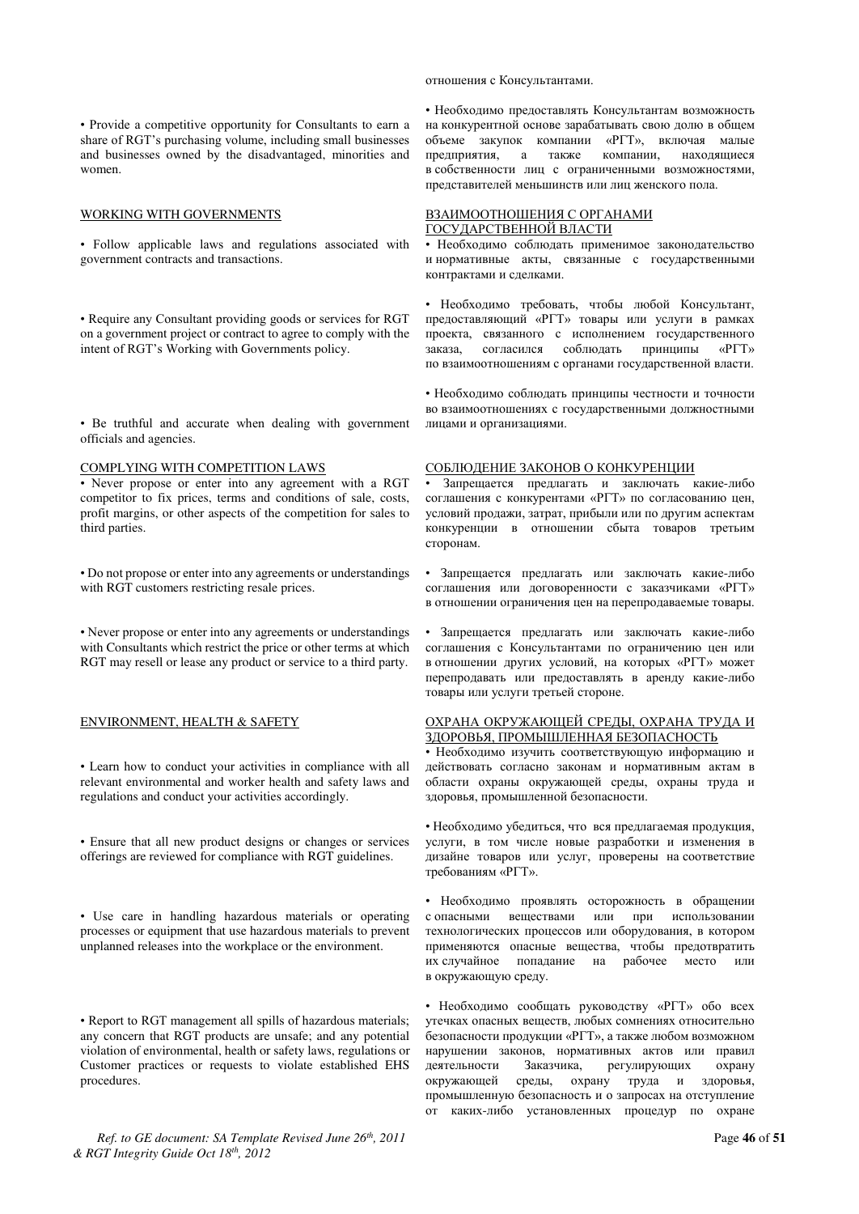отношения с Консультантами.

• Provide a competitive opportunity for Consultants to earn a share of RGT's purchasing volume, including small businesses and businesses owned by the disadvantaged, minorities and women.

• Необходимо предоставлять Консультантам возможность на конкурентной основе зарабатывать свою долю в общем объеме закупок компании «РГТ», включая малые предприятия, а также компании, находящиеся в собственности лиц с ограниченными возможностями, представителей меньшинств или лиц женского пола.

## WORKING WITH GOVERNMENTS

## ВЗАИМООТНОШЕНИЯ С ОРГАНАМИ ГОСУДАРСТВЕННОЙ ВЛАСТИ

• Follow applicable laws and regulations associated with government contracts and transactions.

• Необходимо соблюдать применимое законодательство и нормативные акты, связанные с государственными контрактами и сделками.

• Require any Consultant providing goods or services for RGT on a government project or contract to agree to comply with the intent of RGT's Working with Governments policy.

• Необходимо требовать, чтобы любой Консультант, предоставляющий «РГТ» товары или услуги в рамках проекта, связанного с исполнением государственного заказа, согласился соблюдать принципы «РГТ» по взаимоотношениям с органами государственной власти.

• Be truthful and accurate when dealing with government officials and agencies.

• Необходимо соблюдать принципы честности и точности во взаимоотношениях с государственными должностными лицами и организациями.

## COMPLYING WITH COMPETITION LAWS

## СОБЛЮДЕНИЕ ЗАКОНОВ О КОНКУРЕНЦИИ

• Never propose or enter into any agreement with a RGT competitor to fix prices, terms and conditions of sale, costs, profit margins, or other aspects of the competition for sales to third parties.

• Запрещается предлагать и заключать какие-либо соглашения с конкурентами «РГТ» по согласованию цен, условий продажи, затрат, прибыли или по другим аспектам конкуренции в отношении сбыта товаров третьим сторонам.

• Do not propose or enter into any agreements or understandings with RGT customers restricting resale prices.

• Запрещается предлагать или заключать какие-либо соглашения или договоренности с заказчиками «РГТ» в отношении ограничения цен на перепродаваемые товары.

• Never propose or enter into any agreements or understandings with Consultants which restrict the price or other terms at which RGT may resell or lease any product or service to a third party.

• Запрещается предлагать или заключать какие-либо соглашения с Консультантами по ограничению цен или в отношении других условий, на которых «РГТ» может перепродавать или предоставлять в аренду какие-либо товары или услуги третьей стороне.

## ENVIRONMENT, HEALTH & SAFETY

## ОХРАНА ОКРУЖАЮЩЕЙ СРЕДЫ, ОХРАНА ТРУДА И ЗДОРОВЬЯ, ПРОМЫШЛЕННАЯ БЕЗОПАСНОСТЬ

• Learn how to conduct your activities in compliance with all relevant environmental and worker health and safety laws and regulations and conduct your activities accordingly.

• Необходимо изучить соответствующую информацию и действовать согласно законам и нормативным актам в области охраны окружающей среды, охраны труда и здоровья, промышленной безопасности.

• Ensure that all new product designs or changes or services offerings are reviewed for compliance with RGT guidelines.

• Необходимо убедиться, что вся предлагаемая продукция, услуги, в том числе новые разработки и изменения в дизайне товаров или услуг, проверены на соответствие требованиям «РГТ».

• Use care in handling hazardous materials or operating processes or equipment that use hazardous materials to prevent unplanned releases into the workplace or the environment.

• Необходимо проявлять осторожность в обращении с опасными веществами или при использовании технологических процессов или оборудования, в котором применяются опасные вещества, чтобы предотвратить их случайное попадание на рабочее место или в окружающую среду.

• Report to RGT management all spills of hazardous materials; any concern that RGT products are unsafe; and any potential violation of environmental, health or safety laws, regulations or Customer practices or requests to violate established EHS procedures.

• Необходимо сообщать руководству «РГТ» обо всех утечках опасных веществ, любых сомнениях относительно безопасности продукции «РГТ», а также любом возможном нарушении законов, нормативных актов или правил деятельности Заказчика, регулирующих охрану окружающей среды, охрану труда и здоровья, промышленную безопасность и о запросах на отступление от каких-либо установленных процедур по охране

*Ref. to GE document: SA Template Revised June 26th, 2011 & RGT Integrity Guide Oct 18th, 2012*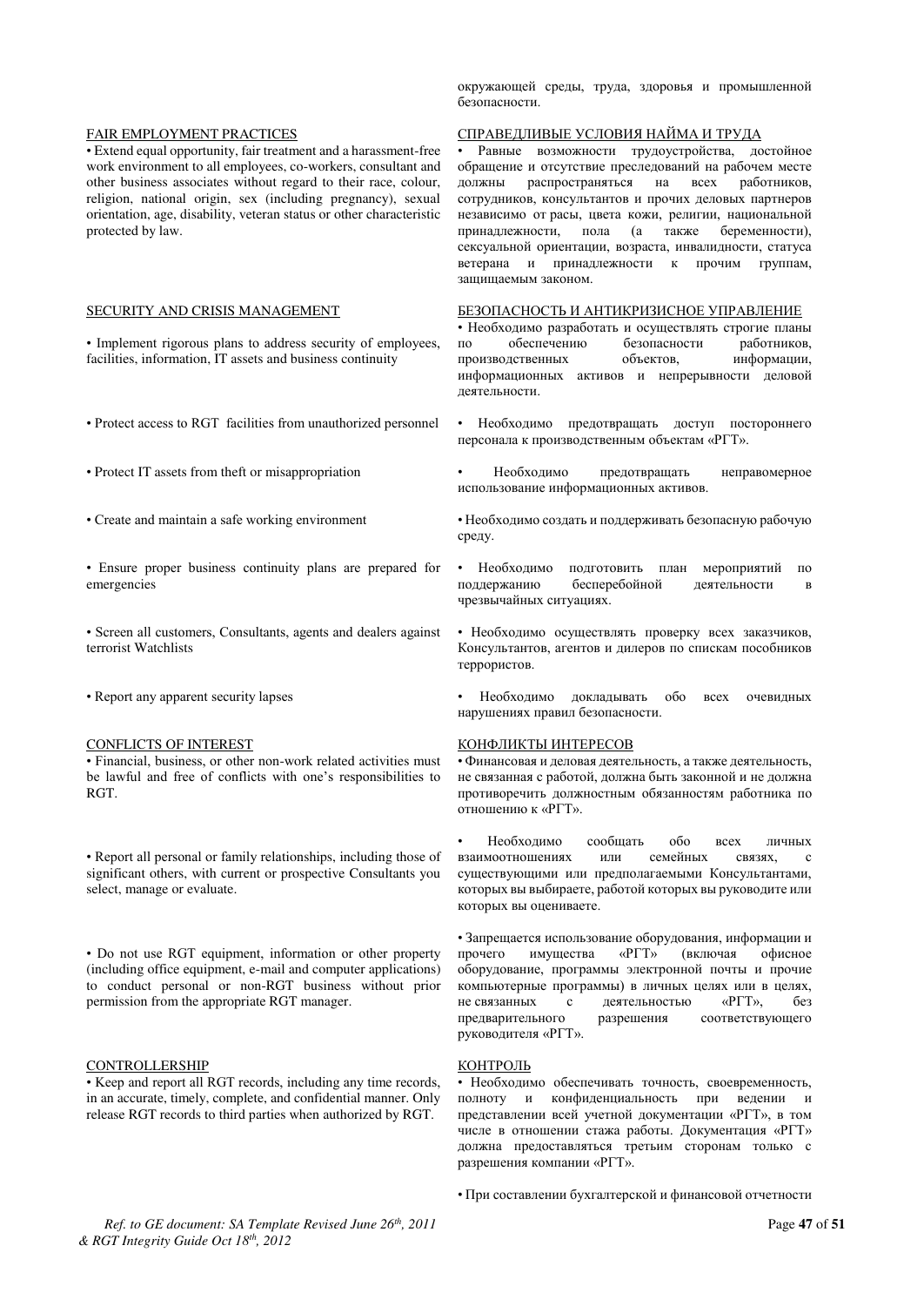окружающей среды, труда, здоровья и промышленной безопасности.

## FAIR EMPLOYMENT PRACTICES

• Extend equal opportunity, fair treatment and a harassment-free work environment to all employees, co-workers, consultant and other business associates without regard to their race, colour, religion, national origin, sex (including pregnancy), sexual orientation, age, disability, veteran status or other characteristic protected by law.

## СПРАВЕДЛИВЫЕ УСЛОВИЯ НАЙМА И ТРУДА

• Равные возможности трудоустройства, достойное обращение и отсутствие преследований на рабочем месте должны распространяться на всех работников, сотрудников, консультантов и прочих деловых партнеров независимо от расы, цвета кожи, религии, национальной принадлежности, пола (а также беременности), сексуальной ориентации, возраста, инвалидности, статуса ветерана и принадлежности к прочим группам, защищаемым законом.

## SECURITY AND CRISIS MANAGEMENT

• Implement rigorous plans to address security of employees, facilities, information, IT assets and business continuity

• Protect access to RGT facilities from unauthorized personnel

• Protect IT assets from theft or misappropriation

• Create and maintain a safe working environment

• Ensure proper business continuity plans are prepared for emergencies

• Screen all customers, Consultants, agents and dealers against terrorist Watchlists

• Report any apparent security lapses

## БЕЗОПАСНОСТЬ И АНТИКРИЗИСНОЕ УПРАВЛЕНИЕ

• Необходимо разработать и осуществлять строгие планы по обеспечению безопасности работников, производственных объектов, информации, информационных активов и непрерывности деловой деятельности.

• Необходимо предотвращать доступ постороннего персонала к производственным объектам «РГТ».

• Необходимо предотвращать неправомерное использование информационных активов.

• Необходимо создать и поддерживать безопасную рабочую среду.

• Необходимо подготовить план мероприятий по поддержанию бесперебойной деятельности в чрезвычайных ситуациях.

• Необходимо осуществлять проверку всех заказчиков, Консультантов, агентов и дилеров по спискам пособников террористов.

• Необходимо докладывать обо всех очевидных нарушениях правил безопасности.

## CONFLICTS OF INTEREST

• Financial, business, or other non-work related activities must be lawful and free of conflicts with one's responsibilities to RGT.

• Report all personal or family relationships, including those of significant others, with current or prospective Consultants you select, manage or evaluate.

• Do not use RGT equipment, information or other property (including office equipment, e-mail and computer applications) to conduct personal or non-RGT business without prior permission from the appropriate RGT manager.

## КОНФЛИКТЫ ИНТЕРЕСОВ

• Финансовая и деловая деятельность, а также деятельность, не связанная с работой, должна быть законной и не должна противоречить должностным обязанностям работника по отношению к «РГТ».

• Необходимо сообщать обо всех личных взаимоотношениях или семейных связях, с существующими или предполагаемыми Консультантами, которых вы выбираете, работой которых вы руководите или которых вы оцениваете.

• Запрещается использование оборудования, информации и прочего имущества «РГТ» (включая офисное оборудование, программы электронной почты и прочие компьютерные программы) в личных целях или в целях, не связанных с деятельностью «РГТ», без предварительного разрешения соответствующего руководителя «РГТ».

## CONTROLLERSHIP

• Keep and report all RGT records, including any time records, in an accurate, timely, complete, and confidential manner. Only release RGT records to third parties when authorized by RGT.

## КОНТРОЛЬ

• Необходимо обеспечивать точность, своевременность, полноту и конфиденциальность при ведении и представлении всей учетной документации «РГТ», в том числе в отношении стажа работы. Документация «РГТ» должна предоставляться третьим сторонам только с разрешения компании «РГТ».

• При составлении бухгалтерской и финансовой отчетности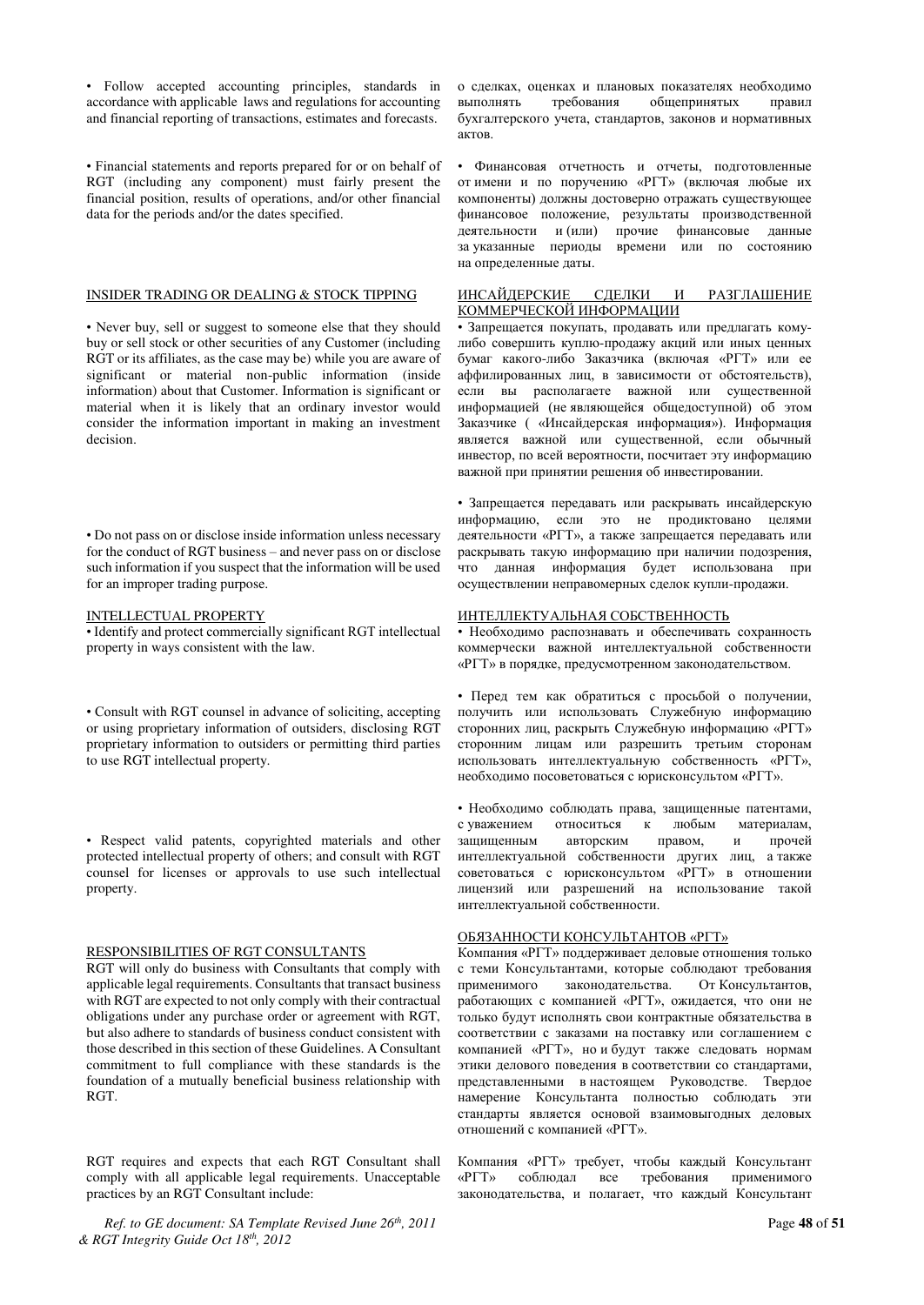• Follow accepted accounting principles, standards in accordance with applicable laws and regulations for accounting and financial reporting of transactions, estimates and forecasts.

о сделках, оценках и плановых показателях необходимо выполнять требования общепринятых правил бухгалтерского учета, стандартов, законов и нормативных актов.

• Financial statements and reports prepared for or on behalf of RGT (including any component) must fairly present the financial position, results of operations, and/or other financial data for the periods and/or the dates specified.

• Финансовая отчетность и отчеты, подготовленные от имени и по поручению «РГТ» (включая любые их компоненты) должны достоверно отражать существующее финансовое положение, результаты производственной деятельности и (или) прочие финансовые данные за указанные периоды времени или по состоянию на определенные даты.

INSIDER TRADING OR DEALING & STOCK TIPPING

ИНСАЙДЕРСКИЕ СДЕЛКИ И РАЗГЛАШЕНИЕ КОММЕРЧЕСКОЙ ИНФОРМАЦИИ

• Never buy, sell or suggest to someone else that they should buy or sell stock or other securities of any Customer (including RGT or its affiliates, as the case may be) while you are aware of significant or material non-public information (inside information) about that Customer. Information is significant or material when it is likely that an ordinary investor would consider the information important in making an investment decision.

• Запрещается покупать, продавать или предлагать кому-либо совершить куплю-продажу акций или иных ценных бумаг какого-либо Заказчика (включая «РГТ» или ее аффилированных лиц, в зависимости от обстоятельств), если вы располагаете важной или существенной информацией (не являющейся общедоступной) об этом Заказчике ( «Инсайдерская информация»). Информация является важной или существенной, если обычный инвестор, по всей вероятности, посчитает эту информацию важной при принятии решения об инвестировании.

• Do not pass on or disclose inside information unless necessary for the conduct of RGT business – and never pass on or disclose such information if you suspect that the information will be used for an improper trading purpose.

• Запрещается передавать или раскрывать инсайдерскую информацию, если это не продиктовано целями деятельности «РГТ», а также запрещается передавать или раскрывать такую информацию при наличии подозрения, что данная информация будет использована при осуществлении неправомерных сделок купли-продажи.

INTELLECTUAL PROPERTY

ИНТЕЛЛЕКТУАЛЬНАЯ СОБСТВЕННОСТЬ

• Identify and protect commercially significant RGT intellectual property in ways consistent with the law.

• Необходимо распознавать и обеспечивать сохранность коммерчески важной интеллектуальной собственности «РГТ» в порядке, предусмотренном законодательством.

• Consult with RGT counsel in advance of soliciting, accepting or using proprietary information of outsiders, disclosing RGT proprietary information to outsiders or permitting third parties to use RGT intellectual property.

• Перед тем как обратиться с просьбой о получении, получить или использовать Служебную информацию сторонних лиц, раскрыть Служебную информацию «РГТ» сторонним лицам или разрешить третьим сторонам использовать интеллектуальную собственность «РГТ», необходимо посоветоваться с юрисконсультом «РГТ».

• Respect valid patents, copyrighted materials and other protected intellectual property of others; and consult with RGT counsel for licenses or approvals to use such intellectual property.

• Необходимо соблюдать права, защищенные патентами, с уважением относиться к любым материалам, защищенным авторским правом, и прочей интеллектуальной собственности других лиц, а также советоваться с юрисконсультом «РГТ» в отношении лицензий или разрешений на использование такой интеллектуальной собственности.

RESPONSIBILITIES OF RGT CONSULTANTS

ОБЯЗАННОСТИ КОНСУЛЬТАНТОВ «РГТ»

RGT will only do business with Consultants that comply with applicable legal requirements. Consultants that transact business with RGT are expected to not only comply with their contractual obligations under any purchase order or agreement with RGT, but also adhere to standards of business conduct consistent with those described in this section of these Guidelines. A Consultant commitment to full compliance with these standards is the foundation of a mutually beneficial business relationship with RGT.

Компания «РГТ» поддерживает деловые отношения только с теми Консультантами, которые соблюдают требования применимого законодательства. От Консультантов, работающих с компанией «РГТ», ожидается, что они не только будут исполнять свои контрактные обязательства в соответствии с заказами на поставку или соглашением с компанией «РГТ», но и будут также следовать нормам этики делового поведения в соответствии со стандартами, представленными в настоящем Руководстве. Твердое намерение Консультанта полностью соблюдать эти стандарты является основой взаимовыгодных деловых отношений с компанией «РГТ».

RGT requires and expects that each RGT Consultant shall comply with all applicable legal requirements. Unacceptable practices by an RGT Consultant include:

Компания «РГТ» требует, чтобы каждый Консультант «РГТ» соблюдал все требования применимого законодательства, и полагает, что каждый Консультант

*Ref. to GE document: SA Template Revised June 26th, 2011 & RGT Integrity Guide Oct 18th, 2012*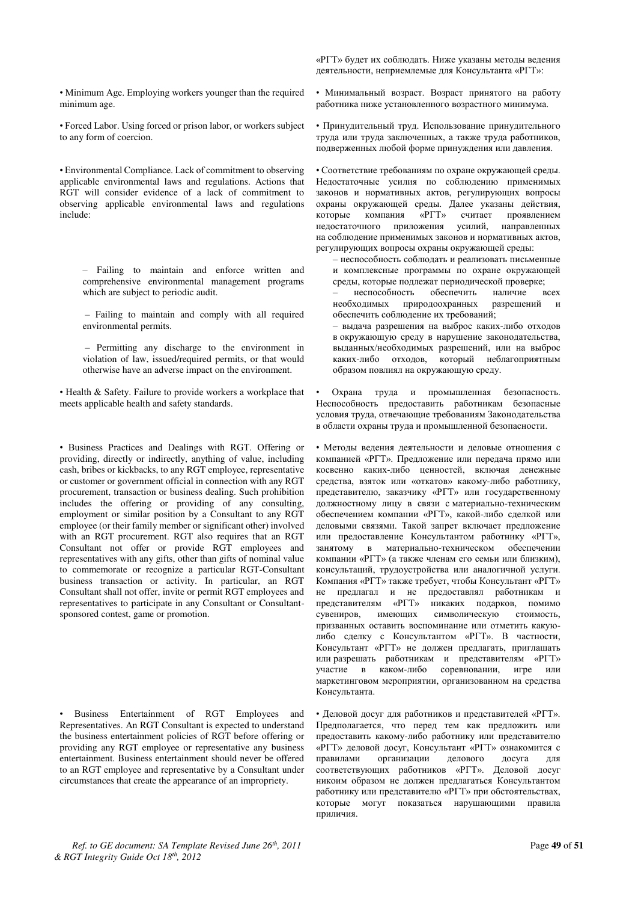«РГТ» будет их соблюдать. Ниже указаны методы ведения деятельности, неприемлемые для Консультанта «РГТ»:

• Minimum Age. Employing workers younger than the required minimum age.

• Минимальный возраст. Возраст принятого на работу работника ниже установленного возрастного минимума.

• Forced Labor. Using forced or prison labor, or workers subject to any form of coercion.

• Принудительный труд. Использование принудительного труда или труда заключенных, а также труда работников, подверженных любой форме принуждения или давления.

• Environmental Compliance. Lack of commitment to observing applicable environmental laws and regulations. Actions that RGT will consider evidence of a lack of commitment to observing applicable environmental laws and regulations include:

– Failing to maintain and enforce written and comprehensive environmental management programs which are subject to periodic audit.

– Failing to maintain and comply with all required environmental permits.

– Permitting any discharge to the environment in violation of law, issued/required permits, or that would otherwise have an adverse impact on the environment.

• Соответствие требованиям по охране окружающей среды. Недостаточные усилия по соблюдению применимых законов и нормативных актов, регулирующих вопросы охраны окружающей среды. Далее указаны действия, которые компания «РГТ» считает проявлением недостаточного приложения усилий, направленных на соблюдение применимых законов и нормативных актов, регулирующих вопросы охраны окружающей среды:

– неспособность соблюдать и реализовать письменные и комплексные программы по охране окружающей среды, которые подлежат периодической проверке;

– неспособность обеспечить наличие всех необходимых природоохранных разрешений и обеспечить соблюдение их требований;

– выдача разрешения на выброс каких-либо отходов в окружающую среду в нарушение законодательства, выданных/необходимых разрешений, или на выброс каких-либо отходов, который неблагоприятным образом повлиял на окружающую среду.

• Health & Safety. Failure to provide workers a workplace that meets applicable health and safety standards.

• Охрана труда и промышленная безопасность. Неспособность предоставить работникам безопасные условия труда, отвечающие требованиям Законодательства в области охраны труда и промышленной безопасности.

• Business Practices and Dealings with RGT. Offering or providing, directly or indirectly, anything of value, including cash, bribes or kickbacks, to any RGT employee, representative or customer or government official in connection with any RGT procurement, transaction or business dealing. Such prohibition includes the offering or providing of any consulting, employment or similar position by a Consultant to any RGT employee (or their family member or significant other) involved with an RGT procurement. RGT also requires that an RGT Consultant not offer or provide RGT employees and representatives with any gifts, other than gifts of nominal value to commemorate or recognize a particular RGT-Consultant business transaction or activity. In particular, an RGT Consultant shall not offer, invite or permit RGT employees and representatives to participate in any Consultant or Consultant-sponsored contest, game or promotion.

• Методы ведения деятельности и деловые отношения с компанией «РГТ». Предложение или передача прямо или косвенно каких-либо ценностей, включая денежные средства, взяток или «откатов» какому-либо работнику, представителю, заказчику «РГТ» или государственному должностному лицу в связи с материально-техническим обеспечением компании «РГТ», какой-либо сделкой или деловыми связями. Такой запрет включает предложение или предоставление Консультантом работнику «РГТ», занятому в материально-техническом обеспечении компании «РГТ» (а также членам его семьи или близким), консультаций, трудоустройства или аналогичной услуги. Компания «РГТ» также требует, чтобы Консультант «РГТ» не предлагал и не предоставлял работникам и представителям «РГТ» никаких подарков, помимо сувениров, имеющих символическую стоимость, призванных оставить воспоминание или отметить какую-либо сделку с Консультантом «РГТ». В частности, Консультант «РГТ» не должен предлагать, приглашать или разрешать работникам и представителям «РГТ» участие в каком-либо соревновании, игре или маркетинговом мероприятии, организованном на средства Консультанта.

• Business Entertainment of RGT Employees and Representatives. An RGT Consultant is expected to understand the business entertainment policies of RGT before offering or providing any RGT employee or representative any business entertainment. Business entertainment should never be offered to an RGT employee and representative by a Consultant under circumstances that create the appearance of an impropriety.

• Деловой досуг для работников и представителей «РГТ». Предполагается, что перед тем как предложить или предоставить какому-либо работнику или представителю «РГТ» деловой досуг, Консультант «РГТ» ознакомится с правилами организации делового досуга для соответствующих работников «РГТ». Деловой досуг никоим образом не должен предлагаться Консультантом работнику или представителю «РГТ» при обстоятельствах, которые могут показаться нарушающими правила приличия.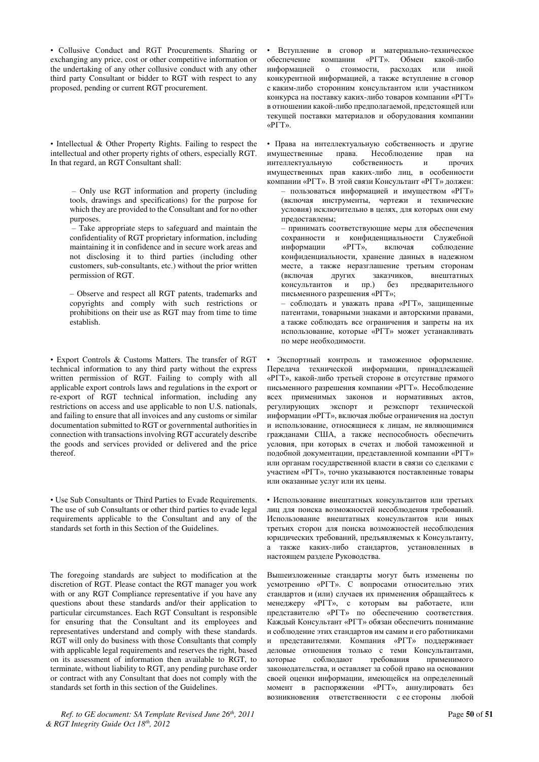• Collusive Conduct and RGT Procurements. Sharing or exchanging any price, cost or other competitive information or the undertaking of any other collusive conduct with any other third party Consultant or bidder to RGT with respect to any proposed, pending or current RGT procurement.

• Вступление в сговор и материально-техническое обеспечение компании «РГТ». Обмен какой-либо информацией о стоимости, расходах или иной конкурентной информацией, а также вступление в сговор с каким-либо сторонним консультантом или участником конкурса на поставку каких-либо товаров компании «РГТ» в отношении какой-либо предполагаемой, предстоящей или текущей поставки материалов и оборудования компании «РГТ».

• Intellectual & Other Property Rights. Failing to respect the intellectual and other property rights of others, especially RGT. In that regard, an RGT Consultant shall:

– Only use RGT information and property (including tools, drawings and specifications) for the purpose for which they are provided to the Consultant and for no other purposes.

– Take appropriate steps to safeguard and maintain the confidentiality of RGT proprietary information, including maintaining it in confidence and in secure work areas and not disclosing it to third parties (including other customers, sub-consultants, etc.) without the prior written permission of RGT.

– Observe and respect all RGT patents, trademarks and copyrights and comply with such restrictions or prohibitions on their use as RGT may from time to time establish.

• Права на интеллектуальную собственность и другие имущественные права. Несоблюдение прав на интеллектуальную собственность и прочих имущественных прав каких-либо лиц, в особенности компании «РГТ». В этой связи Консультант «РГТ» должен:

– пользоваться информацией и имуществом «РГТ» (включая инструменты, чертежи и технические условия) исключительно в целях, для которых они ему предоставлены;

– принимать соответствующие меры для обеспечения сохранности и конфиденциальности Служебной информации «РГТ», включая соблюдение конфиденциальности, хранение данных в надежном месте, а также неразглашение третьим сторонам (включая других заказчиков, внештатных консультантов и пр.) без предварительного письменного разрешения «РГТ»;

– соблюдать и уважать права «РГТ», защищенные патентами, товарными знаками и авторскими правами, а также соблюдать все ограничения и запреты на их использование, которые «РГТ» может устанавливать по мере необходимости.

• Export Controls & Customs Matters. The transfer of RGT technical information to any third party without the express written permission of RGT. Failing to comply with all applicable export controls laws and regulations in the export or re-export of RGT technical information, including any restrictions on access and use applicable to non U.S. nationals, and failing to ensure that all invoices and any customs or similar documentation submitted to RGT or governmental authorities in connection with transactions involving RGT accurately describe the goods and services provided or delivered and the price thereof.

• Экспортный контроль и таможенное оформление. Передача технической информации, принадлежащей «РГТ», какой-либо третьей стороне в отсутствие прямого письменного разрешения компании «РГТ». Несоблюдение всех применимых законов и нормативных актов, регулирующих экспорт и реэкспорт технической информации «РГТ», включая любые ограничения на доступ и использование, относящиеся к лицам, не являющимся гражданами США, а также неспособность обеспечить условия, при которых в счетах и любой таможенной и подобной документации, представленной компании «РГТ» или органам государственной власти в связи со сделками с участием «РГТ», точно указываются поставленные товары или оказанные услуг или их цены.

• Use Sub Consultants or Third Parties to Evade Requirements. The use of sub Consultants or other third parties to evade legal requirements applicable to the Consultant and any of the standards set forth in this Section of the Guidelines.

• Использование внештатных консультантов или третьих лиц для поиска возможностей несоблюдения требований. Использование внештатных консультантов или иных третьих сторон для поиска возможностей несоблюдения юридических требований, предъявляемых к Консультанту, а также каких-либо стандартов, установленных в настоящем разделе Руководства.

The foregoing standards are subject to modification at the discretion of RGT. Please contact the RGT manager you work with or any RGT Compliance representative if you have any questions about these standards and/or their application to particular circumstances. Each RGT Consultant is responsible for ensuring that the Consultant and its employees and representatives understand and comply with these standards. RGT will only do business with those Consultants that comply with applicable legal requirements and reserves the right, based on its assessment of information then available to RGT, to terminate, without liability to RGT, any pending purchase order or contract with any Consultant that does not comply with the standards set forth in this section of the Guidelines.

Вышеизложенные стандарты могут быть изменены по усмотрению «РГТ». С вопросами относительно этих стандартов и (или) случаев их применения обращайтесь к менеджеру «РГТ», с которым вы работаете, или представителю «РГТ» по обеспечению соответствия. Каждый Консультант «РГТ» обязан обеспечить понимание и соблюдение этих стандартов им самим и его работниками и представителями. Компания «РГТ» поддерживает деловые отношения только с теми Консультантами, которые соблюдают требования применимого законодательства, и оставляет за собой право на основании своей оценки информации, имеющейся на определенный момент в распоряжении «РГТ», аннулировать без возникновения ответственности с ее стороны любой

*Ref. to GE document: SA Template Revised June 26th, 2011 & RGT Integrity Guide Oct 18th, 2012*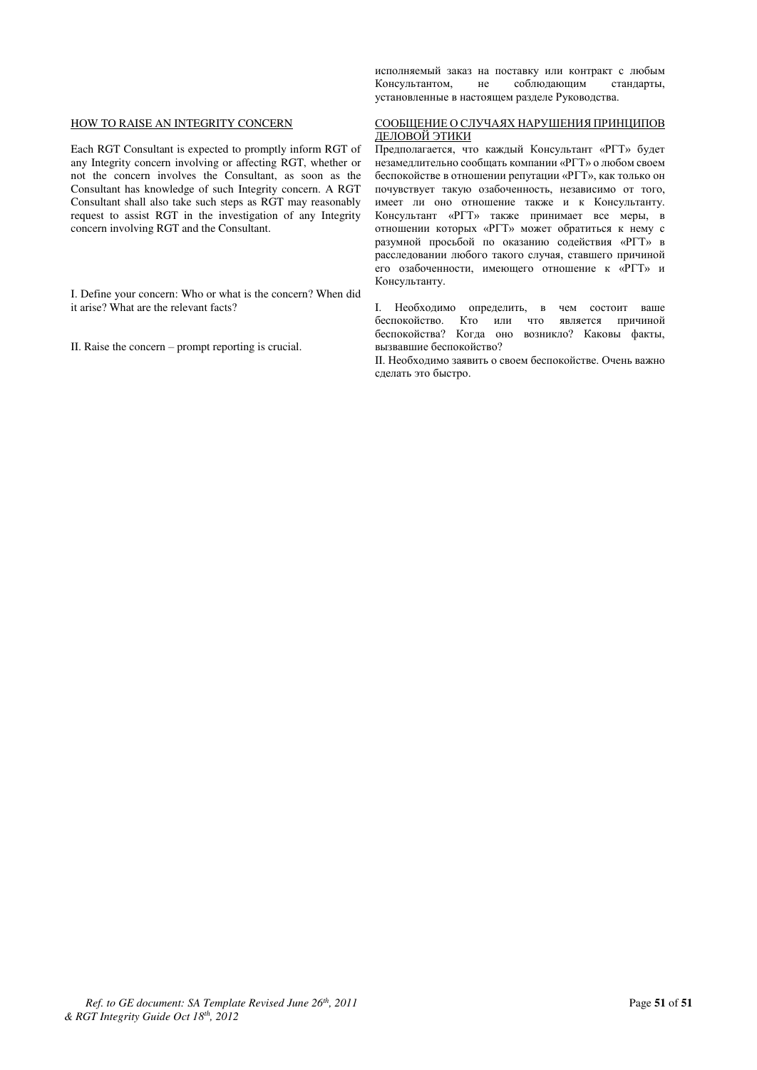исполняемый заказ на поставку или контракт с любым Консультантом, не соблюдающим стандарты, установленные в настоящем разделе Руководства.

HOW TO RAISE AN INTEGRITY CONCERN

Each RGT Consultant is expected to promptly inform RGT of any Integrity concern involving or affecting RGT, whether or not the concern involves the Consultant, as soon as the Consultant has knowledge of such Integrity concern. A RGT Consultant shall also take such steps as RGT may reasonably request to assist RGT in the investigation of any Integrity concern involving RGT and the Consultant.

I. Define your concern: Who or what is the concern? When did it arise? What are the relevant facts?

II. Raise the concern – prompt reporting is crucial.

СООБЩЕНИЕ О СЛУЧАЯХ НАРУШЕНИЯ ПРИНЦИПОВ ДЕЛОВОЙ ЭТИКИ

Предполагается, что каждый Консультант «РГТ» будет незамедлительно сообщать компании «РГТ» о любом своем беспокойстве в отношении репутации «РГТ», как только он почувствует такую озабоченность, независимо от того, имеет ли оно отношение также и к Консультанту. Консультант «РГТ» также принимает все меры, в отношении которых «РГТ» может обратиться к нему с разумной просьбой по оказанию содействия «РГТ» в расследовании любого такого случая, ставшего причиной его озабоченности, имеющего отношение к «РГТ» и Консультанту.

I. Необходимо определить, в чем состоит ваше беспокойство. Кто или что является причиной беспокойства? Когда оно возникло? Каковы факты, вызвавшие беспокойство?

II. Необходимо заявить о своем беспокойстве. Очень важно сделать это быстро.

*Ref. to GE document: SA Template Revised June 26th, 2011 & RGT Integrity Guide Oct 18th, 2012*